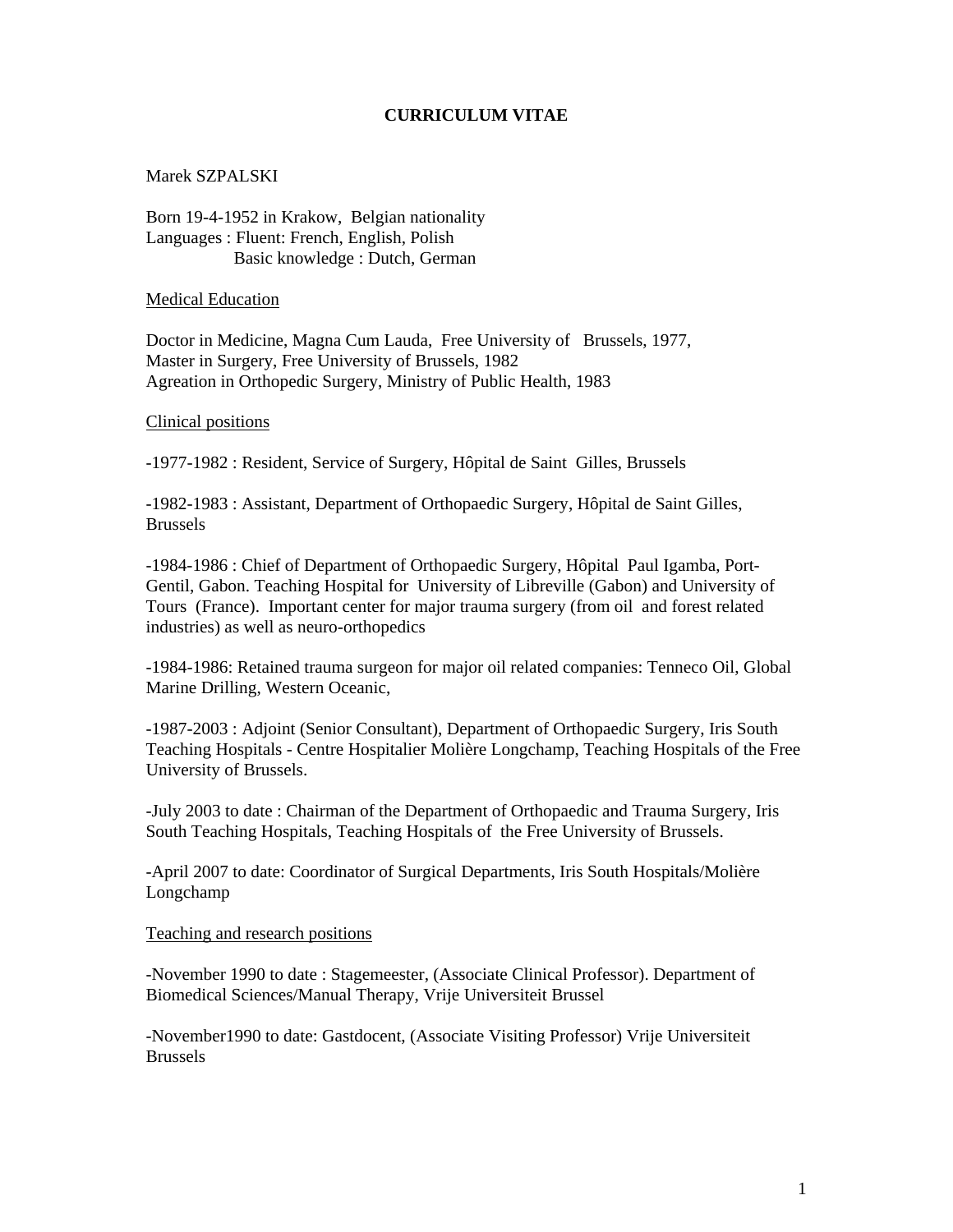# CURRICULUM VITAE

Marek SZPALSKI

Born 19-4-1952 in Krakow, Belgian nationality
Languages : Fluent: French, English, Polish
Basic knowledge : Dutch, German

## Medical Education

Doctor in Medicine, Magna Cum Lauda, Free University of Brussels, 1977,
Master in Surgery, Free University of Brussels, 1982
Agreation in Orthopedic Surgery, Ministry of Public Health, 1983

## Clinical positions

-1977-1982 : Resident, Service of Surgery, Hôpital de Saint Gilles, Brussels

-1982-1983 : Assistant, Department of Orthopaedic Surgery, Hôpital de Saint Gilles, Brussels

-1984-1986 : Chief of Department of Orthopaedic Surgery, Hôpital Paul Igamba, Port-Gentil, Gabon. Teaching Hospital for University of Libreville (Gabon) and University of Tours (France). Important center for major trauma surgery (from oil and forest related industries) as well as neuro-orthopedics

-1984-1986: Retained trauma surgeon for major oil related companies: Tenneco Oil, Global Marine Drilling, Western Oceanic,

-1987-2003 : Adjoint (Senior Consultant), Department of Orthopaedic Surgery, Iris South Teaching Hospitals - Centre Hospitalier Molière Longchamp, Teaching Hospitals of the Free University of Brussels.

-July 2003 to date : Chairman of the Department of Orthopaedic and Trauma Surgery, Iris South Teaching Hospitals, Teaching Hospitals of the Free University of Brussels.

-April 2007 to date: Coordinator of Surgical Departments, Iris South Hospitals/Molière Longchamp

## Teaching and research positions

-November 1990 to date : Stagemeester, (Associate Clinical Professor). Department of Biomedical Sciences/Manual Therapy, Vrije Universiteit Brussel

-November1990 to date: Gastdocent, (Associate Visiting Professor) Vrije Universiteit Brussels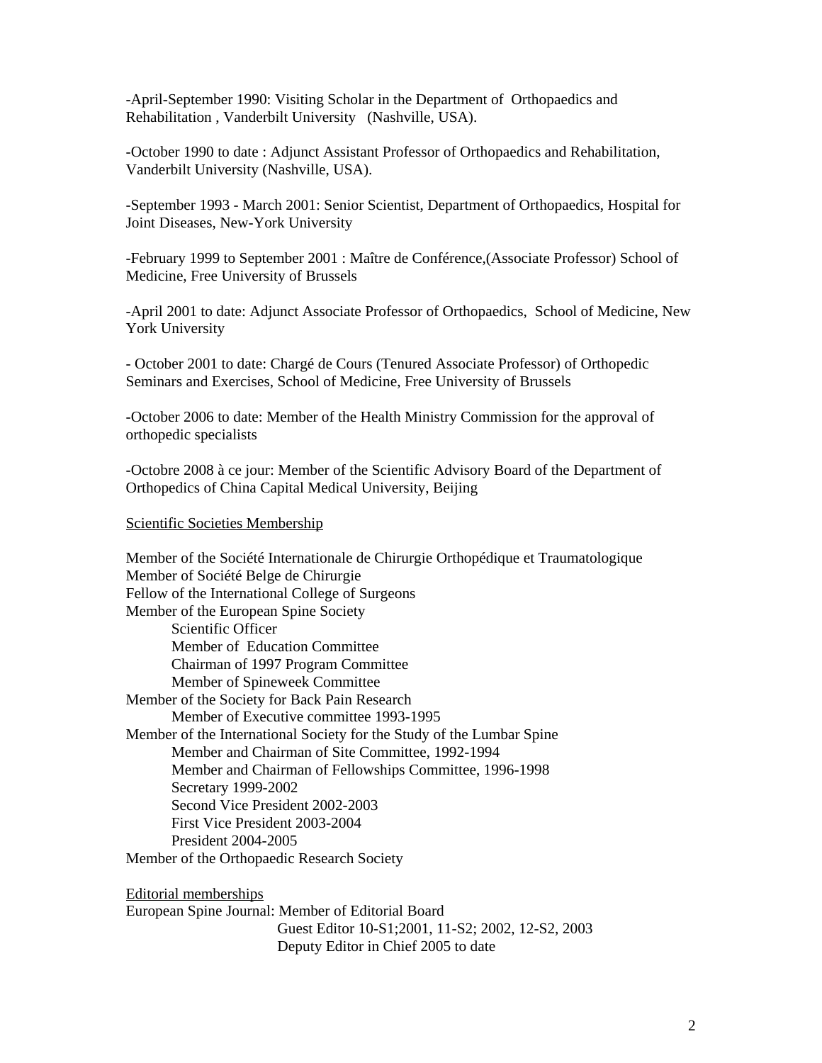-April-September 1990: Visiting Scholar in the Department of Orthopaedics and Rehabilitation , Vanderbilt University (Nashville, USA).

-October 1990 to date : Adjunct Assistant Professor of Orthopaedics and Rehabilitation, Vanderbilt University (Nashville, USA).

-September 1993 - March 2001: Senior Scientist, Department of Orthopaedics, Hospital for Joint Diseases, New-York University

-February 1999 to September 2001 : Maître de Conférence,(Associate Professor) School of Medicine, Free University of Brussels

-April 2001 to date: Adjunct Associate Professor of Orthopaedics, School of Medicine, New York University

- October 2001 to date: Chargé de Cours (Tenured Associate Professor) of Orthopedic Seminars and Exercises, School of Medicine, Free University of Brussels

-October 2006 to date: Member of the Health Ministry Commission for the approval of orthopedic specialists

-Octobre 2008 à ce jour: Member of the Scientific Advisory Board of the Department of Orthopedics of China Capital Medical University, Beijing

Scientific Societies Membership

Member of the Société Internationale de Chirurgie Orthopédique et Traumatologique
Member of Société Belge de Chirurgie
Fellow of the International College of Surgeons
Member of the European Spine Society
- Scientific Officer
- Member of Education Committee
- Chairman of 1997 Program Committee
- Member of Spineweek Committee

Member of the Society for Back Pain Research
- Member of Executive committee 1993-1995

Member of the International Society for the Study of the Lumbar Spine
- Member and Chairman of Site Committee, 1992-1994
- Member and Chairman of Fellowships Committee, 1996-1998
- Secretary 1999-2002
- Second Vice President 2002-2003
- First Vice President 2003-2004
- President 2004-2005

Member of the Orthopaedic Research Society

Editorial memberships
European Spine Journal: Member of Editorial Board
- Guest Editor 10-S1;2001, 11-S2; 2002, 12-S2, 2003
- Deputy Editor in Chief 2005 to date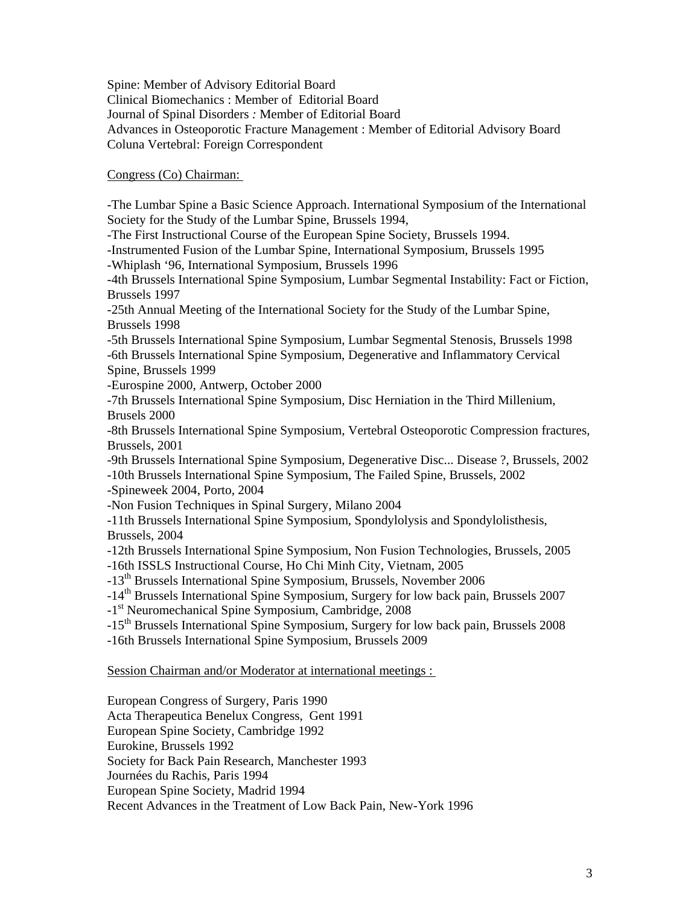Spine: Member of Advisory Editorial Board
Clinical Biomechanics : Member of Editorial Board
Journal of Spinal Disorders *:* Member of Editorial Board
Advances in Osteoporotic Fracture Management : Member of Editorial Advisory Board
Coluna Vertebral: Foreign Correspondent

<u>Congress (Co) Chairman:</u>

-The Lumbar Spine a Basic Science Approach. International Symposium of the International Society for the Study of the Lumbar Spine, Brussels 1994,
-The First Instructional Course of the European Spine Society, Brussels 1994.
-Instrumented Fusion of the Lumbar Spine, International Symposium, Brussels 1995
-Whiplash '96, International Symposium, Brussels 1996
-4th Brussels International Spine Symposium, Lumbar Segmental Instability: Fact or Fiction, Brussels 1997
-25th Annual Meeting of the International Society for the Study of the Lumbar Spine, Brussels 1998
-5th Brussels International Spine Symposium, Lumbar Segmental Stenosis, Brussels 1998
-6th Brussels International Spine Symposium, Degenerative and Inflammatory Cervical Spine, Brussels 1999
-Eurospine 2000, Antwerp, October 2000
-7th Brussels International Spine Symposium, Disc Herniation in the Third Millenium, Brusels 2000
-8th Brussels International Spine Symposium, Vertebral Osteoporotic Compression fractures, Brussels, 2001
-9th Brussels International Spine Symposium, Degenerative Disc... Disease ?, Brussels, 2002
-10th Brussels International Spine Symposium, The Failed Spine, Brussels, 2002
-Spineweek 2004, Porto, 2004
-Non Fusion Techniques in Spinal Surgery, Milano 2004
-11th Brussels International Spine Symposium, Spondylolysis and Spondylolisthesis, Brussels, 2004
-12th Brussels International Spine Symposium, Non Fusion Technologies, Brussels, 2005
-16th ISSLS Instructional Course, Ho Chi Minh City, Vietnam, 2005
-13th Brussels International Spine Symposium, Brussels, November 2006
-14th Brussels International Spine Symposium, Surgery for low back pain, Brussels 2007
-1st Neuromechanical Spine Symposium, Cambridge, 2008
-15th Brussels International Spine Symposium, Surgery for low back pain, Brussels 2008
-16th Brussels International Spine Symposium, Brussels 2009

<u>Session Chairman and/or Moderator at international meetings :</u>

European Congress of Surgery, Paris 1990
Acta Therapeutica Benelux Congress, Gent 1991
European Spine Society, Cambridge 1992
Eurokine, Brussels 1992
Society for Back Pain Research, Manchester 1993
Journées du Rachis, Paris 1994
European Spine Society, Madrid 1994
Recent Advances in the Treatment of Low Back Pain, New-York 1996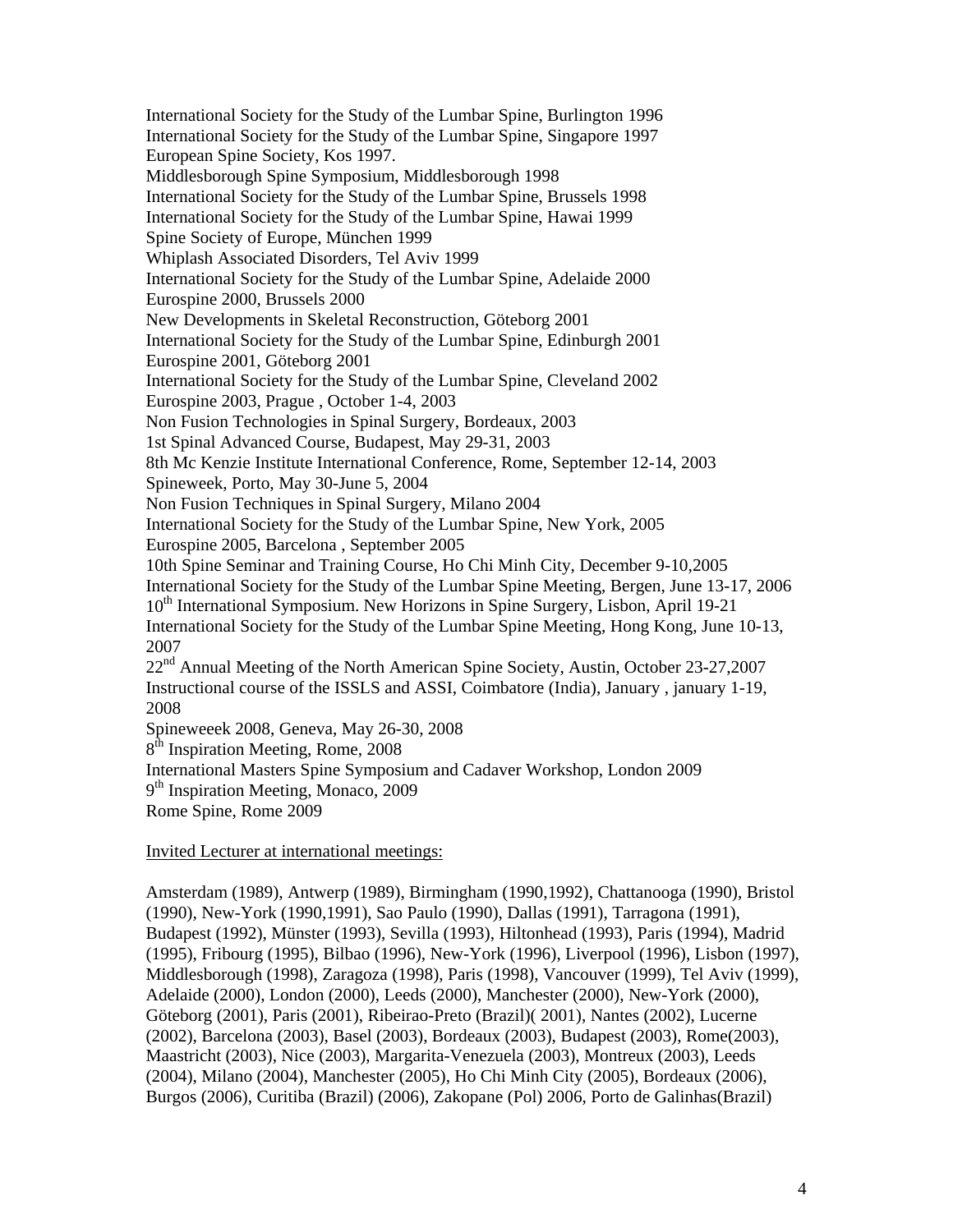International Society for the Study of the Lumbar Spine, Burlington 1996
International Society for the Study of the Lumbar Spine, Singapore 1997
European Spine Society, Kos 1997.
Middlesborough Spine Symposium, Middlesborough 1998
International Society for the Study of the Lumbar Spine, Brussels 1998
International Society for the Study of the Lumbar Spine, Hawai 1999
Spine Society of Europe, München 1999
Whiplash Associated Disorders, Tel Aviv 1999
International Society for the Study of the Lumbar Spine, Adelaide 2000
Eurospine 2000, Brussels 2000
New Developments in Skeletal Reconstruction, Göteborg 2001
International Society for the Study of the Lumbar Spine, Edinburgh 2001
Eurospine 2001, Göteborg 2001
International Society for the Study of the Lumbar Spine, Cleveland 2002
Eurospine 2003, Prague , October 1-4, 2003
Non Fusion Technologies in Spinal Surgery, Bordeaux, 2003
1st Spinal Advanced Course, Budapest, May 29-31, 2003
8th Mc Kenzie Institute International Conference, Rome, September 12-14, 2003
Spineweek, Porto, May 30-June 5, 2004
Non Fusion Techniques in Spinal Surgery, Milano 2004
International Society for the Study of the Lumbar Spine, New York, 2005
Eurospine 2005, Barcelona , September 2005
10th Spine Seminar and Training Course, Ho Chi Minh City, December 9-10,2005
International Society for the Study of the Lumbar Spine Meeting, Bergen, June 13-17, 2006
10th International Symposium. New Horizons in Spine Surgery, Lisbon, April 19-21
International Society for the Study of the Lumbar Spine Meeting, Hong Kong, June 10-13, 2007
22nd Annual Meeting of the North American Spine Society, Austin, October 23-27,2007
Instructional course of the ISSLS and ASSI, Coimbatore (India), January , january 1-19, 2008
Spineweeek 2008, Geneva, May 26-30, 2008
8th Inspiration Meeting, Rome, 2008
International Masters Spine Symposium and Cadaver Workshop, London 2009
9th Inspiration Meeting, Monaco, 2009
Rome Spine, Rome 2009

Invited Lecturer at international meetings:

Amsterdam (1989), Antwerp (1989), Birmingham (1990,1992), Chattanooga (1990), Bristol (1990), New-York (1990,1991), Sao Paulo (1990), Dallas (1991), Tarragona (1991), Budapest (1992), Münster (1993), Sevilla (1993), Hiltonhead (1993), Paris (1994), Madrid (1995), Fribourg (1995), Bilbao (1996), New-York (1996), Liverpool (1996), Lisbon (1997), Middlesborough (1998), Zaragoza (1998), Paris (1998), Vancouver (1999), Tel Aviv (1999), Adelaide (2000), London (2000), Leeds (2000), Manchester (2000), New-York (2000), Göteborg (2001), Paris (2001), Ribeirao-Preto (Brazil)( 2001), Nantes (2002), Lucerne (2002), Barcelona (2003), Basel (2003), Bordeaux (2003), Budapest (2003), Rome(2003), Maastricht (2003), Nice (2003), Margarita-Venezuela (2003), Montreux (2003), Leeds (2004), Milano (2004), Manchester (2005), Ho Chi Minh City (2005), Bordeaux (2006), Burgos (2006), Curitiba (Brazil) (2006), Zakopane (Pol) 2006, Porto de Galinhas(Brazil)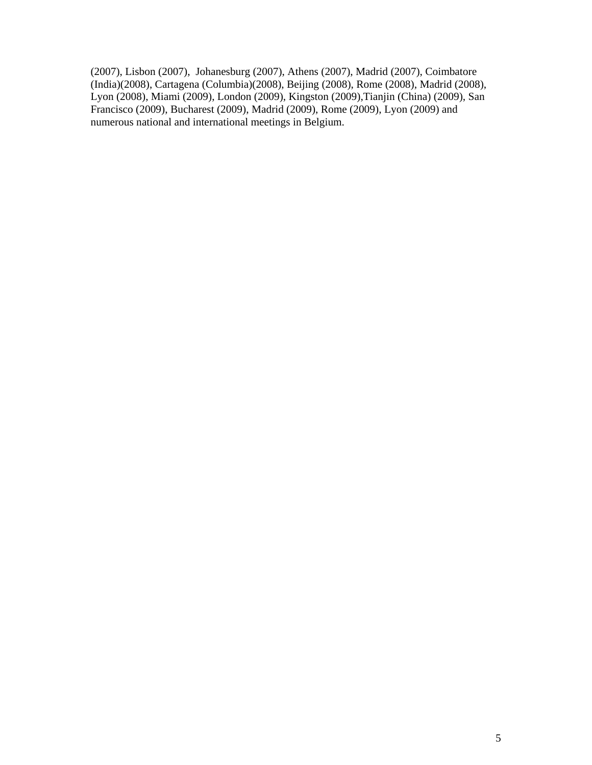(2007), Lisbon (2007), Johanesburg (2007), Athens (2007), Madrid (2007), Coimbatore (India)(2008), Cartagena (Columbia)(2008), Beijing (2008), Rome (2008), Madrid (2008), Lyon (2008), Miami (2009), London (2009), Kingston (2009),Tianjin (China) (2009), San Francisco (2009), Bucharest (2009), Madrid (2009), Rome (2009), Lyon (2009) and numerous national and international meetings in Belgium.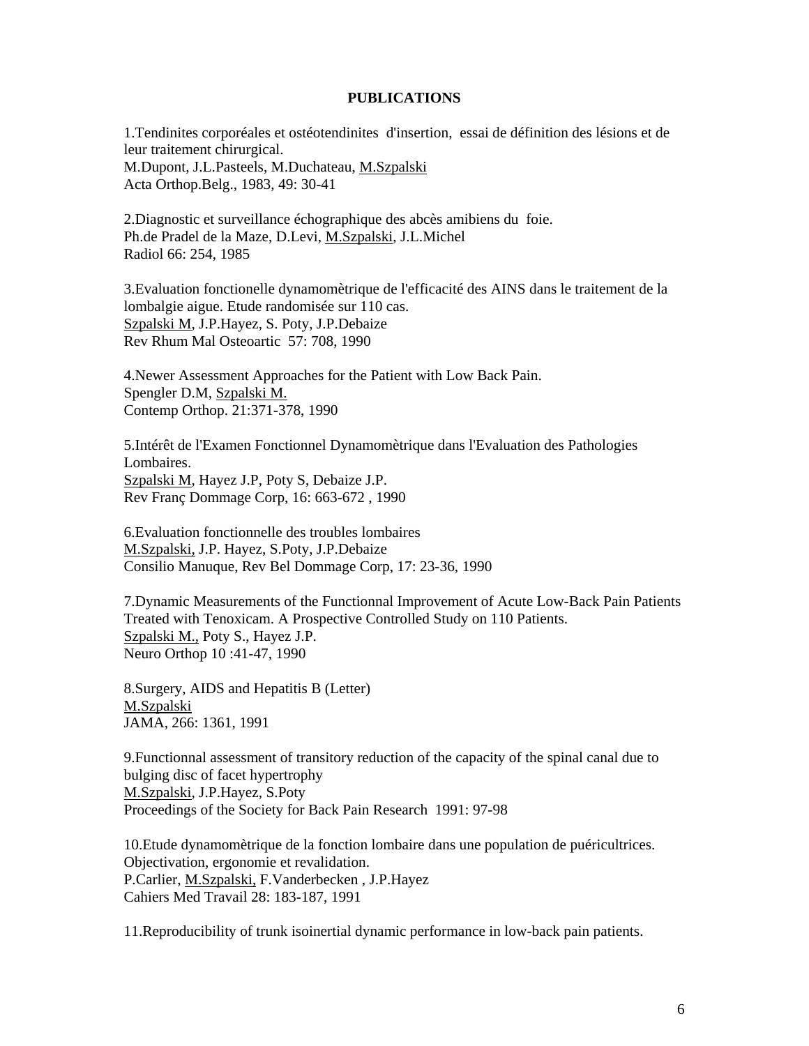## PUBLICATIONS

1.Tendinites corporéales et ostéotendinites d'insertion, essai de définition des lésions et de leur traitement chirurgical.
M.Dupont, J.L.Pasteels, M.Duchateau, <u>M.Szpalski</u>
Acta Orthop.Belg., 1983, 49: 30-41

2.Diagnostic et surveillance échographique des abcès amibiens du foie.
Ph.de Pradel de la Maze, D.Levi, <u>M.Szpalski</u>, J.L.Michel
Radiol 66: 254, 1985

3.Evaluation fonctionelle dynamomètrique de l'efficacité des AINS dans le traitement de la lombalgie aigue. Etude randomisée sur 110 cas.
<u>Szpalski M</u>, J.P.Hayez, S. Poty, J.P.Debaize
Rev Rhum Mal Osteoartic 57: 708, 1990

4.Newer Assessment Approaches for the Patient with Low Back Pain.
Spengler D.M, <u>Szpalski M.</u>
Contemp Orthop. 21:371-378, 1990

5.Intérêt de l'Examen Fonctionnel Dynamomètrique dans l'Evaluation des Pathologies Lombaires.
<u>Szpalski M</u>, Hayez J.P, Poty S, Debaize J.P.
Rev Franç Dommage Corp, 16: 663-672 , 1990

6.Evaluation fonctionnelle des troubles lombaires
<u>M.Szpalski,</u> J.P. Hayez, S.Poty, J.P.Debaize
Consilio Manuque, Rev Bel Dommage Corp, 17: 23-36, 1990

7.Dynamic Measurements of the Functionnal Improvement of Acute Low-Back Pain Patients Treated with Tenoxicam. A Prospective Controlled Study on 110 Patients.
<u>Szpalski M.,</u> Poty S., Hayez J.P.
Neuro Orthop 10 :41-47, 1990

8.Surgery, AIDS and Hepatitis B (Letter)
<u>M.Szpalski</u>
JAMA, 266: 1361, 1991

9.Functionnal assessment of transitory reduction of the capacity of the spinal canal due to bulging disc of facet hypertrophy
<u>M.Szpalski</u>, J.P.Hayez, S.Poty
Proceedings of the Society for Back Pain Research 1991: 97-98

10.Etude dynamomètrique de la fonction lombaire dans une population de puéricultrices. Objectivation, ergonomie et revalidation.
P.Carlier, <u>M.Szpalski,</u> F.Vanderbecken , J.P.Hayez
Cahiers Med Travail 28: 183-187, 1991

11.Reproducibility of trunk isoinertial dynamic performance in low-back pain patients.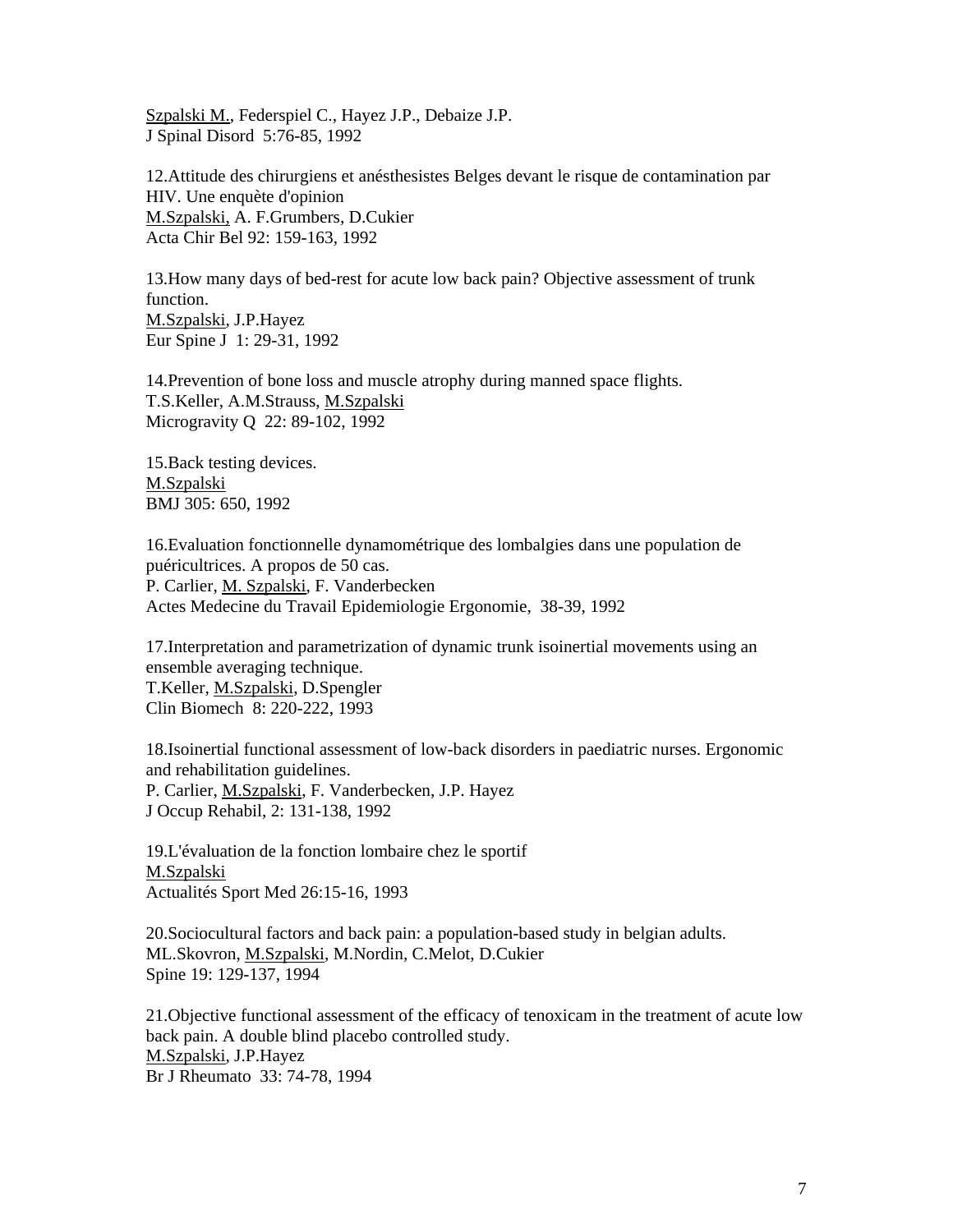<u>Szpalski M.</u>, Federspiel C., Hayez J.P., Debaize J.P.
J Spinal Disord 5:76-85, 1992

12.Attitude des chirurgiens et anésthesistes Belges devant le risque de contamination par HIV. Une enquète d'opinion
<u>M.Szpalski,</u> A. F.Grumbers, D.Cukier
Acta Chir Bel 92: 159-163, 1992

13.How many days of bed-rest for acute low back pain? Objective assessment of trunk function.
<u>M.Szpalski</u>, J.P.Hayez
Eur Spine J 1: 29-31, 1992

14.Prevention of bone loss and muscle atrophy during manned space flights.
T.S.Keller, A.M.Strauss, <u>M.Szpalski</u>
Microgravity Q 22: 89-102, 1992

15.Back testing devices.
<u>M.Szpalski</u>
BMJ 305: 650, 1992

16.Evaluation fonctionnelle dynamométrique des lombalgies dans une population de puéricultrices. A propos de 50 cas.
P. Carlier, <u>M. Szpalski</u>, F. Vanderbecken
Actes Medecine du Travail Epidemiologie Ergonomie, 38-39, 1992

17.Interpretation and parametrization of dynamic trunk isoinertial movements using an ensemble averaging technique.
T.Keller, <u>M.Szpalski</u>, D.Spengler
Clin Biomech 8: 220-222, 1993

18.Isoinertial functional assessment of low-back disorders in paediatric nurses. Ergonomic and rehabilitation guidelines.
P. Carlier, <u>M.Szpalski</u>, F. Vanderbecken, J.P. Hayez
J Occup Rehabil, 2: 131-138, 1992

19.L'évaluation de la fonction lombaire chez le sportif
<u>M.Szpalski</u>
Actualités Sport Med 26:15-16, 1993

20.Sociocultural factors and back pain: a population-based study in belgian adults.
ML.Skovron, <u>M.Szpalski</u>, M.Nordin, C.Melot, D.Cukier
Spine 19: 129-137, 1994

21.Objective functional assessment of the efficacy of tenoxicam in the treatment of acute low back pain. A double blind placebo controlled study.
<u>M.Szpalski</u>, J.P.Hayez
Br J Rheumato 33: 74-78, 1994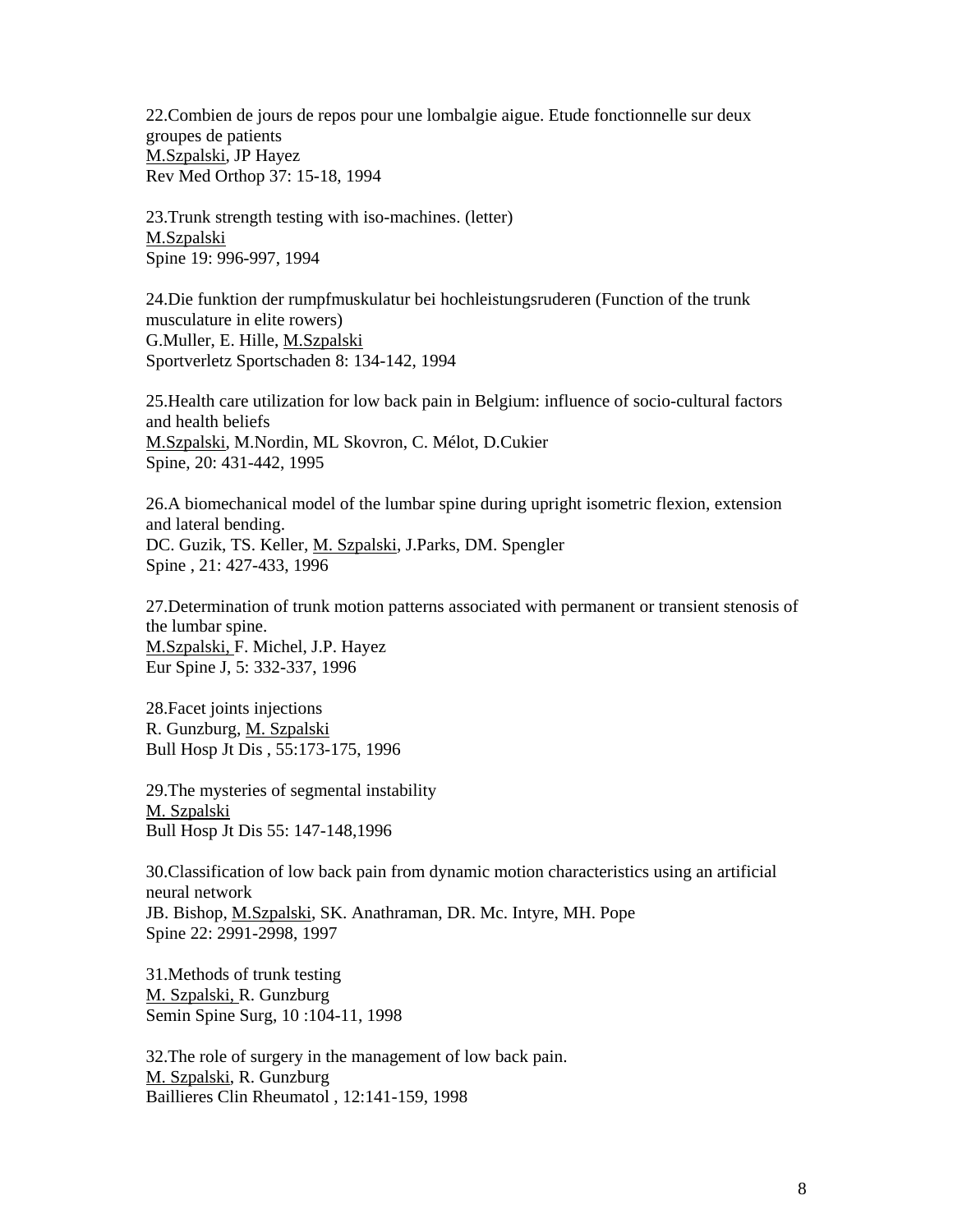22.Combien de jours de repos pour une lombalgie aigue. Etude fonctionnelle sur deux groupes de patients
M.Szpalski, JP Hayez
Rev Med Orthop 37: 15-18, 1994

23.Trunk strength testing with iso-machines. (letter)
M.Szpalski
Spine 19: 996-997, 1994

24.Die funktion der rumpfmuskulatur bei hochleistungsruderen (Function of the trunk musculature in elite rowers)
G.Muller, E. Hille, M.Szpalski
Sportverletz Sportschaden 8: 134-142, 1994

25.Health care utilization for low back pain in Belgium: influence of socio-cultural factors and health beliefs
M.Szpalski, M.Nordin, ML Skovron, C. Mélot, D.Cukier
Spine, 20: 431-442, 1995

26.A biomechanical model of the lumbar spine during upright isometric flexion, extension and lateral bending.
DC. Guzik, TS. Keller, M. Szpalski, J.Parks, DM. Spengler
Spine , 21: 427-433, 1996

27.Determination of trunk motion patterns associated with permanent or transient stenosis of the lumbar spine.
M.Szpalski, F. Michel, J.P. Hayez
Eur Spine J, 5: 332-337, 1996

28.Facet joints injections
R. Gunzburg, M. Szpalski
Bull Hosp Jt Dis , 55:173-175, 1996

29.The mysteries of segmental instability
M. Szpalski
Bull Hosp Jt Dis 55: 147-148,1996

30.Classification of low back pain from dynamic motion characteristics using an artificial neural network
JB. Bishop, M.Szpalski, SK. Anathraman, DR. Mc. Intyre, MH. Pope
Spine 22: 2991-2998, 1997

31.Methods of trunk testing
M. Szpalski, R. Gunzburg
Semin Spine Surg, 10 :104-11, 1998

32.The role of surgery in the management of low back pain.
M. Szpalski, R. Gunzburg
Baillieres Clin Rheumatol , 12:141-159, 1998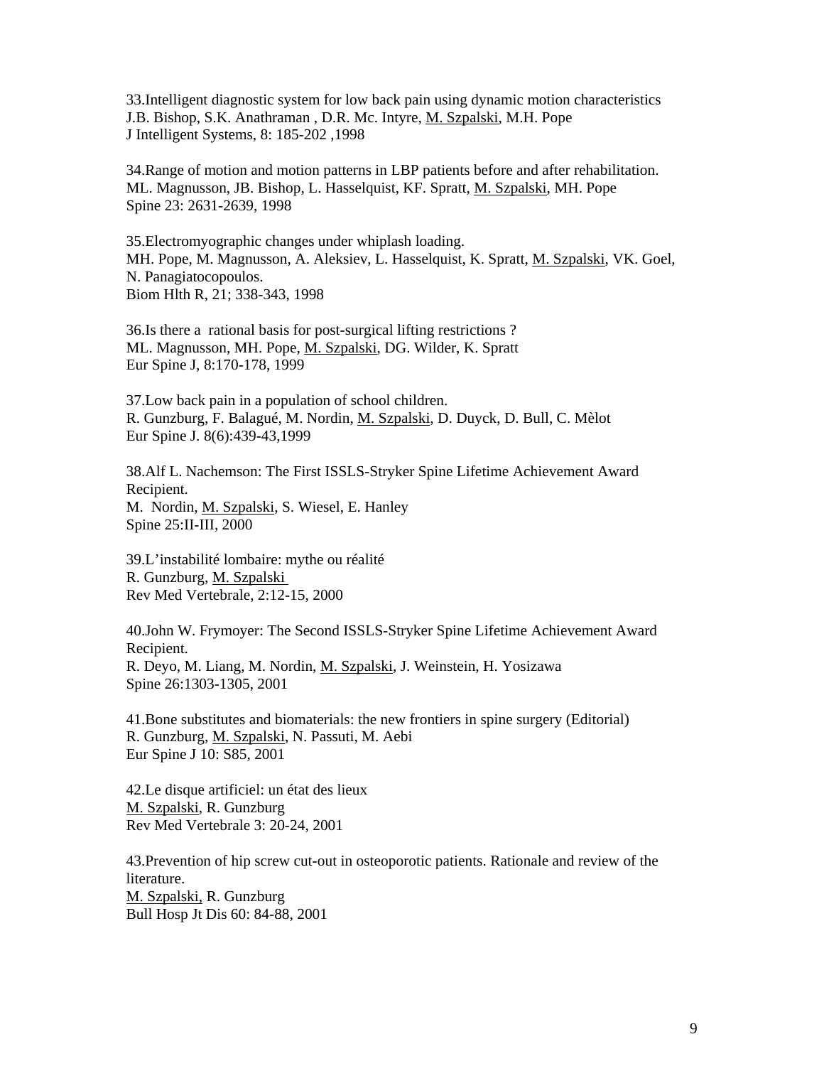33.Intelligent diagnostic system for low back pain using dynamic motion characteristics
J.B. Bishop, S.K. Anathraman , D.R. Mc. Intyre, M. Szpalski, M.H. Pope
J Intelligent Systems, 8: 185-202 ,1998

34.Range of motion and motion patterns in LBP patients before and after rehabilitation.
ML. Magnusson, JB. Bishop, L. Hasselquist, KF. Spratt, M. Szpalski, MH. Pope
Spine 23: 2631-2639, 1998

35.Electromyographic changes under whiplash loading.
MH. Pope, M. Magnusson, A. Aleksiev, L. Hasselquist, K. Spratt, M. Szpalski, VK. Goel, N. Panagiatocopoulos.
Biom Hlth R, 21; 338-343, 1998

36.Is there a rational basis for post-surgical lifting restrictions ?
ML. Magnusson, MH. Pope, M. Szpalski, DG. Wilder, K. Spratt
Eur Spine J, 8:170-178, 1999

37.Low back pain in a population of school children.
R. Gunzburg, F. Balagué, M. Nordin, M. Szpalski, D. Duyck, D. Bull, C. Mèlot
Eur Spine J. 8(6):439-43,1999

38.Alf L. Nachemson: The First ISSLS-Stryker Spine Lifetime Achievement Award Recipient.
M. Nordin, M. Szpalski, S. Wiesel, E. Hanley
Spine 25:II-III, 2000

39.L'instabilité lombaire: mythe ou réalité
R. Gunzburg, M. Szpalski
Rev Med Vertebrale, 2:12-15, 2000

40.John W. Frymoyer: The Second ISSLS-Stryker Spine Lifetime Achievement Award Recipient.
R. Deyo, M. Liang, M. Nordin, M. Szpalski, J. Weinstein, H. Yosizawa
Spine 26:1303-1305, 2001

41.Bone substitutes and biomaterials: the new frontiers in spine surgery (Editorial)
R. Gunzburg, M. Szpalski, N. Passuti, M. Aebi
Eur Spine J 10: S85, 2001

42.Le disque artificiel: un état des lieux
M. Szpalski, R. Gunzburg
Rev Med Vertebrale 3: 20-24, 2001

43.Prevention of hip screw cut-out in osteoporotic patients. Rationale and review of the literature.
M. Szpalski, R. Gunzburg
Bull Hosp Jt Dis 60: 84-88, 2001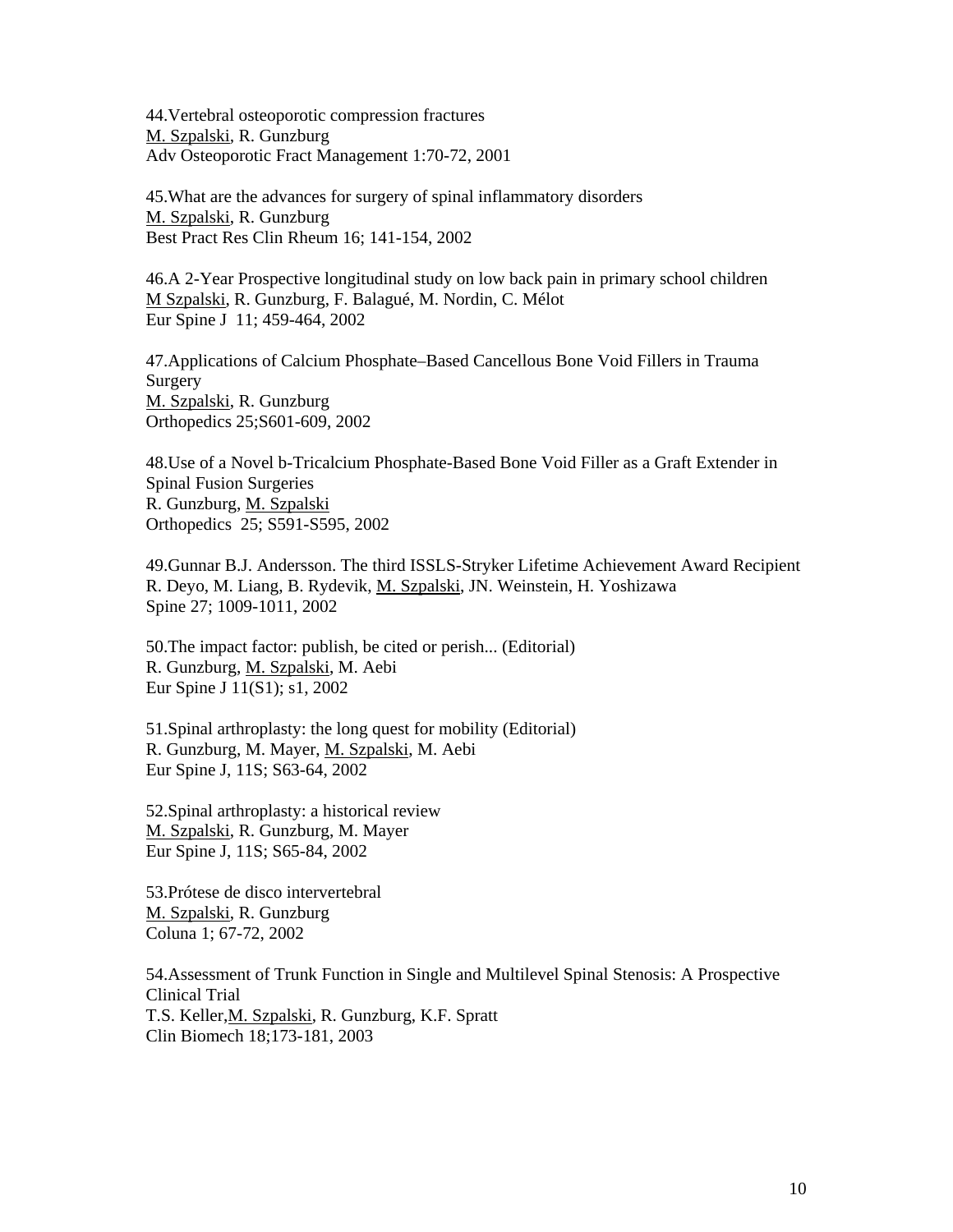44.Vertebral osteoporotic compression fractures
M. Szpalski, R. Gunzburg
Adv Osteoporotic Fract Management 1:70-72, 2001

45.What are the advances for surgery of spinal inflammatory disorders
M. Szpalski, R. Gunzburg
Best Pract Res Clin Rheum 16; 141-154, 2002

46.A 2-Year Prospective longitudinal study on low back pain in primary school children
M Szpalski, R. Gunzburg, F. Balagué, M. Nordin, C. Mélot
Eur Spine J 11; 459-464, 2002

47.Applications of Calcium Phosphate–Based Cancellous Bone Void Fillers in Trauma Surgery
M. Szpalski, R. Gunzburg
Orthopedics 25;S601-609, 2002

48.Use of a Novel b-Tricalcium Phosphate-Based Bone Void Filler as a Graft Extender in Spinal Fusion Surgeries
R. Gunzburg, M. Szpalski
Orthopedics 25; S591-S595, 2002

49.Gunnar B.J. Andersson. The third ISSLS-Stryker Lifetime Achievement Award Recipient
R. Deyo, M. Liang, B. Rydevik, M. Szpalski, JN. Weinstein, H. Yoshizawa
Spine 27; 1009-1011, 2002

50.The impact factor: publish, be cited or perish... (Editorial)
R. Gunzburg, M. Szpalski, M. Aebi
Eur Spine J 11(S1); s1, 2002

51.Spinal arthroplasty: the long quest for mobility (Editorial)
R. Gunzburg, M. Mayer, M. Szpalski, M. Aebi
Eur Spine J, 11S; S63-64, 2002

52.Spinal arthroplasty: a historical review
M. Szpalski, R. Gunzburg, M. Mayer
Eur Spine J, 11S; S65-84, 2002

53.Prótese de disco intervertebral
M. Szpalski, R. Gunzburg
Coluna 1; 67-72, 2002

54.Assessment of Trunk Function in Single and Multilevel Spinal Stenosis: A Prospective Clinical Trial
T.S. Keller,M. Szpalski, R. Gunzburg, K.F. Spratt
Clin Biomech 18;173-181, 2003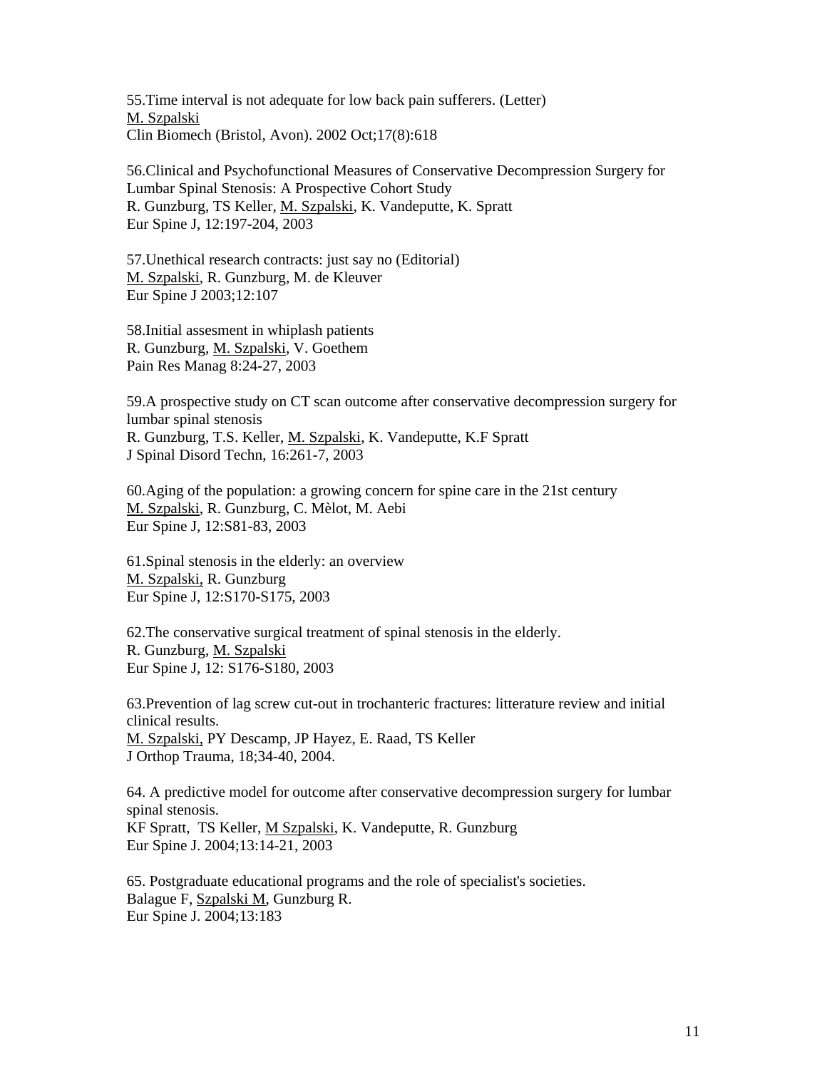55.Time interval is not adequate for low back pain sufferers. (Letter)
M. Szpalski
Clin Biomech (Bristol, Avon). 2002 Oct;17(8):618

56.Clinical and Psychofunctional Measures of Conservative Decompression Surgery for Lumbar Spinal Stenosis: A Prospective Cohort Study
R. Gunzburg, TS Keller, M. Szpalski, K. Vandeputte, K. Spratt
Eur Spine J, 12:197-204, 2003

57.Unethical research contracts: just say no (Editorial)
M. Szpalski, R. Gunzburg, M. de Kleuver
Eur Spine J 2003;12:107

58.Initial assesment in whiplash patients
R. Gunzburg, M. Szpalski, V. Goethem
Pain Res Manag 8:24-27, 2003

59.A prospective study on CT scan outcome after conservative decompression surgery for lumbar spinal stenosis
R. Gunzburg, T.S. Keller, M. Szpalski, K. Vandeputte, K.F Spratt
J Spinal Disord Techn, 16:261-7, 2003

60.Aging of the population: a growing concern for spine care in the 21st century
M. Szpalski, R. Gunzburg, C. Mèlot, M. Aebi
Eur Spine J, 12:S81-83, 2003

61.Spinal stenosis in the elderly: an overview
M. Szpalski, R. Gunzburg
Eur Spine J, 12:S170-S175, 2003

62.The conservative surgical treatment of spinal stenosis in the elderly.
R. Gunzburg, M. Szpalski
Eur Spine J, 12: S176-S180, 2003

63.Prevention of lag screw cut-out in trochanteric fractures: litterature review and initial clinical results.
M. Szpalski, PY Descamp, JP Hayez, E. Raad, TS Keller
J Orthop Trauma, 18;34-40, 2004.

64. A predictive model for outcome after conservative decompression surgery for lumbar spinal stenosis.
KF Spratt, TS Keller, M Szpalski, K. Vandeputte, R. Gunzburg
Eur Spine J. 2004;13:14-21, 2003

65. Postgraduate educational programs and the role of specialist's societies.
Balague F, Szpalski M, Gunzburg R.
Eur Spine J. 2004;13:183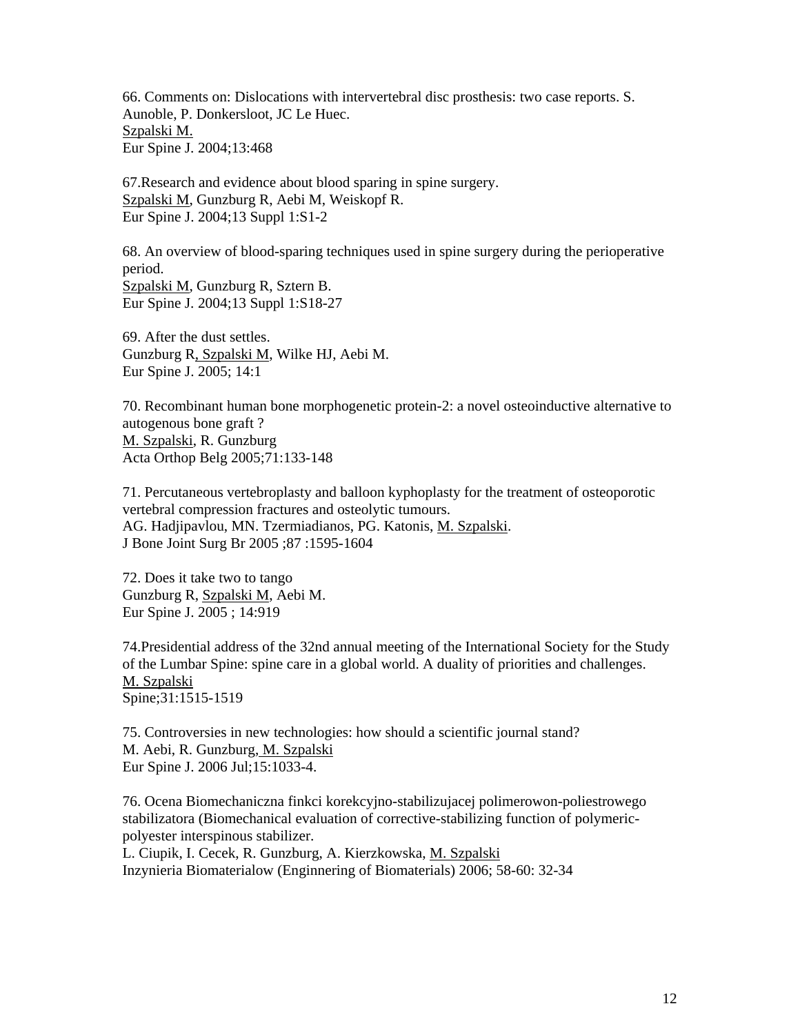66. Comments on: Dislocations with intervertebral disc prosthesis: two case reports. S. Aunoble, P. Donkersloot, JC Le Huec.
Szpalski M.
Eur Spine J. 2004;13:468

67.Research and evidence about blood sparing in spine surgery.
Szpalski M, Gunzburg R, Aebi M, Weiskopf R.
Eur Spine J. 2004;13 Suppl 1:S1-2

68. An overview of blood-sparing techniques used in spine surgery during the perioperative period.
Szpalski M, Gunzburg R, Sztern B.
Eur Spine J. 2004;13 Suppl 1:S18-27

69. After the dust settles.
Gunzburg R, Szpalski M, Wilke HJ, Aebi M.
Eur Spine J. 2005; 14:1

70. Recombinant human bone morphogenetic protein-2: a novel osteoinductive alternative to autogenous bone graft ?
M. Szpalski, R. Gunzburg
Acta Orthop Belg 2005;71:133-148

71. Percutaneous vertebroplasty and balloon kyphoplasty for the treatment of osteoporotic vertebral compression fractures and osteolytic tumours.
AG. Hadjipavlou, MN. Tzermiadianos, PG. Katonis, M. Szpalski.
J Bone Joint Surg Br 2005 ;87 :1595-1604

72. Does it take two to tango
Gunzburg R, Szpalski M, Aebi M.
Eur Spine J. 2005 ; 14:919

74.Presidential address of the 32nd annual meeting of the International Society for the Study of the Lumbar Spine: spine care in a global world. A duality of priorities and challenges.
M. Szpalski
Spine;31:1515-1519

75. Controversies in new technologies: how should a scientific journal stand?
M. Aebi, R. Gunzburg, M. Szpalski
Eur Spine J. 2006 Jul;15:1033-4.

76. Ocena Biomechaniczna finkci korekcyjno-stabilizujacej polimerowon-poliestrowego stabilizatora (Biomechanical evaluation of corrective-stabilizing function of polymeric-polyester interspinous stabilizer.
L. Ciupik, I. Cecek, R. Gunzburg, A. Kierzkowska, M. Szpalski
Inzynieria Biomaterialow (Enginnering of Biomaterials) 2006; 58-60: 32-34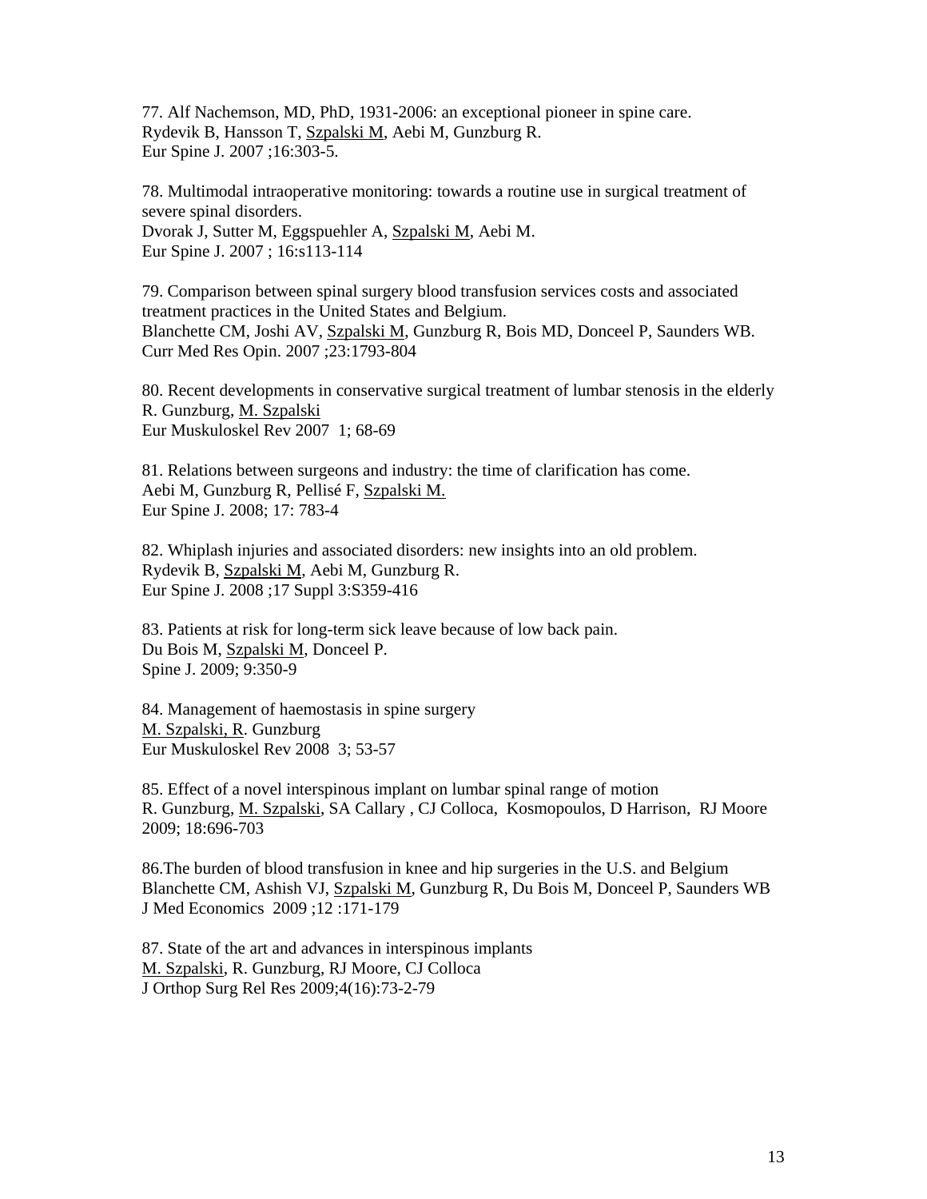77. Alf Nachemson, MD, PhD, 1931-2006: an exceptional pioneer in spine care.
Rydevik B, Hansson T, Szpalski M, Aebi M, Gunzburg R.
Eur Spine J. 2007 ;16:303-5.

78. Multimodal intraoperative monitoring: towards a routine use in surgical treatment of severe spinal disorders.
Dvorak J, Sutter M, Eggspuehler A, Szpalski M, Aebi M.
Eur Spine J. 2007 ; 16:s113-114

79. Comparison between spinal surgery blood transfusion services costs and associated treatment practices in the United States and Belgium.
Blanchette CM, Joshi AV, Szpalski M, Gunzburg R, Bois MD, Donceel P, Saunders WB.
Curr Med Res Opin. 2007 ;23:1793-804

80. Recent developments in conservative surgical treatment of lumbar stenosis in the elderly
R. Gunzburg, M. Szpalski
Eur Muskuloskel Rev 2007 1; 68-69

81. Relations between surgeons and industry: the time of clarification has come.
Aebi M, Gunzburg R, Pellisé F, Szpalski M.
Eur Spine J. 2008; 17: 783-4

82. Whiplash injuries and associated disorders: new insights into an old problem.
Rydevik B, Szpalski M, Aebi M, Gunzburg R.
Eur Spine J. 2008 ;17 Suppl 3:S359-416

83. Patients at risk for long-term sick leave because of low back pain.
Du Bois M, Szpalski M, Donceel P.
Spine J. 2009; 9:350-9

84. Management of haemostasis in spine surgery
M. Szpalski, R. Gunzburg
Eur Muskuloskel Rev 2008 3; 53-57

85. Effect of a novel interspinous implant on lumbar spinal range of motion
R. Gunzburg, M. Szpalski, SA Callary , CJ Colloca, Kosmopoulos, D Harrison, RJ Moore
2009; 18:696-703

86.The burden of blood transfusion in knee and hip surgeries in the U.S. and Belgium
Blanchette CM, Ashish VJ, Szpalski M, Gunzburg R, Du Bois M, Donceel P, Saunders WB
J Med Economics 2009 ;12 :171-179

87. State of the art and advances in interspinous implants
M. Szpalski, R. Gunzburg, RJ Moore, CJ Colloca
J Orthop Surg Rel Res 2009;4(16):73-2-79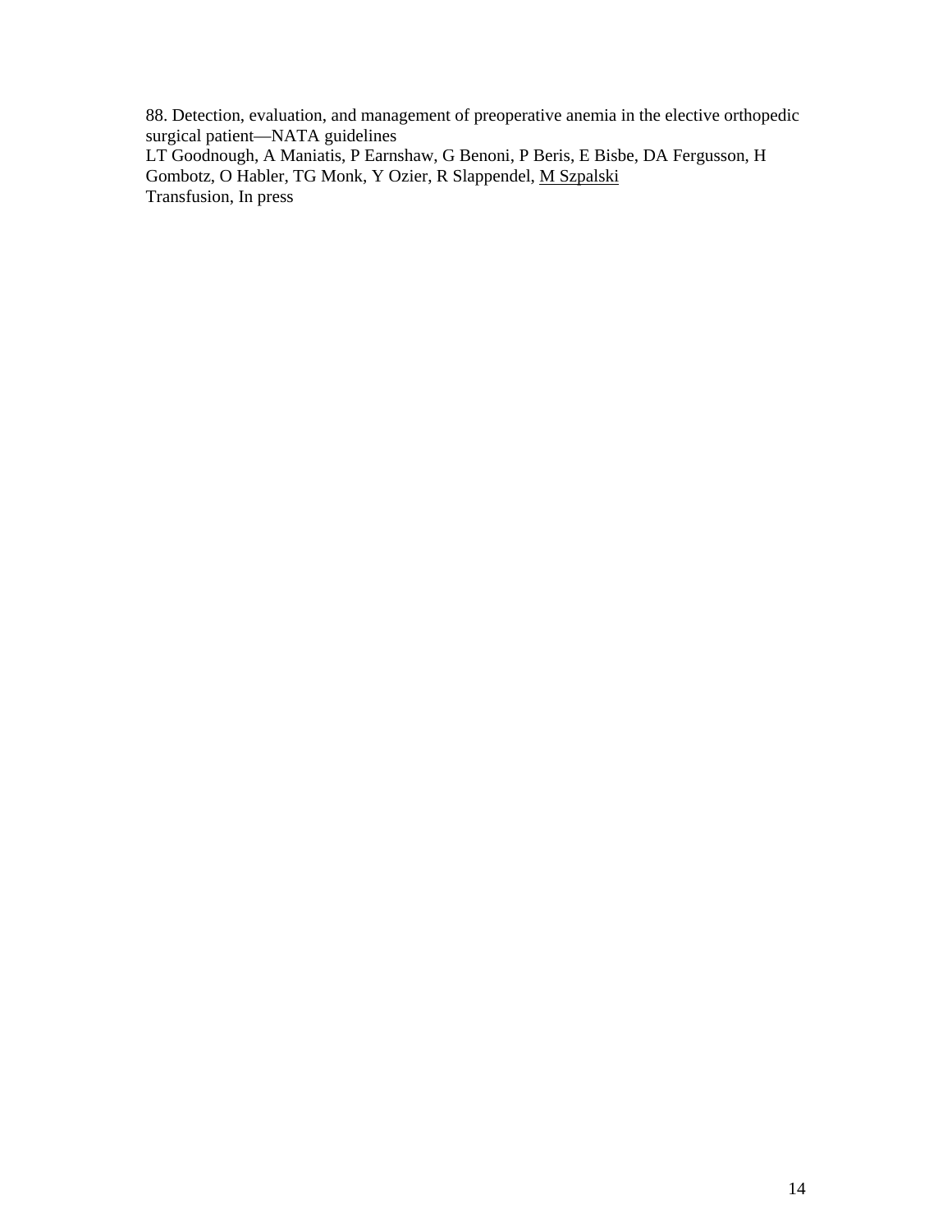88. Detection, evaluation, and management of preoperative anemia in the elective orthopedic surgical patient—NATA guidelines
LT Goodnough, A Maniatis, P Earnshaw, G Benoni, P Beris, E Bisbe, DA Fergusson, H Gombotz, O Habler, TG Monk, Y Ozier, R Slappendel, <u>M Szpalski</u>
Transfusion, In press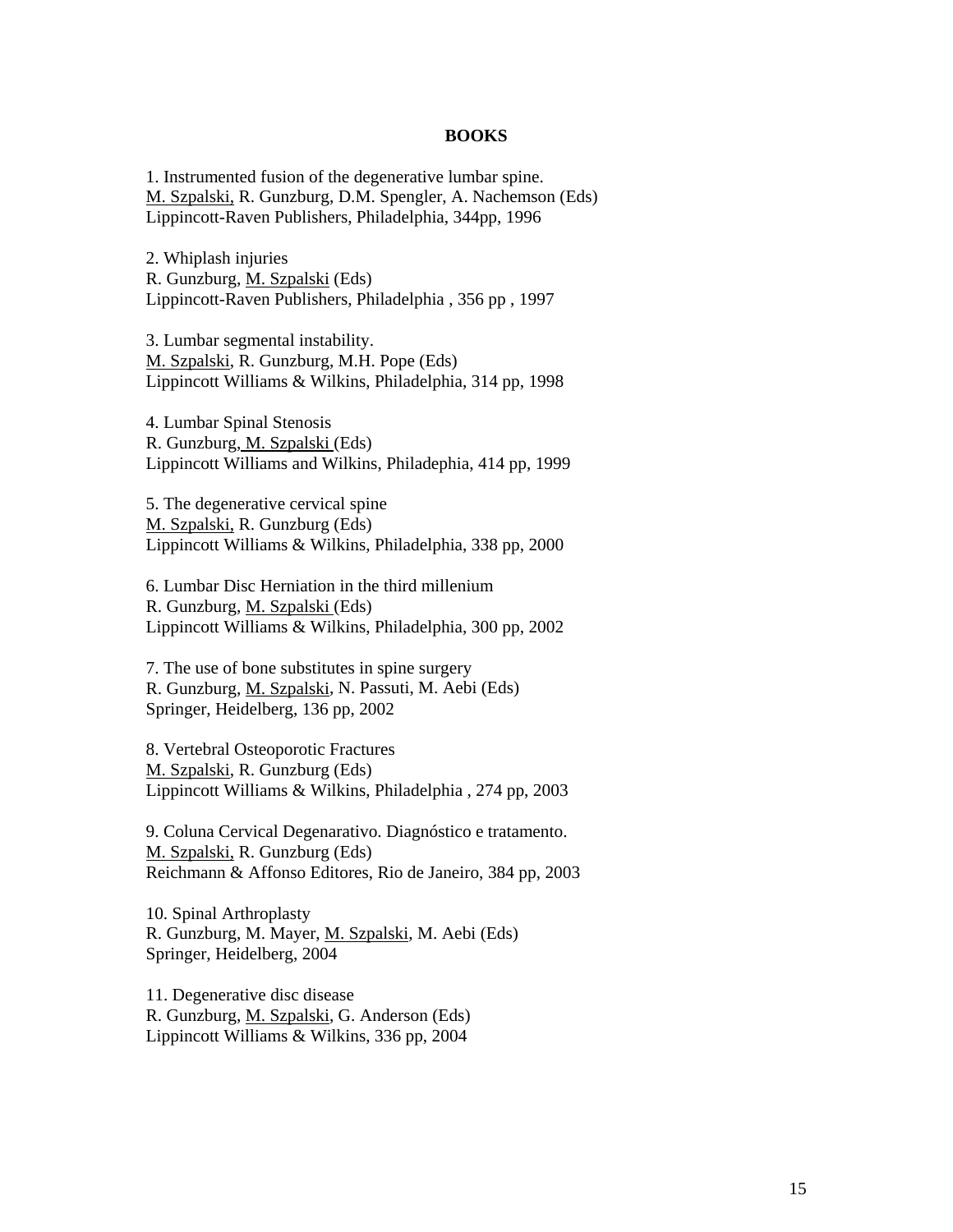## BOOKS

1. Instrumented fusion of the degenerative lumbar spine.
M. Szpalski, R. Gunzburg, D.M. Spengler, A. Nachemson (Eds)
Lippincott-Raven Publishers, Philadelphia, 344pp, 1996

2. Whiplash injuries
R. Gunzburg, M. Szpalski (Eds)
Lippincott-Raven Publishers, Philadelphia , 356 pp , 1997

3. Lumbar segmental instability.
M. Szpalski, R. Gunzburg, M.H. Pope (Eds)
Lippincott Williams & Wilkins, Philadelphia, 314 pp, 1998

4. Lumbar Spinal Stenosis
R. Gunzburg, M. Szpalski (Eds)
Lippincott Williams and Wilkins, Philadephia, 414 pp, 1999

5. The degenerative cervical spine
M. Szpalski, R. Gunzburg (Eds)
Lippincott Williams & Wilkins, Philadelphia, 338 pp, 2000

6. Lumbar Disc Herniation in the third millenium
R. Gunzburg, M. Szpalski (Eds)
Lippincott Williams & Wilkins, Philadelphia, 300 pp, 2002

7. The use of bone substitutes in spine surgery
R. Gunzburg, M. Szpalski, N. Passuti, M. Aebi (Eds)
Springer, Heidelberg, 136 pp, 2002

8. Vertebral Osteoporotic Fractures
M. Szpalski, R. Gunzburg (Eds)
Lippincott Williams & Wilkins, Philadelphia , 274 pp, 2003

9. Coluna Cervical Degenarativo. Diagnóstico e tratamento.
M. Szpalski, R. Gunzburg (Eds)
Reichmann & Affonso Editores, Rio de Janeiro, 384 pp, 2003

10. Spinal Arthroplasty
R. Gunzburg, M. Mayer, M. Szpalski, M. Aebi (Eds)
Springer, Heidelberg, 2004

11. Degenerative disc disease
R. Gunzburg, M. Szpalski, G. Anderson (Eds)
Lippincott Williams & Wilkins, 336 pp, 2004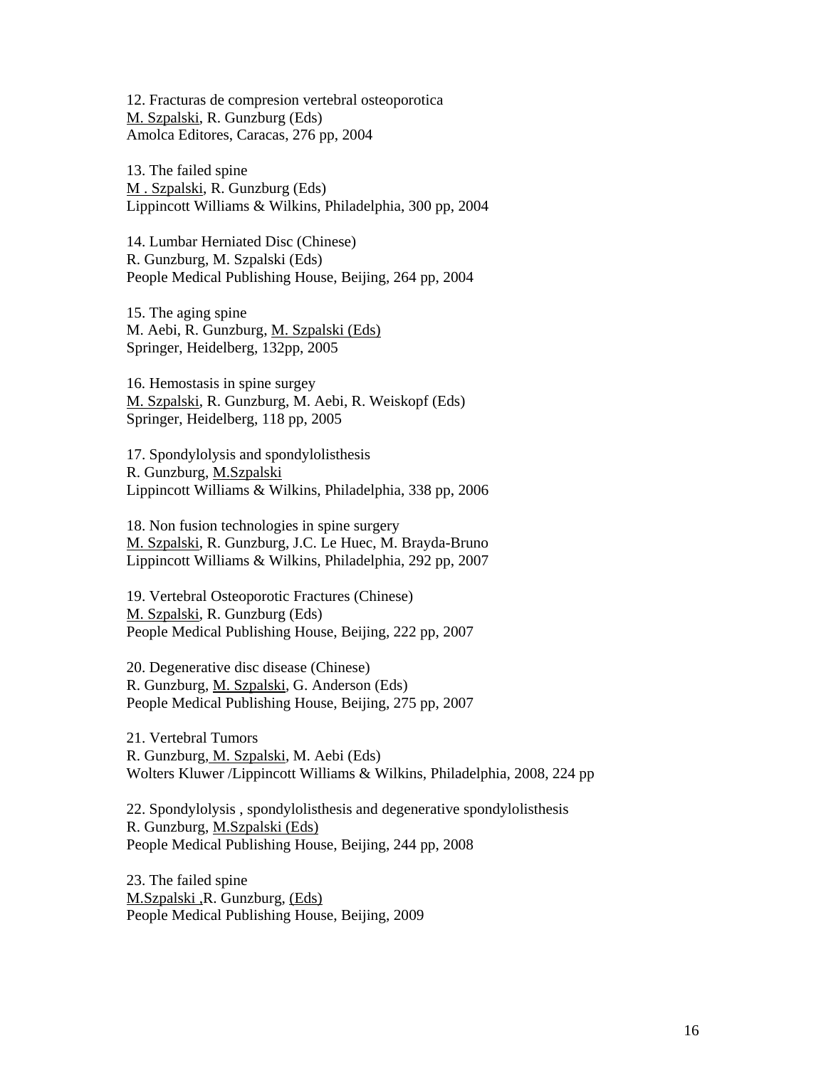12. Fracturas de compresion vertebral osteoporotica
<u>M. Szpalski</u>, R. Gunzburg (Eds)
Amolca Editores, Caracas, 276 pp, 2004

13. The failed spine
<u>M . Szpalski</u>, R. Gunzburg (Eds)
Lippincott Williams & Wilkins, Philadelphia, 300 pp, 2004

14. Lumbar Herniated Disc (Chinese)
R. Gunzburg, M. Szpalski (Eds)
People Medical Publishing House, Beijing, 264 pp, 2004

15. The aging spine
M. Aebi, R. Gunzburg, <u>M. Szpalski (Eds)</u>
Springer, Heidelberg, 132pp, 2005

16. Hemostasis in spine surgey
<u>M. Szpalski</u>, R. Gunzburg, M. Aebi, R. Weiskopf (Eds)
Springer, Heidelberg, 118 pp, 2005

17. Spondylolysis and spondylolisthesis
R. Gunzburg, <u>M.Szpalski</u>
Lippincott Williams & Wilkins, Philadelphia, 338 pp, 2006

18. Non fusion technologies in spine surgery
<u>M. Szpalski</u>, R. Gunzburg, J.C. Le Huec, M. Brayda-Bruno
Lippincott Williams & Wilkins, Philadelphia, 292 pp, 2007

19. Vertebral Osteoporotic Fractures (Chinese)
<u>M. Szpalski</u>, R. Gunzburg (Eds)
People Medical Publishing House, Beijing, 222 pp, 2007

20. Degenerative disc disease (Chinese)
R. Gunzburg, <u>M. Szpalski</u>, G. Anderson (Eds)
People Medical Publishing House, Beijing, 275 pp, 2007

21. Vertebral Tumors
R. Gunzburg, <u>M. Szpalski</u>, M. Aebi (Eds)
Wolters Kluwer /Lippincott Williams & Wilkins, Philadelphia, 2008, 224 pp

22. Spondylolysis , spondylolisthesis and degenerative spondylolisthesis
R. Gunzburg, <u>M.Szpalski (Eds)</u>
People Medical Publishing House, Beijing, 244 pp, 2008

23. The failed spine
<u>M.Szpalski ,</u>R. Gunzburg, <u>(Eds)</u>
People Medical Publishing House, Beijing, 2009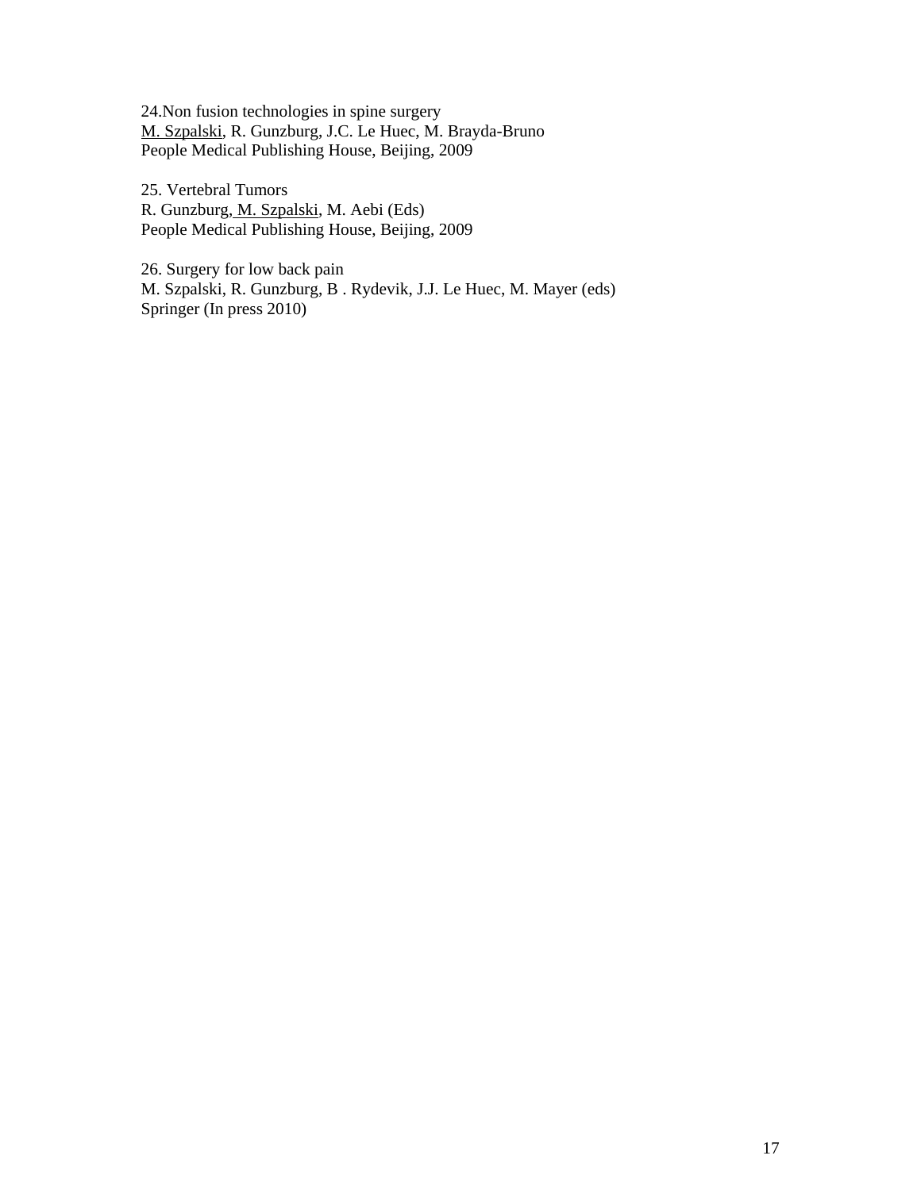24.Non fusion technologies in spine surgery
<u>M. Szpalski</u>, R. Gunzburg, J.C. Le Huec, M. Brayda-Bruno
People Medical Publishing House, Beijing, 2009

25. Vertebral Tumors
R. Gunzburg, <u>M. Szpalski</u>, M. Aebi (Eds)
People Medical Publishing House, Beijing, 2009

26. Surgery for low back pain
M. Szpalski, R. Gunzburg, B . Rydevik, J.J. Le Huec, M. Mayer (eds)
Springer (In press 2010)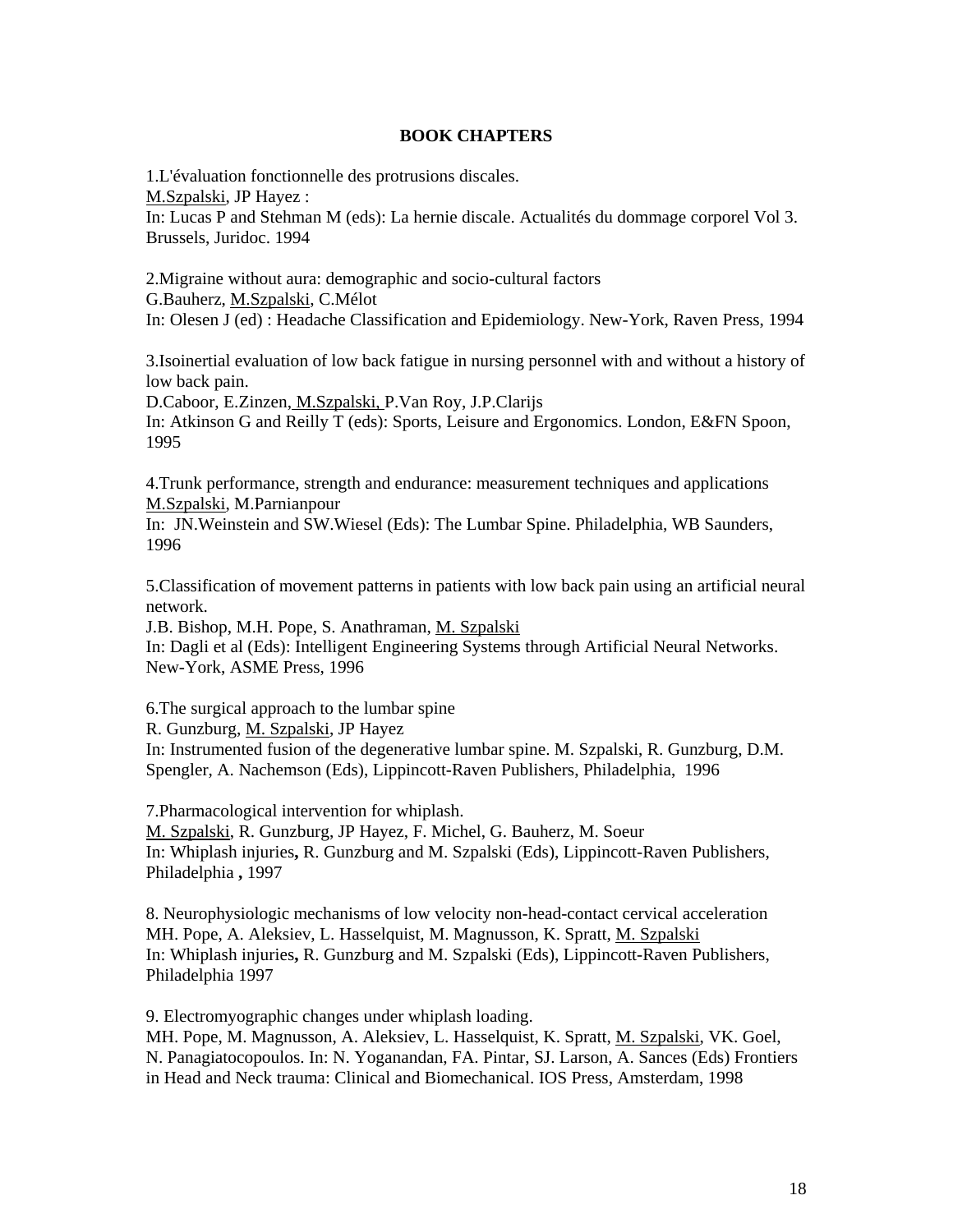## BOOK CHAPTERS

1.L'évaluation fonctionnelle des protrusions discales.
M.Szpalski, JP Hayez :
In: Lucas P and Stehman M (eds): La hernie discale. Actualités du dommage corporel Vol 3. Brussels, Juridoc. 1994

2.Migraine without aura: demographic and socio-cultural factors
G.Bauherz, M.Szpalski, C.Mélot
In: Olesen J (ed) : Headache Classification and Epidemiology. New-York, Raven Press, 1994

3.Isoinertial evaluation of low back fatigue in nursing personnel with and without a history of low back pain.
D.Caboor, E.Zinzen, M.Szpalski, P.Van Roy, J.P.Clarijs
In: Atkinson G and Reilly T (eds): Sports, Leisure and Ergonomics. London, E&FN Spoon, 1995

4.Trunk performance, strength and endurance: measurement techniques and applications
M.Szpalski, M.Parnianpour
In: JN.Weinstein and SW.Wiesel (Eds): The Lumbar Spine. Philadelphia, WB Saunders, 1996

5.Classification of movement patterns in patients with low back pain using an artificial neural network.
J.B. Bishop, M.H. Pope, S. Anathraman, M. Szpalski
In: Dagli et al (Eds): Intelligent Engineering Systems through Artificial Neural Networks. New-York, ASME Press, 1996

6.The surgical approach to the lumbar spine
R. Gunzburg, M. Szpalski, JP Hayez
In: Instrumented fusion of the degenerative lumbar spine. M. Szpalski, R. Gunzburg, D.M. Spengler, A. Nachemson (Eds), Lippincott-Raven Publishers, Philadelphia, 1996

7.Pharmacological intervention for whiplash.
M. Szpalski, R. Gunzburg, JP Hayez, F. Michel, G. Bauherz, M. Soeur
In: Whiplash injuries**,** R. Gunzburg and M. Szpalski (Eds), Lippincott-Raven Publishers, Philadelphia **,** 1997

8. Neurophysiologic mechanisms of low velocity non-head-contact cervical acceleration
MH. Pope, A. Aleksiev, L. Hasselquist, M. Magnusson, K. Spratt, M. Szpalski
In: Whiplash injuries**,** R. Gunzburg and M. Szpalski (Eds), Lippincott-Raven Publishers, Philadelphia 1997

9. Electromyographic changes under whiplash loading.
MH. Pope, M. Magnusson, A. Aleksiev, L. Hasselquist, K. Spratt, M. Szpalski, VK. Goel, N. Panagiatocopoulos. In: N. Yoganandan, FA. Pintar, SJ. Larson, A. Sances (Eds) Frontiers in Head and Neck trauma: Clinical and Biomechanical. IOS Press, Amsterdam, 1998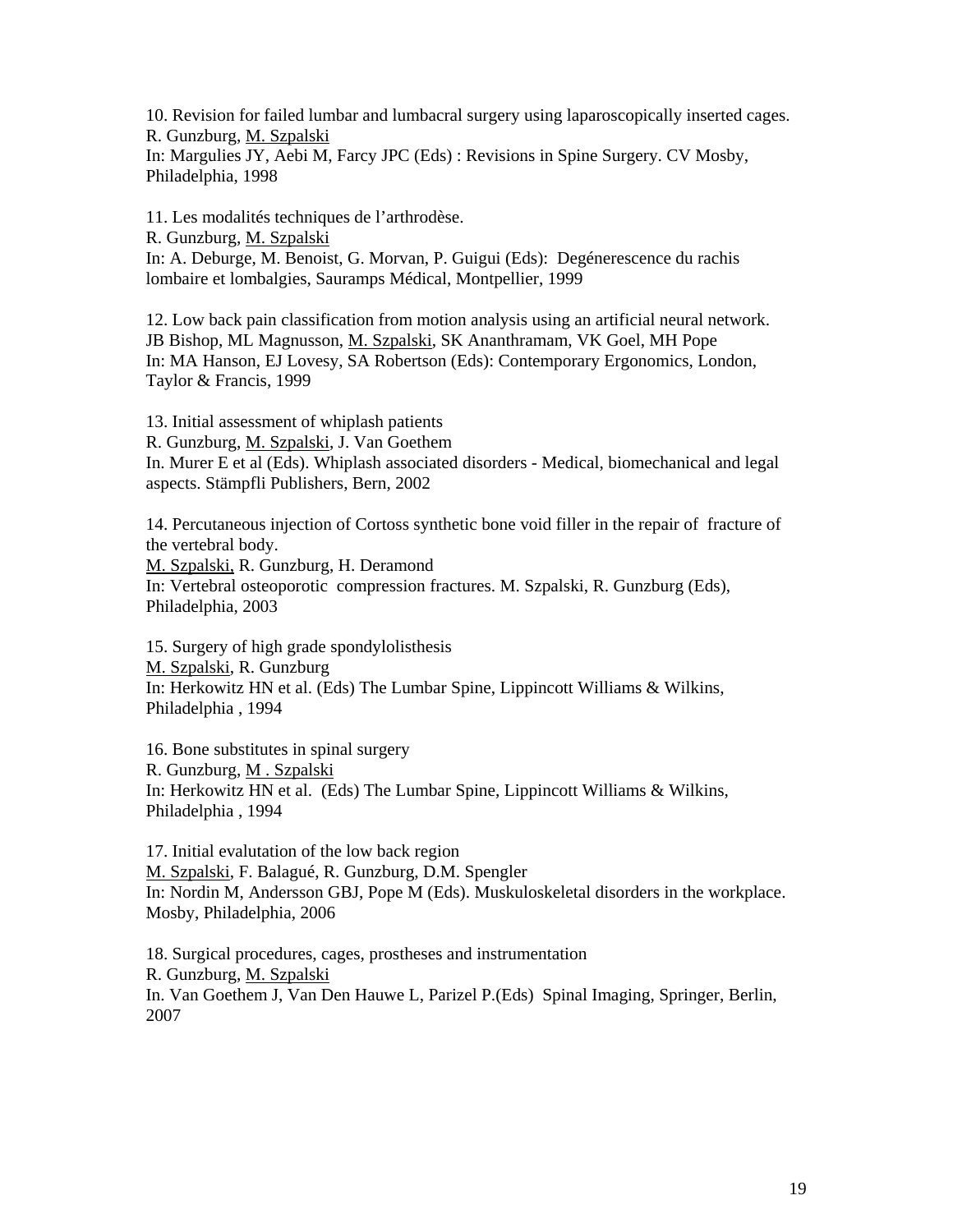10. Revision for failed lumbar and lumbacral surgery using laparoscopically inserted cages.
R. Gunzburg, <u>M. Szpalski</u>
In: Margulies JY, Aebi M, Farcy JPC (Eds) : Revisions in Spine Surgery. CV Mosby, Philadelphia, 1998

11. Les modalités techniques de l'arthrodèse.
R. Gunzburg, <u>M. Szpalski</u>
In: A. Deburge, M. Benoist, G. Morvan, P. Guigui (Eds): Degénerescence du rachis lombaire et lombalgies, Sauramps Médical, Montpellier, 1999

12. Low back pain classification from motion analysis using an artificial neural network.
JB Bishop, ML Magnusson, <u>M. Szpalski</u>, SK Ananthramam, VK Goel, MH Pope
In: MA Hanson, EJ Lovesy, SA Robertson (Eds): Contemporary Ergonomics, London, Taylor & Francis, 1999

13. Initial assessment of whiplash patients
R. Gunzburg, <u>M. Szpalski</u>, J. Van Goethem
In. Murer E et al (Eds). Whiplash associated disorders - Medical, biomechanical and legal aspects. Stämpfli Publishers, Bern, 2002

14. Percutaneous injection of Cortoss synthetic bone void filler in the repair of fracture of the vertebral body.
<u>M. Szpalski,</u> R. Gunzburg, H. Deramond
In: Vertebral osteoporotic compression fractures. M. Szpalski, R. Gunzburg (Eds), Philadelphia, 2003

15. Surgery of high grade spondylolisthesis
<u>M. Szpalski</u>, R. Gunzburg
In: Herkowitz HN et al. (Eds) The Lumbar Spine, Lippincott Williams & Wilkins, Philadelphia , 1994

16. Bone substitutes in spinal surgery
R. Gunzburg, <u>M . Szpalski</u>
In: Herkowitz HN et al. (Eds) The Lumbar Spine, Lippincott Williams & Wilkins, Philadelphia , 1994

17. Initial evalutation of the low back region
<u>M. Szpalski</u>, F. Balagué, R. Gunzburg, D.M. Spengler
In: Nordin M, Andersson GBJ, Pope M (Eds). Muskuloskeletal disorders in the workplace. Mosby, Philadelphia, 2006

18. Surgical procedures, cages, prostheses and instrumentation
R. Gunzburg, <u>M. Szpalski</u>
In. Van Goethem J, Van Den Hauwe L, Parizel P.(Eds) Spinal Imaging, Springer, Berlin, 2007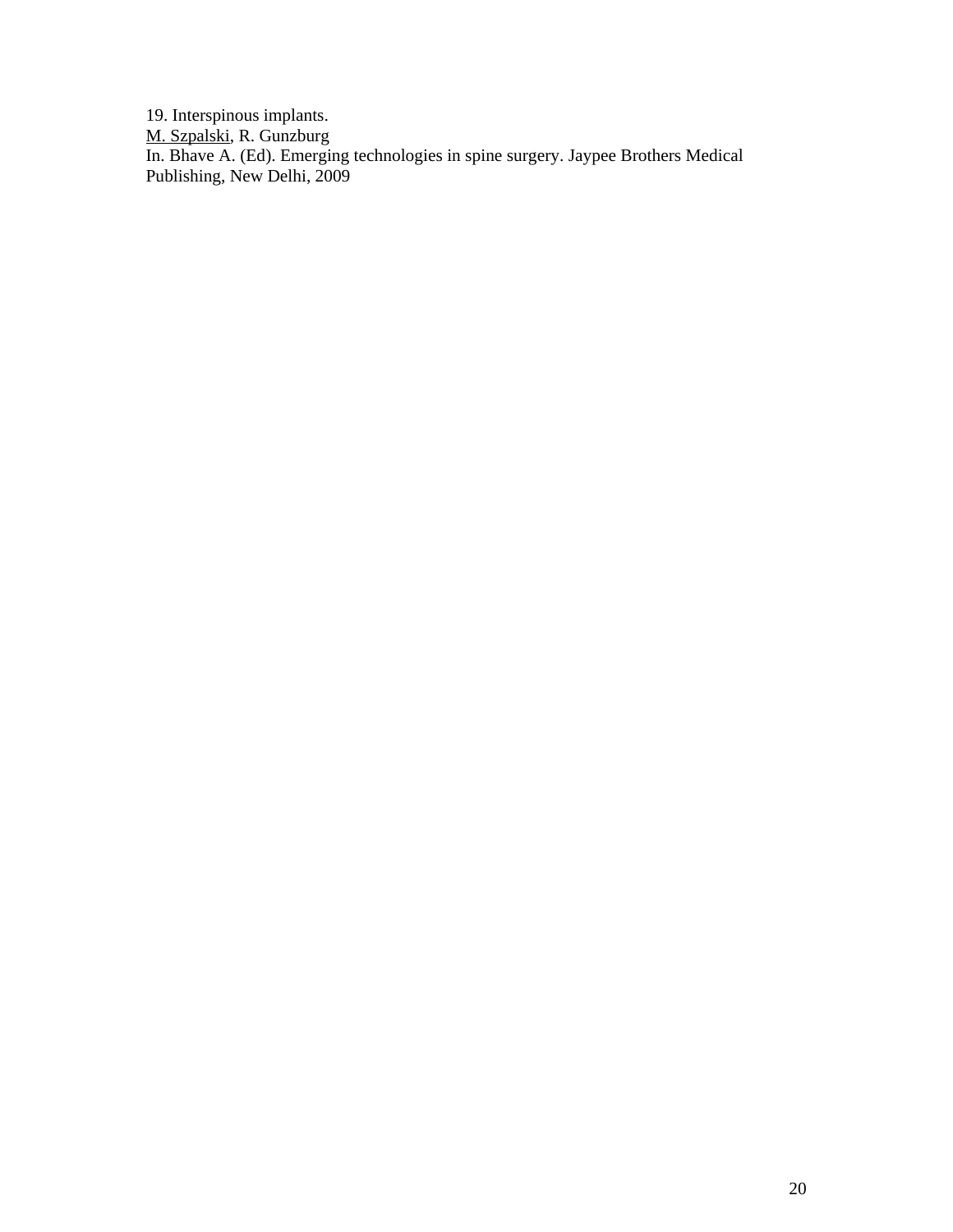19. Interspinous implants.
<u>M. Szpalski</u>, R. Gunzburg
In. Bhave A. (Ed). Emerging technologies in spine surgery. Jaypee Brothers Medical Publishing, New Delhi, 2009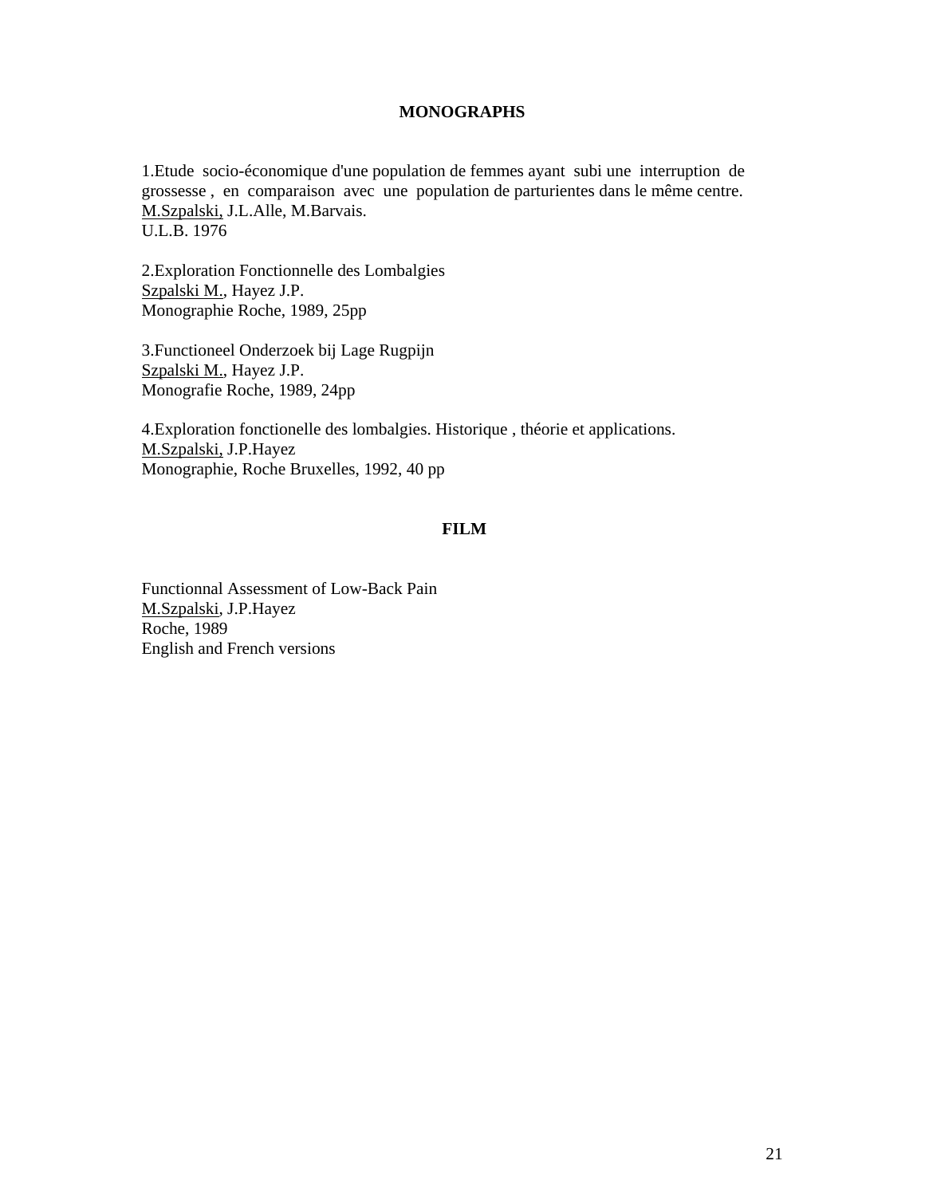## MONOGRAPHS

1.Etude socio-économique d'une population de femmes ayant subi une interruption de grossesse , en comparaison avec une population de parturientes dans le même centre.
<u>M.Szpalski,</u> J.L.Alle, M.Barvais.
U.L.B. 1976

2.Exploration Fonctionnelle des Lombalgies
<u>Szpalski M.</u>, Hayez J.P.
Monographie Roche, 1989, 25pp

3.Functioneel Onderzoek bij Lage Rugpijn
<u>Szpalski M.</u>, Hayez J.P.
Monografie Roche, 1989, 24pp

4.Exploration fonctionelle des lombalgies. Historique , théorie et applications.
<u>M.Szpalski,</u> J.P.Hayez
Monographie, Roche Bruxelles, 1992, 40 pp

## FILM

Functionnal Assessment of Low-Back Pain
<u>M.Szpalski</u>, J.P.Hayez
Roche, 1989
English and French versions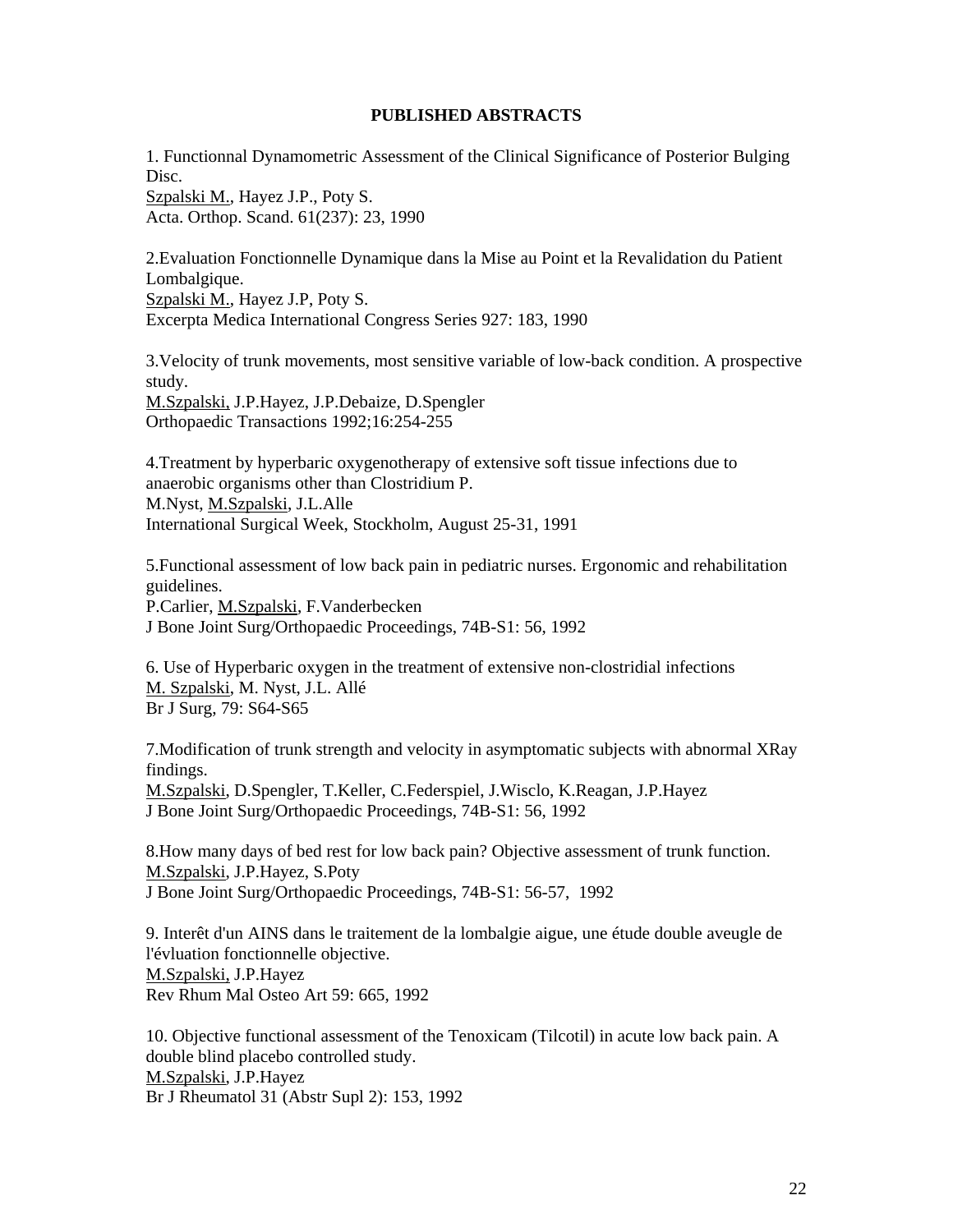**PUBLISHED ABSTRACTS**

1. Functionnal Dynamometric Assessment of the Clinical Significance of Posterior Bulging Disc.
<u>Szpalski M.</u>, Hayez J.P., Poty S.
Acta. Orthop. Scand. 61(237): 23, 1990

2.Evaluation Fonctionnelle Dynamique dans la Mise au Point et la Revalidation du Patient Lombalgique.
<u>Szpalski M.</u>, Hayez J.P, Poty S.
Excerpta Medica International Congress Series 927: 183, 1990

3.Velocity of trunk movements, most sensitive variable of low-back condition. A prospective study.
<u>M.Szpalski,</u> J.P.Hayez, J.P.Debaize, D.Spengler
Orthopaedic Transactions 1992;16:254-255

4.Treatment by hyperbaric oxygenotherapy of extensive soft tissue infections due to anaerobic organisms other than Clostridium P.
M.Nyst, <u>M.Szpalski</u>, J.L.Alle
International Surgical Week, Stockholm, August 25-31, 1991

5.Functional assessment of low back pain in pediatric nurses. Ergonomic and rehabilitation guidelines.
P.Carlier, <u>M.Szpalski</u>, F.Vanderbecken
J Bone Joint Surg/Orthopaedic Proceedings, 74B-S1: 56, 1992

6. Use of Hyperbaric oxygen in the treatment of extensive non-clostridial infections
<u>M. Szpalski</u>, M. Nyst, J.L. Allé
Br J Surg, 79: S64-S65

7.Modification of trunk strength and velocity in asymptomatic subjects with abnormal XRay findings.
<u>M.Szpalski</u>, D.Spengler, T.Keller, C.Federspiel, J.Wisclo, K.Reagan, J.P.Hayez
J Bone Joint Surg/Orthopaedic Proceedings, 74B-S1: 56, 1992

8.How many days of bed rest for low back pain? Objective assessment of trunk function.
<u>M.Szpalski</u>, J.P.Hayez, S.Poty
J Bone Joint Surg/Orthopaedic Proceedings, 74B-S1: 56-57, 1992

9. Interêt d'un AINS dans le traitement de la lombalgie aigue, une étude double aveugle de l'évluation fonctionnelle objective.
<u>M.Szpalski,</u> J.P.Hayez
Rev Rhum Mal Osteo Art 59: 665, 1992

10. Objective functional assessment of the Tenoxicam (Tilcotil) in acute low back pain. A double blind placebo controlled study.
<u>M.Szpalski</u>, J.P.Hayez
Br J Rheumatol 31 (Abstr Supl 2): 153, 1992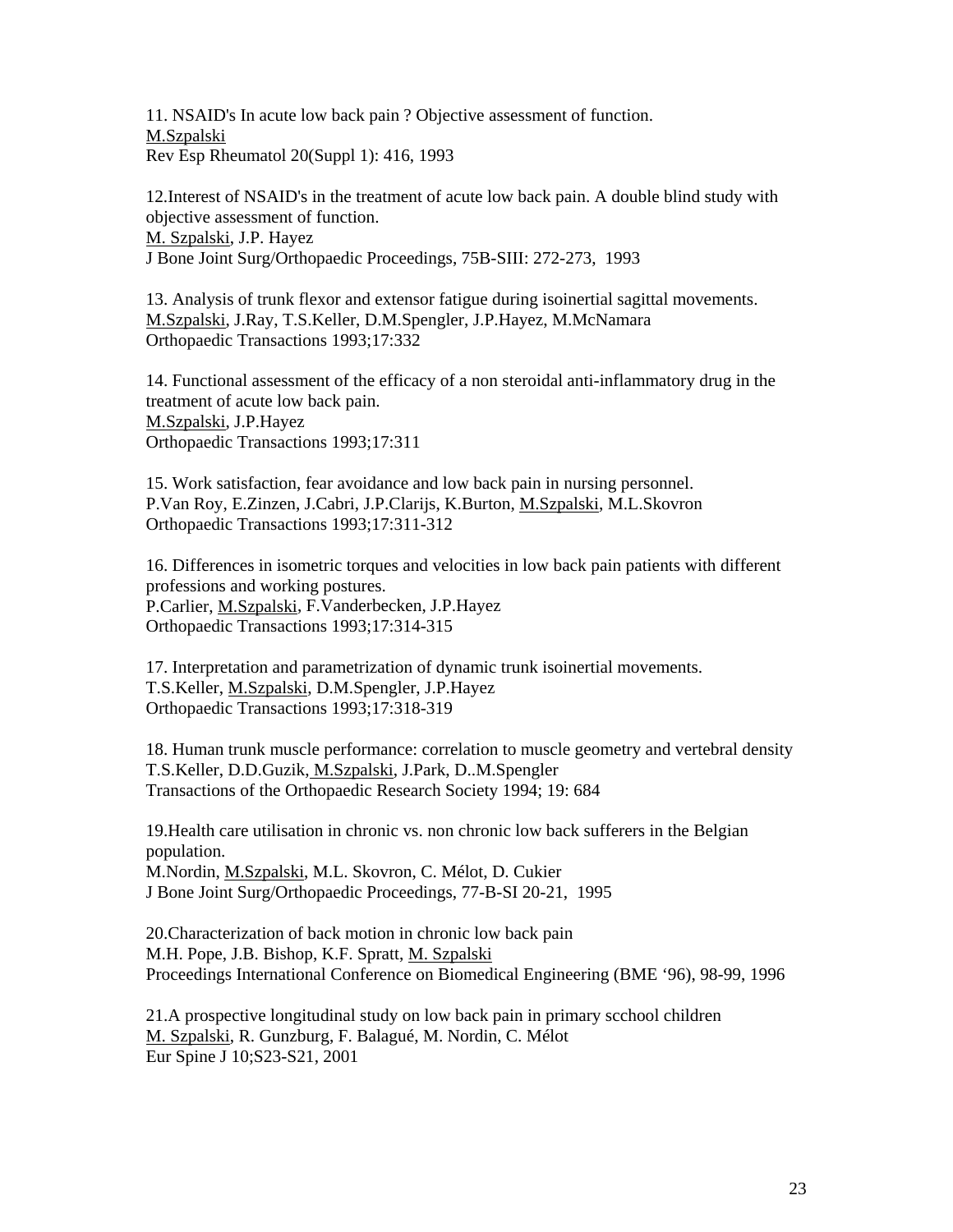11. NSAID's In acute low back pain ? Objective assessment of function.
M.Szpalski
Rev Esp Rheumatol 20(Suppl 1): 416, 1993

12.Interest of NSAID's in the treatment of acute low back pain. A double blind study with objective assessment of function.
M. Szpalski, J.P. Hayez
J Bone Joint Surg/Orthopaedic Proceedings, 75B-SIII: 272-273, 1993

13. Analysis of trunk flexor and extensor fatigue during isoinertial sagittal movements.
M.Szpalski, J.Ray, T.S.Keller, D.M.Spengler, J.P.Hayez, M.McNamara
Orthopaedic Transactions 1993;17:332

14. Functional assessment of the efficacy of a non steroidal anti-inflammatory drug in the treatment of acute low back pain.
M.Szpalski, J.P.Hayez
Orthopaedic Transactions 1993;17:311

15. Work satisfaction, fear avoidance and low back pain in nursing personnel.
P.Van Roy, E.Zinzen, J.Cabri, J.P.Clarijs, K.Burton, M.Szpalski, M.L.Skovron
Orthopaedic Transactions 1993;17:311-312

16. Differences in isometric torques and velocities in low back pain patients with different professions and working postures.
P.Carlier, M.Szpalski, F.Vanderbecken, J.P.Hayez
Orthopaedic Transactions 1993;17:314-315

17. Interpretation and parametrization of dynamic trunk isoinertial movements.
T.S.Keller, M.Szpalski, D.M.Spengler, J.P.Hayez
Orthopaedic Transactions 1993;17:318-319

18. Human trunk muscle performance: correlation to muscle geometry and vertebral density
T.S.Keller, D.D.Guzik, M.Szpalski, J.Park, D..M.Spengler
Transactions of the Orthopaedic Research Society 1994; 19: 684

19.Health care utilisation in chronic vs. non chronic low back sufferers in the Belgian population.
M.Nordin, M.Szpalski, M.L. Skovron, C. Mélot, D. Cukier
J Bone Joint Surg/Orthopaedic Proceedings, 77-B-SI 20-21, 1995

20.Characterization of back motion in chronic low back pain
M.H. Pope, J.B. Bishop, K.F. Spratt, M. Szpalski
Proceedings International Conference on Biomedical Engineering (BME '96), 98-99, 1996

21.A prospective longitudinal study on low back pain in primary scchool children
M. Szpalski, R. Gunzburg, F. Balagué, M. Nordin, C. Mélot
Eur Spine J 10;S23-S21, 2001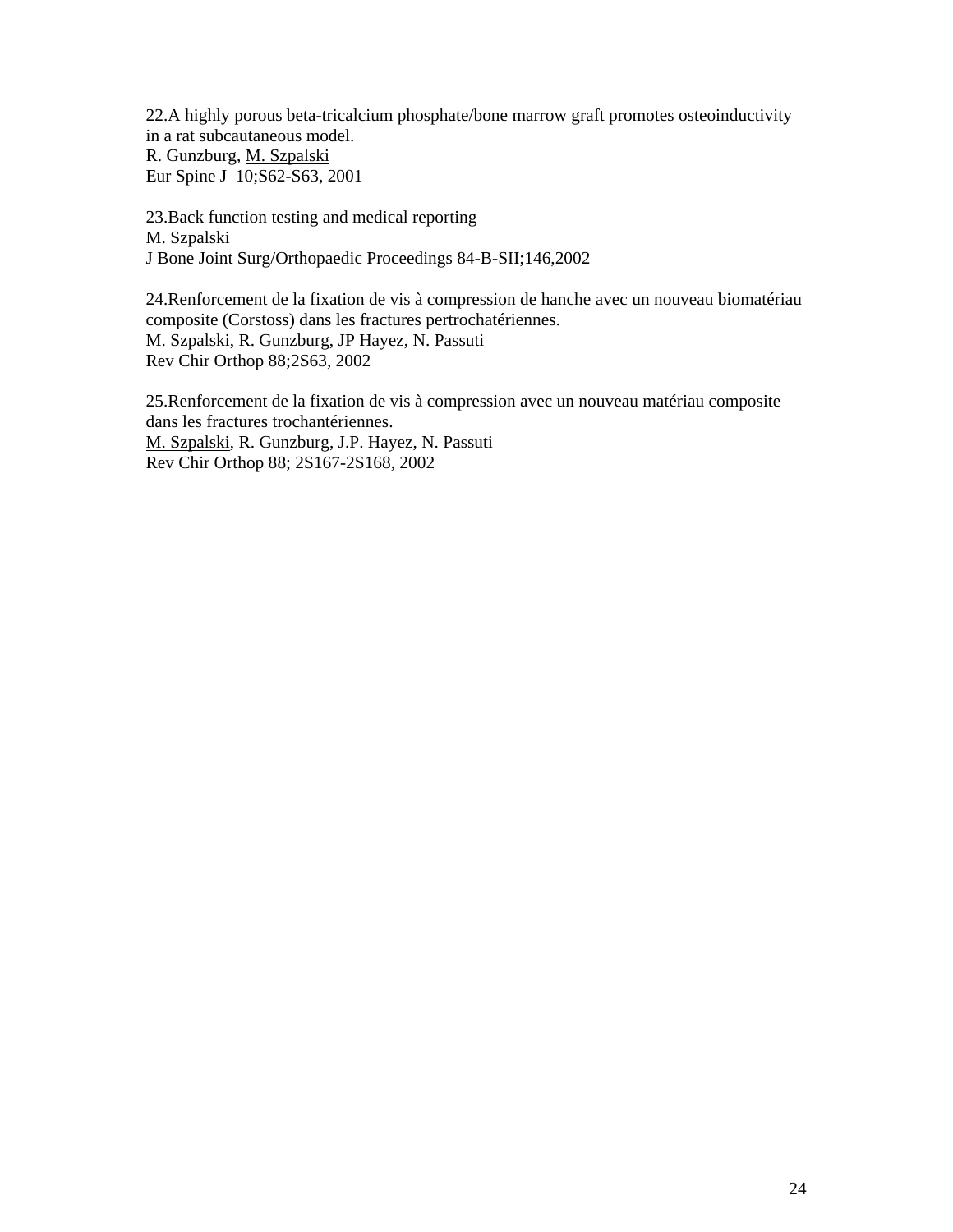22.A highly porous beta-tricalcium phosphate/bone marrow graft promotes osteoinductivity in a rat subcautaneous model.  
R. Gunzburg, <u>M. Szpalski</u>  
Eur Spine J  10;S62-S63, 2001

23.Back function testing and medical reporting  
<u>M. Szpalski</u>  
J Bone Joint Surg/Orthopaedic Proceedings 84-B-SII;146,2002

24.Renforcement de la fixation de vis à compression de hanche avec un nouveau biomatériau composite (Corstoss) dans les fractures pertrochatériennes.  
M. Szpalski, R. Gunzburg, JP Hayez, N. Passuti  
Rev Chir Orthop 88;2S63, 2002

25.Renforcement de la fixation de vis à compression avec un nouveau matériau composite dans les fractures trochantériennes.  
<u>M. Szpalski</u>, R. Gunzburg, J.P. Hayez, N. Passuti  
Rev Chir Orthop 88; 2S167-2S168, 2002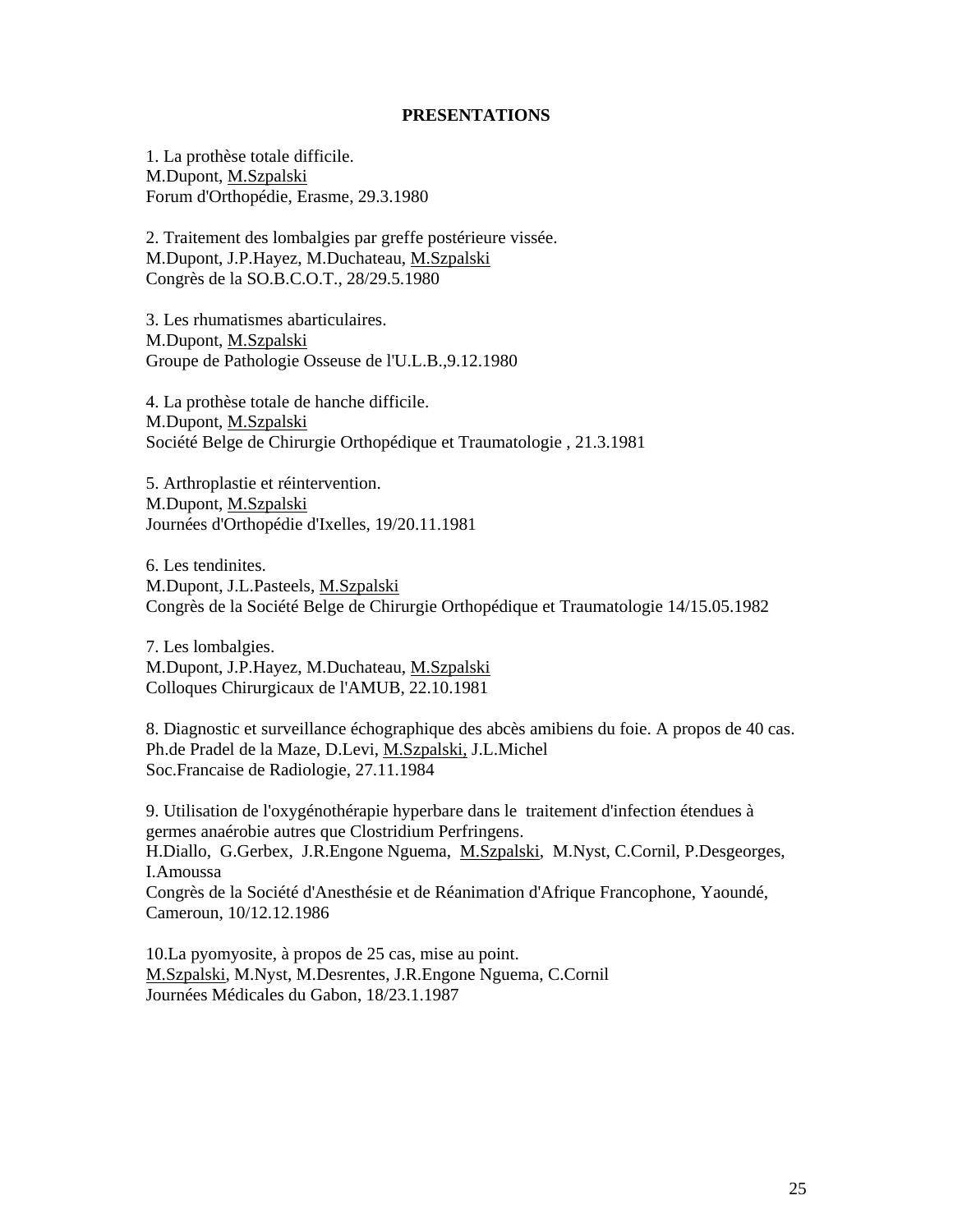**PRESENTATIONS**

1. La prothèse totale difficile.
M.Dupont, M.Szpalski
Forum d'Orthopédie, Erasme, 29.3.1980

2. Traitement des lombalgies par greffe postérieure vissée.
M.Dupont, J.P.Hayez, M.Duchateau, M.Szpalski
Congrès de la SO.B.C.O.T., 28/29.5.1980

3. Les rhumatismes abarticulaires.
M.Dupont, M.Szpalski
Groupe de Pathologie Osseuse de l'U.L.B.,9.12.1980

4. La prothèse totale de hanche difficile.
M.Dupont, M.Szpalski
Société Belge de Chirurgie Orthopédique et Traumatologie , 21.3.1981

5. Arthroplastie et réintervention.
M.Dupont, M.Szpalski
Journées d'Orthopédie d'Ixelles, 19/20.11.1981

6. Les tendinites.
M.Dupont, J.L.Pasteels, M.Szpalski
Congrès de la Société Belge de Chirurgie Orthopédique et Traumatologie 14/15.05.1982

7. Les lombalgies.
M.Dupont, J.P.Hayez, M.Duchateau, M.Szpalski
Colloques Chirurgicaux de l'AMUB, 22.10.1981

8. Diagnostic et surveillance échographique des abcès amibiens du foie. A propos de 40 cas.
Ph.de Pradel de la Maze, D.Levi, M.Szpalski, J.L.Michel
Soc.Francaise de Radiologie, 27.11.1984

9. Utilisation de l'oxygénothérapie hyperbare dans le traitement d'infection étendues à germes anaérobie autres que Clostridium Perfringens.
H.Diallo, G.Gerbex, J.R.Engone Nguema, M.Szpalski, M.Nyst, C.Cornil, P.Desgeorges, I.Amoussa
Congrès de la Société d'Anesthésie et de Réanimation d'Afrique Francophone, Yaoundé, Cameroun, 10/12.12.1986

10.La pyomyosite, à propos de 25 cas, mise au point.
M.Szpalski, M.Nyst, M.Desrentes, J.R.Engone Nguema, C.Cornil
Journées Médicales du Gabon, 18/23.1.1987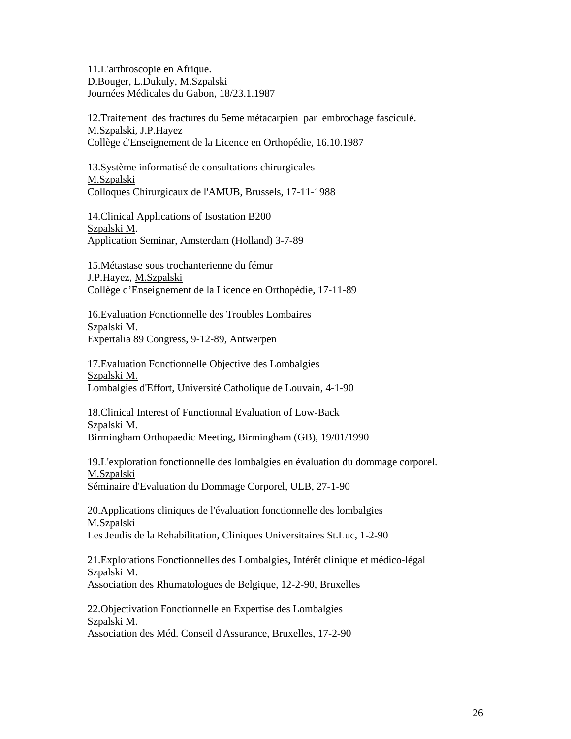11.L'arthroscopie en Afrique.  
D.Bouger, L.Dukuly, <u>M.Szpalski</u>  
Journées Médicales du Gabon, 18/23.1.1987

12.Traitement des fractures du 5eme métacarpien par embrochage fasciculé.  
<u>M.Szpalski</u>, J.P.Hayez  
Collège d'Enseignement de la Licence en Orthopédie, 16.10.1987

13.Système informatisé de consultations chirurgicales  
<u>M.Szpalski</u>  
Colloques Chirurgicaux de l'AMUB, Brussels, 17-11-1988

14.Clinical Applications of Isostation B200  
<u>Szpalski M</u>.  
Application Seminar, Amsterdam (Holland) 3-7-89

15.Métastase sous trochanterienne du fémur  
J.P.Hayez, <u>M.Szpalski</u>  
Collège d'Enseignement de la Licence en Orthopèdie, 17-11-89

16.Evaluation Fonctionnelle des Troubles Lombaires  
<u>Szpalski M.</u>  
Expertalia 89 Congress, 9-12-89, Antwerpen

17.Evaluation Fonctionnelle Objective des Lombalgies  
<u>Szpalski M.</u>  
Lombalgies d'Effort, Université Catholique de Louvain, 4-1-90

18.Clinical Interest of Functionnal Evaluation of Low-Back  
<u>Szpalski M.</u>  
Birmingham Orthopaedic Meeting, Birmingham (GB), 19/01/1990

19.L'exploration fonctionnelle des lombalgies en évaluation du dommage corporel.  
<u>M.Szpalski</u>  
Séminaire d'Evaluation du Dommage Corporel, ULB, 27-1-90

20.Applications cliniques de l'évaluation fonctionnelle des lombalgies  
<u>M.Szpalski</u>  
Les Jeudis de la Rehabilitation, Cliniques Universitaires St.Luc, 1-2-90

21.Explorations Fonctionnelles des Lombalgies, Intérêt clinique et médico-légal  
<u>Szpalski M.</u>  
Association des Rhumatologues de Belgique, 12-2-90, Bruxelles

22.Objectivation Fonctionnelle en Expertise des Lombalgies  
<u>Szpalski M.</u>  
Association des Méd. Conseil d'Assurance, Bruxelles, 17-2-90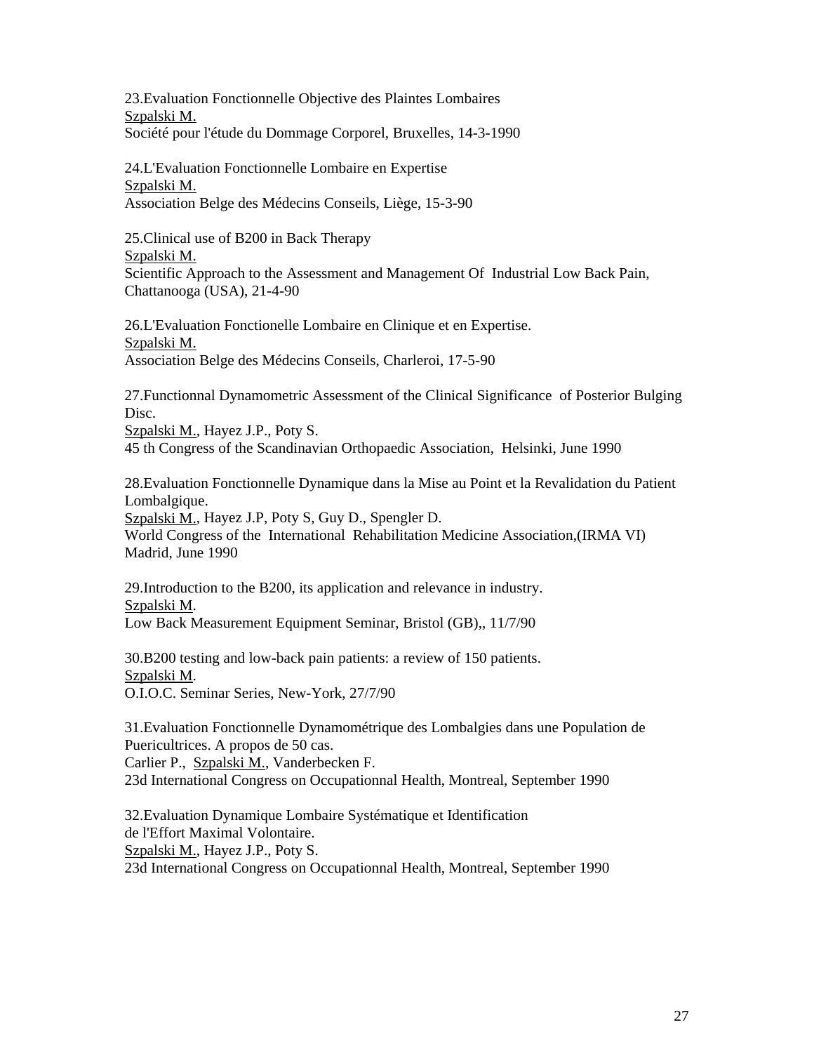23.Evaluation Fonctionnelle Objective des Plaintes Lombaires
Szpalski M.
Société pour l'étude du Dommage Corporel, Bruxelles, 14-3-1990

24.L'Evaluation Fonctionnelle Lombaire en Expertise
Szpalski M.
Association Belge des Médecins Conseils, Liège, 15-3-90

25.Clinical use of B200 in Back Therapy
Szpalski M.
Scientific Approach to the Assessment and Management Of Industrial Low Back Pain, Chattanooga (USA), 21-4-90

26.L'Evaluation Fonctionelle Lombaire en Clinique et en Expertise.
Szpalski M.
Association Belge des Médecins Conseils, Charleroi, 17-5-90

27.Functionnal Dynamometric Assessment of the Clinical Significance of Posterior Bulging Disc.
Szpalski M., Hayez J.P., Poty S.
45 th Congress of the Scandinavian Orthopaedic Association, Helsinki, June 1990

28.Evaluation Fonctionnelle Dynamique dans la Mise au Point et la Revalidation du Patient Lombalgique.
Szpalski M., Hayez J.P, Poty S, Guy D., Spengler D.
World Congress of the International Rehabilitation Medicine Association,(IRMA VI) Madrid, June 1990

29.Introduction to the B200, its application and relevance in industry.
Szpalski M.
Low Back Measurement Equipment Seminar, Bristol (GB),, 11/7/90

30.B200 testing and low-back pain patients: a review of 150 patients.
Szpalski M.
O.I.O.C. Seminar Series, New-York, 27/7/90

31.Evaluation Fonctionnelle Dynamométrique des Lombalgies dans une Population de Puericultrices. A propos de 50 cas.
Carlier P., Szpalski M., Vanderbecken F.
23d International Congress on Occupationnal Health, Montreal, September 1990

32.Evaluation Dynamique Lombaire Systématique et Identification de l'Effort Maximal Volontaire.
Szpalski M., Hayez J.P., Poty S.
23d International Congress on Occupationnal Health, Montreal, September 1990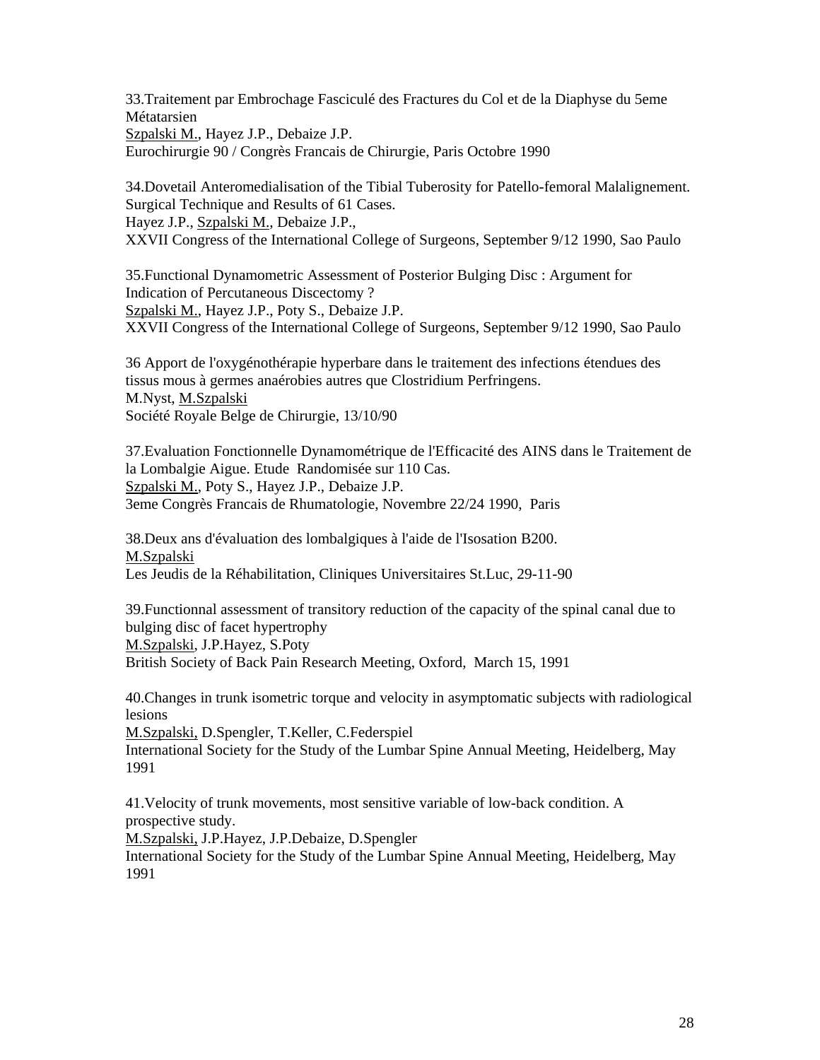33.Traitement par Embrochage Fasciculé des Fractures du Col et de la Diaphyse du 5eme Métatarsien
Szpalski M., Hayez J.P., Debaize J.P.
Eurochirurgie 90 / Congrès Francais de Chirurgie, Paris Octobre 1990

34.Dovetail Anteromedialisation of the Tibial Tuberosity for Patello-femoral Malalignement. Surgical Technique and Results of 61 Cases.
Hayez J.P., Szpalski M., Debaize J.P.,
XXVII Congress of the International College of Surgeons, September 9/12 1990, Sao Paulo

35.Functional Dynamometric Assessment of Posterior Bulging Disc : Argument for Indication of Percutaneous Discectomy ?
Szpalski M., Hayez J.P., Poty S., Debaize J.P.
XXVII Congress of the International College of Surgeons, September 9/12 1990, Sao Paulo

36 Apport de l'oxygénothérapie hyperbare dans le traitement des infections étendues des tissus mous à germes anaérobies autres que Clostridium Perfringens.
M.Nyst, M.Szpalski
Société Royale Belge de Chirurgie, 13/10/90

37.Evaluation Fonctionnelle Dynamométrique de l'Efficacité des AINS dans le Traitement de la Lombalgie Aigue. Etude Randomisée sur 110 Cas.
Szpalski M., Poty S., Hayez J.P., Debaize J.P.
3eme Congrès Francais de Rhumatologie, Novembre 22/24 1990, Paris

38.Deux ans d'évaluation des lombalgiques à l'aide de l'Isosation B200.
M.Szpalski
Les Jeudis de la Réhabilitation, Cliniques Universitaires St.Luc, 29-11-90

39.Functionnal assessment of transitory reduction of the capacity of the spinal canal due to bulging disc of facet hypertrophy
M.Szpalski, J.P.Hayez, S.Poty
British Society of Back Pain Research Meeting, Oxford, March 15, 1991

40.Changes in trunk isometric torque and velocity in asymptomatic subjects with radiological lesions
M.Szpalski, D.Spengler, T.Keller, C.Federspiel
International Society for the Study of the Lumbar Spine Annual Meeting, Heidelberg, May 1991

41.Velocity of trunk movements, most sensitive variable of low-back condition. A prospective study.
M.Szpalski, J.P.Hayez, J.P.Debaize, D.Spengler
International Society for the Study of the Lumbar Spine Annual Meeting, Heidelberg, May 1991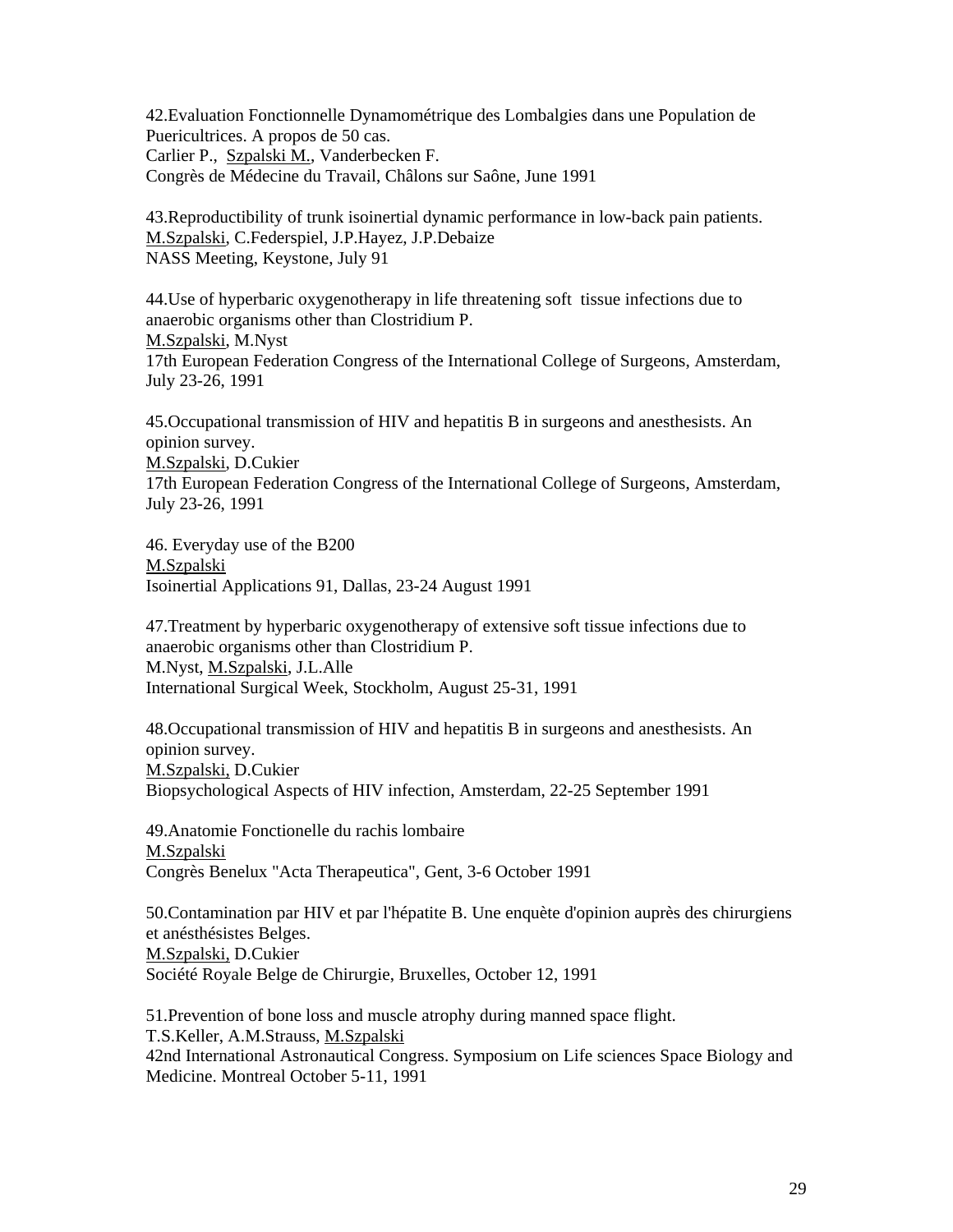42.Evaluation Fonctionnelle Dynamométrique des Lombalgies dans une Population de Puericultrices. A propos de 50 cas.
Carlier P., Szpalski M., Vanderbecken F.
Congrès de Médecine du Travail, Châlons sur Saône, June 1991

43.Reproductibility of trunk isoinertial dynamic performance in low-back pain patients.
M.Szpalski, C.Federspiel, J.P.Hayez, J.P.Debaize
NASS Meeting, Keystone, July 91

44.Use of hyperbaric oxygenotherapy in life threatening soft tissue infections due to anaerobic organisms other than Clostridium P.
M.Szpalski, M.Nyst
17th European Federation Congress of the International College of Surgeons, Amsterdam, July 23-26, 1991

45.Occupational transmission of HIV and hepatitis B in surgeons and anesthesists. An opinion survey.
M.Szpalski, D.Cukier
17th European Federation Congress of the International College of Surgeons, Amsterdam, July 23-26, 1991

46. Everyday use of the B200
M.Szpalski
Isoinertial Applications 91, Dallas, 23-24 August 1991

47.Treatment by hyperbaric oxygenotherapy of extensive soft tissue infections due to anaerobic organisms other than Clostridium P.
M.Nyst, M.Szpalski, J.L.Alle
International Surgical Week, Stockholm, August 25-31, 1991

48.Occupational transmission of HIV and hepatitis B in surgeons and anesthesists. An opinion survey.
M.Szpalski, D.Cukier
Biopsychological Aspects of HIV infection, Amsterdam, 22-25 September 1991

49.Anatomie Fonctionelle du rachis lombaire
M.Szpalski
Congrès Benelux "Acta Therapeutica", Gent, 3-6 October 1991

50.Contamination par HIV et par l'hépatite B. Une enquète d'opinion auprès des chirurgiens et anésthésistes Belges.
M.Szpalski, D.Cukier
Société Royale Belge de Chirurgie, Bruxelles, October 12, 1991

51.Prevention of bone loss and muscle atrophy during manned space flight.
T.S.Keller, A.M.Strauss, M.Szpalski
42nd International Astronautical Congress. Symposium on Life sciences Space Biology and Medicine. Montreal October 5-11, 1991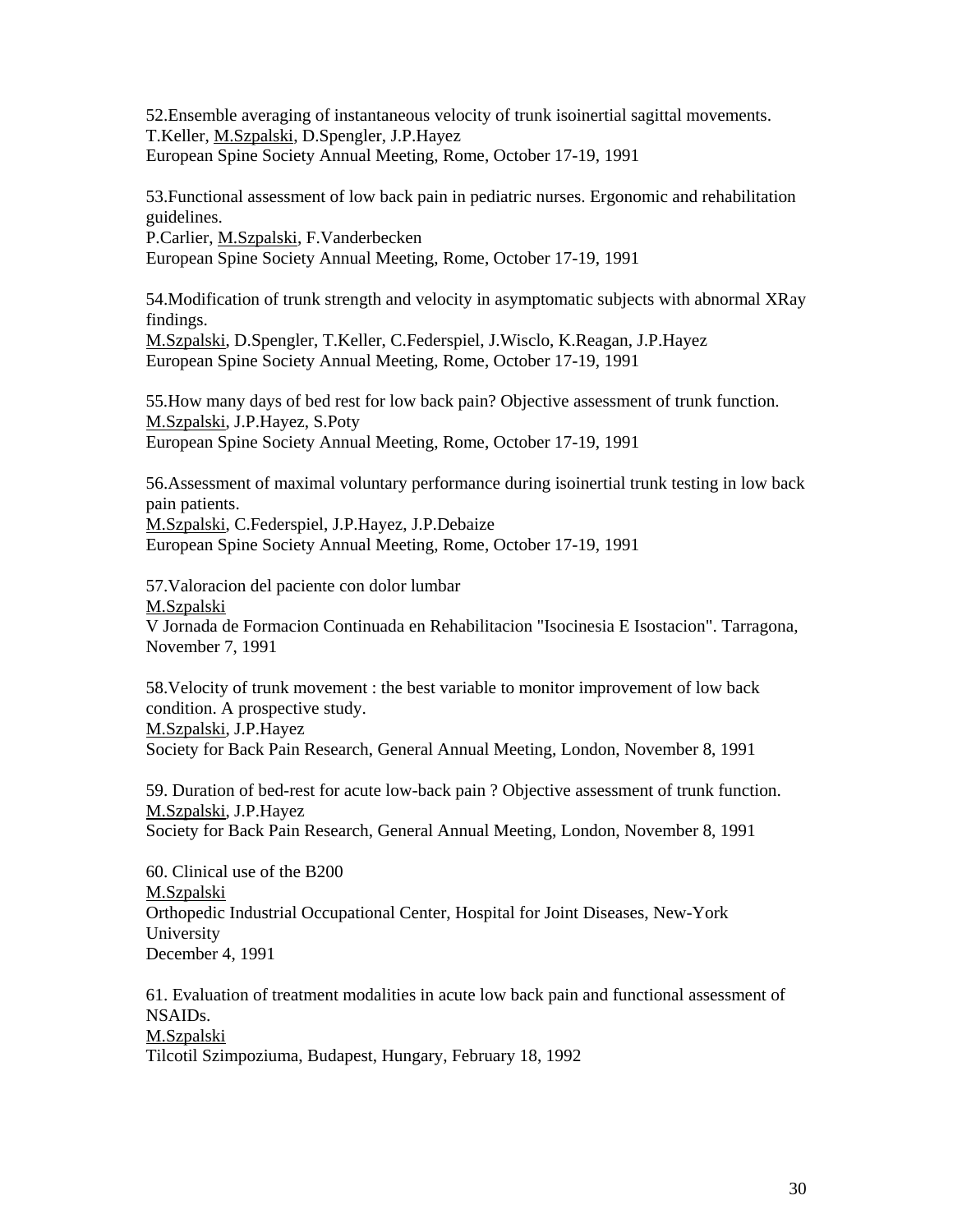52.Ensemble averaging of instantaneous velocity of trunk isoinertial sagittal movements.
T.Keller, <u>M.Szpalski</u>, D.Spengler, J.P.Hayez
European Spine Society Annual Meeting, Rome, October 17-19, 1991

53.Functional assessment of low back pain in pediatric nurses. Ergonomic and rehabilitation guidelines.
P.Carlier, <u>M.Szpalski</u>, F.Vanderbecken
European Spine Society Annual Meeting, Rome, October 17-19, 1991

54.Modification of trunk strength and velocity in asymptomatic subjects with abnormal XRay findings.
<u>M.Szpalski</u>, D.Spengler, T.Keller, C.Federspiel, J.Wisclo, K.Reagan, J.P.Hayez
European Spine Society Annual Meeting, Rome, October 17-19, 1991

55.How many days of bed rest for low back pain? Objective assessment of trunk function.
<u>M.Szpalski</u>, J.P.Hayez, S.Poty
European Spine Society Annual Meeting, Rome, October 17-19, 1991

56.Assessment of maximal voluntary performance during isoinertial trunk testing in low back pain patients.
<u>M.Szpalski</u>, C.Federspiel, J.P.Hayez, J.P.Debaize
European Spine Society Annual Meeting, Rome, October 17-19, 1991

57.Valoracion del paciente con dolor lumbar
<u>M.Szpalski</u>
V Jornada de Formacion Continuada en Rehabilitacion "Isocinesia E Isostacion". Tarragona, November 7, 1991

58.Velocity of trunk movement : the best variable to monitor improvement of low back condition. A prospective study.
<u>M.Szpalski</u>, J.P.Hayez
Society for Back Pain Research, General Annual Meeting, London, November 8, 1991

59. Duration of bed-rest for acute low-back pain ? Objective assessment of trunk function.
<u>M.Szpalski</u>, J.P.Hayez
Society for Back Pain Research, General Annual Meeting, London, November 8, 1991

60. Clinical use of the B200
<u>M.Szpalski</u>
Orthopedic Industrial Occupational Center, Hospital for Joint Diseases, New-York University
December 4, 1991

61. Evaluation of treatment modalities in acute low back pain and functional assessment of NSAIDs.
<u>M.Szpalski</u>
Tilcotil Szimpoziuma, Budapest, Hungary, February 18, 1992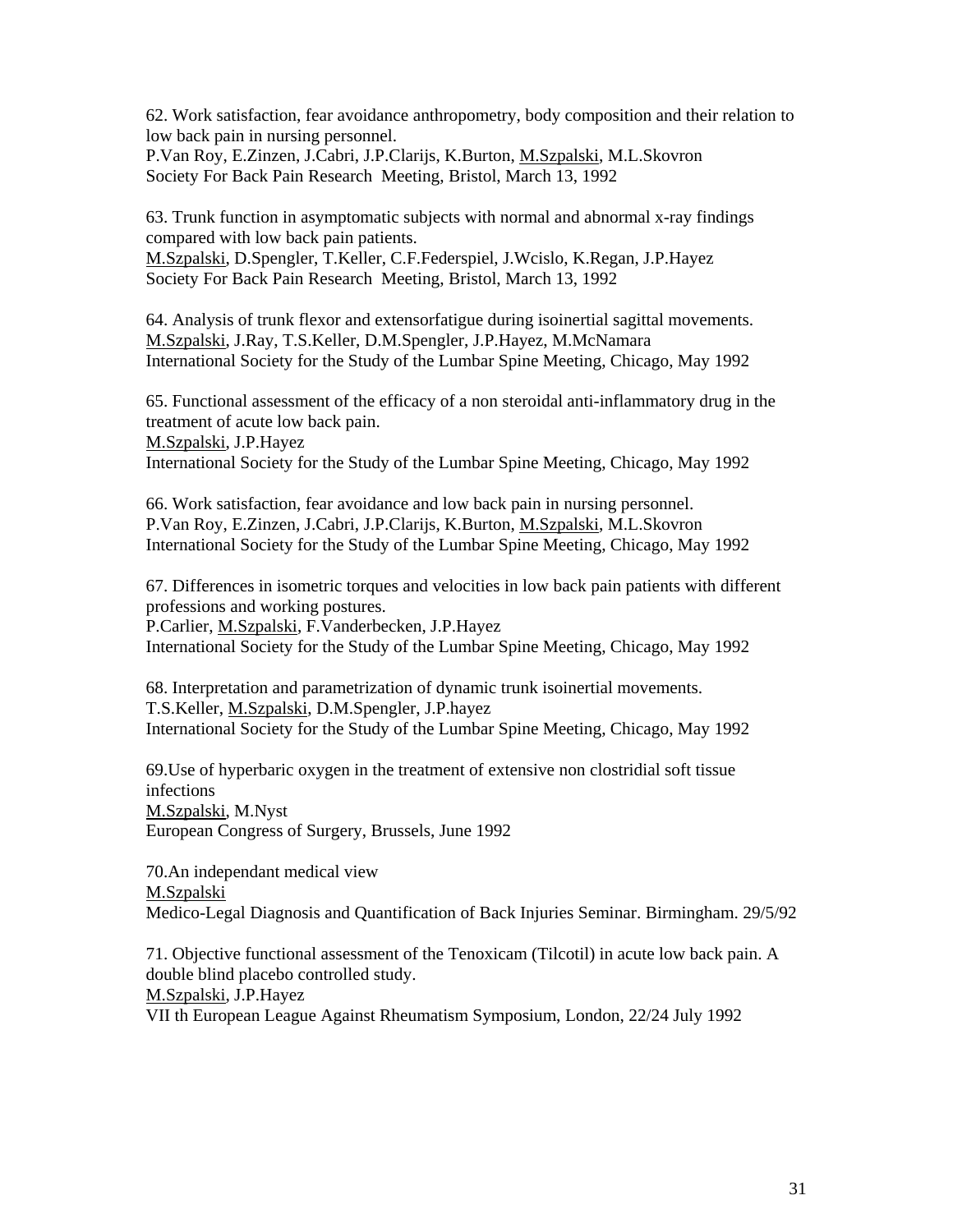62. Work satisfaction, fear avoidance anthropometry, body composition and their relation to low back pain in nursing personnel.
P.Van Roy, E.Zinzen, J.Cabri, J.P.Clarijs, K.Burton, <u>M.Szpalski</u>, M.L.Skovron
Society For Back Pain Research Meeting, Bristol, March 13, 1992

63. Trunk function in asymptomatic subjects with normal and abnormal x-ray findings compared with low back pain patients.
<u>M.Szpalski</u>, D.Spengler, T.Keller, C.F.Federspiel, J.Wcislo, K.Regan, J.P.Hayez
Society For Back Pain Research Meeting, Bristol, March 13, 1992

64. Analysis of trunk flexor and extensorfatigue during isoinertial sagittal movements.
<u>M.Szpalski</u>, J.Ray, T.S.Keller, D.M.Spengler, J.P.Hayez, M.McNamara
International Society for the Study of the Lumbar Spine Meeting, Chicago, May 1992

65. Functional assessment of the efficacy of a non steroidal anti-inflammatory drug in the treatment of acute low back pain.
<u>M.Szpalski</u>, J.P.Hayez
International Society for the Study of the Lumbar Spine Meeting, Chicago, May 1992

66. Work satisfaction, fear avoidance and low back pain in nursing personnel.
P.Van Roy, E.Zinzen, J.Cabri, J.P.Clarijs, K.Burton, <u>M.Szpalski</u>, M.L.Skovron
International Society for the Study of the Lumbar Spine Meeting, Chicago, May 1992

67. Differences in isometric torques and velocities in low back pain patients with different professions and working postures.
P.Carlier, <u>M.Szpalski</u>, F.Vanderbecken, J.P.Hayez
International Society for the Study of the Lumbar Spine Meeting, Chicago, May 1992

68. Interpretation and parametrization of dynamic trunk isoinertial movements.
T.S.Keller, <u>M.Szpalski</u>, D.M.Spengler, J.P.hayez
International Society for the Study of the Lumbar Spine Meeting, Chicago, May 1992

69.Use of hyperbaric oxygen in the treatment of extensive non clostridial soft tissue infections
<u>M.Szpalski</u>, M.Nyst
European Congress of Surgery, Brussels, June 1992

70.An independant medical view
<u>M.Szpalski</u>
Medico-Legal Diagnosis and Quantification of Back Injuries Seminar. Birmingham. 29/5/92

71. Objective functional assessment of the Tenoxicam (Tilcotil) in acute low back pain. A double blind placebo controlled study.
<u>M.Szpalski</u>, J.P.Hayez
VII th European League Against Rheumatism Symposium, London, 22/24 July 1992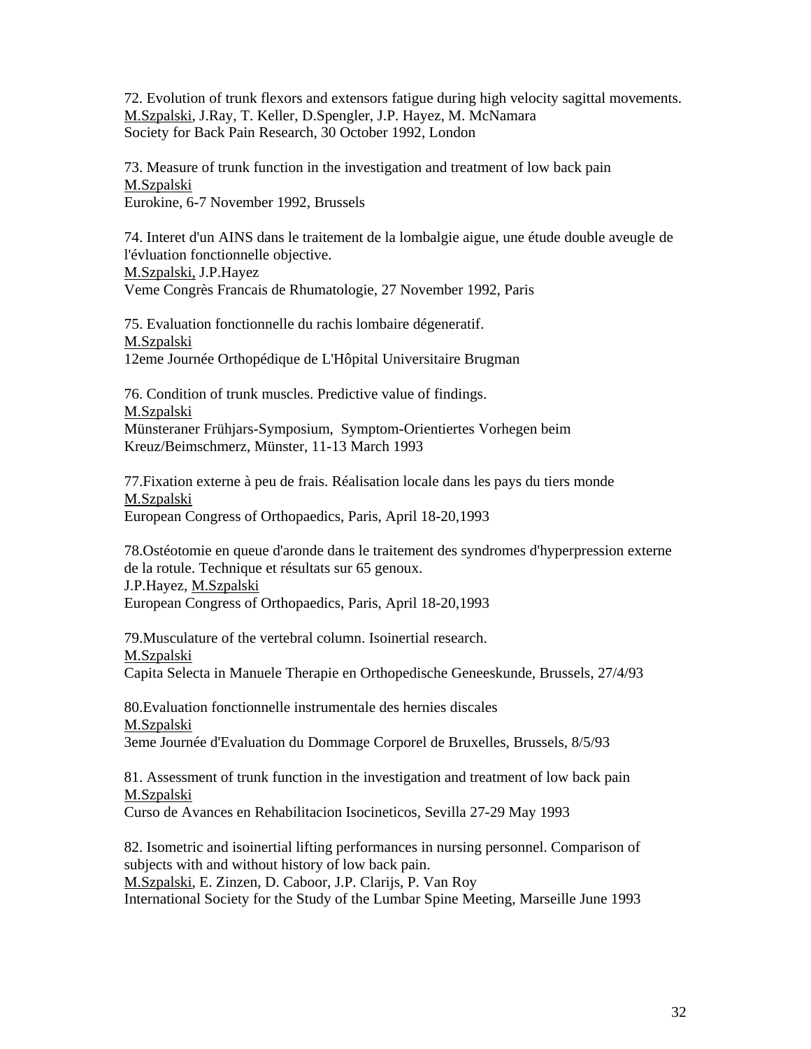72. Evolution of trunk flexors and extensors fatigue during high velocity sagittal movements.
M.Szpalski, J.Ray, T. Keller, D.Spengler, J.P. Hayez, M. McNamara
Society for Back Pain Research, 30 October 1992, London

73. Measure of trunk function in the investigation and treatment of low back pain
M.Szpalski
Eurokine, 6-7 November 1992, Brussels

74. Interet d'un AINS dans le traitement de la lombalgie aigue, une étude double aveugle de l'évluation fonctionnelle objective.
M.Szpalski, J.P.Hayez
Veme Congrès Francais de Rhumatologie, 27 November 1992, Paris

75. Evaluation fonctionnelle du rachis lombaire dégeneratif.
M.Szpalski
12eme Journée Orthopédique de L'Hôpital Universitaire Brugman

76. Condition of trunk muscles. Predictive value of findings.
M.Szpalski
Münsteraner Frühjars-Symposium, Symptom-Orientiertes Vorhegen beim Kreuz/Beimschmerz, Münster, 11-13 March 1993

77.Fixation externe à peu de frais. Réalisation locale dans les pays du tiers monde
M.Szpalski
European Congress of Orthopaedics, Paris, April 18-20,1993

78.Ostéotomie en queue d'aronde dans le traitement des syndromes d'hyperpression externe de la rotule. Technique et résultats sur 65 genoux.
J.P.Hayez, M.Szpalski
European Congress of Orthopaedics, Paris, April 18-20,1993

79.Musculature of the vertebral column. Isoinertial research.
M.Szpalski
Capita Selecta in Manuele Therapie en Orthopedische Geneeskunde, Brussels, 27/4/93

80.Evaluation fonctionnelle instrumentale des hernies discales
M.Szpalski
3eme Journée d'Evaluation du Dommage Corporel de Bruxelles, Brussels, 8/5/93

81. Assessment of trunk function in the investigation and treatment of low back pain
M.Szpalski
Curso de Avances en Rehabilitacion Isocineticos, Sevilla 27-29 May 1993

82. Isometric and isoinertial lifting performances in nursing personnel. Comparison of subjects with and without history of low back pain.
M.Szpalski, E. Zinzen, D. Caboor, J.P. Clarijs, P. Van Roy
International Society for the Study of the Lumbar Spine Meeting, Marseille June 1993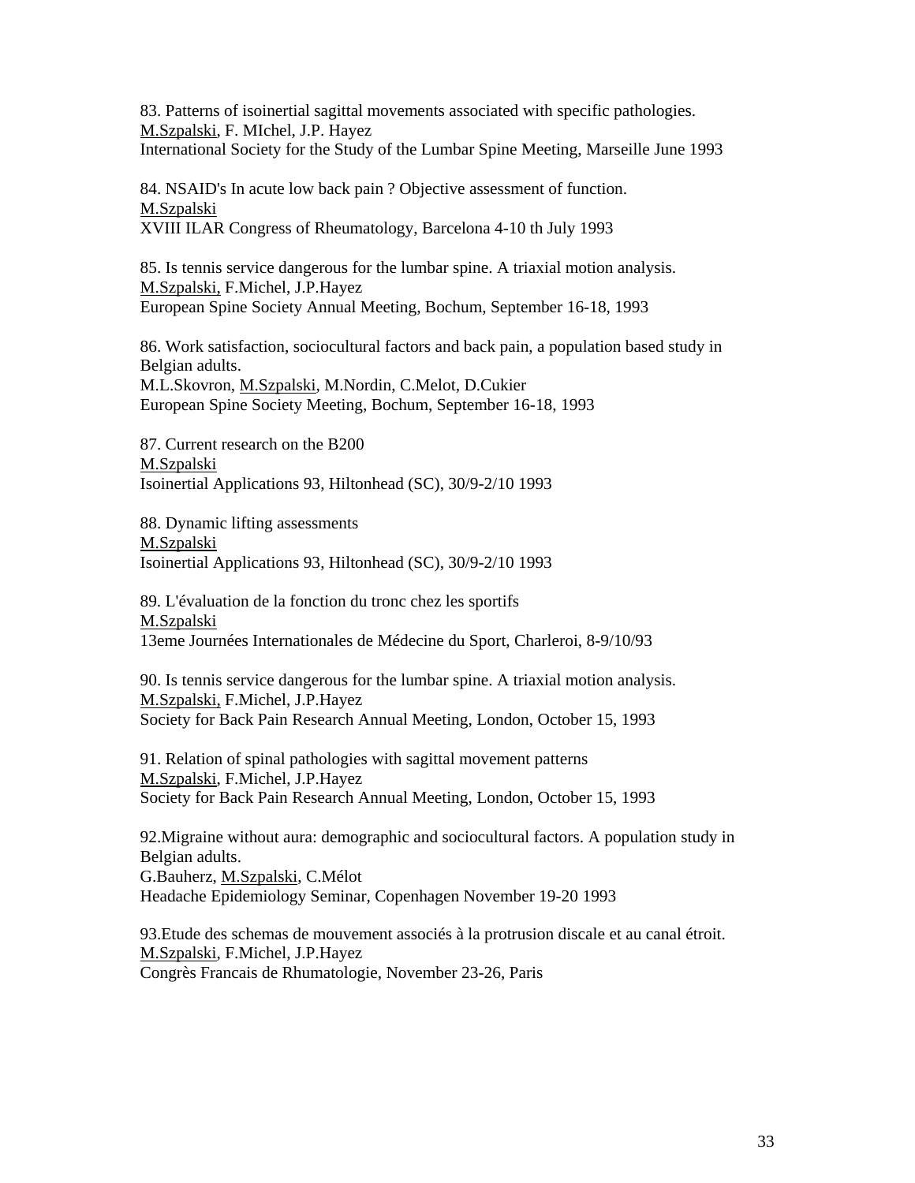83. Patterns of isoinertial sagittal movements associated with specific pathologies.
M.Szpalski, F. MIchel, J.P. Hayez
International Society for the Study of the Lumbar Spine Meeting, Marseille June 1993

84. NSAID's In acute low back pain ? Objective assessment of function.
M.Szpalski
XVIII ILAR Congress of Rheumatology, Barcelona 4-10 th July 1993

85. Is tennis service dangerous for the lumbar spine. A triaxial motion analysis.
M.Szpalski, F.Michel, J.P.Hayez
European Spine Society Annual Meeting, Bochum, September 16-18, 1993

86. Work satisfaction, sociocultural factors and back pain, a population based study in Belgian adults.
M.L.Skovron, M.Szpalski, M.Nordin, C.Melot, D.Cukier
European Spine Society Meeting, Bochum, September 16-18, 1993

87. Current research on the B200
M.Szpalski
Isoinertial Applications 93, Hiltonhead (SC), 30/9-2/10 1993

88. Dynamic lifting assessments
M.Szpalski
Isoinertial Applications 93, Hiltonhead (SC), 30/9-2/10 1993

89. L'évaluation de la fonction du tronc chez les sportifs
M.Szpalski
13eme Journées Internationales de Médecine du Sport, Charleroi, 8-9/10/93

90. Is tennis service dangerous for the lumbar spine. A triaxial motion analysis.
M.Szpalski, F.Michel, J.P.Hayez
Society for Back Pain Research Annual Meeting, London, October 15, 1993

91. Relation of spinal pathologies with sagittal movement patterns
M.Szpalski, F.Michel, J.P.Hayez
Society for Back Pain Research Annual Meeting, London, October 15, 1993

92.Migraine without aura: demographic and sociocultural factors. A population study in Belgian adults.
G.Bauherz, M.Szpalski, C.Mélot
Headache Epidemiology Seminar, Copenhagen November 19-20 1993

93.Etude des schemas de mouvement associés à la protrusion discale et au canal étroit.
M.Szpalski, F.Michel, J.P.Hayez
Congrès Francais de Rhumatologie, November 23-26, Paris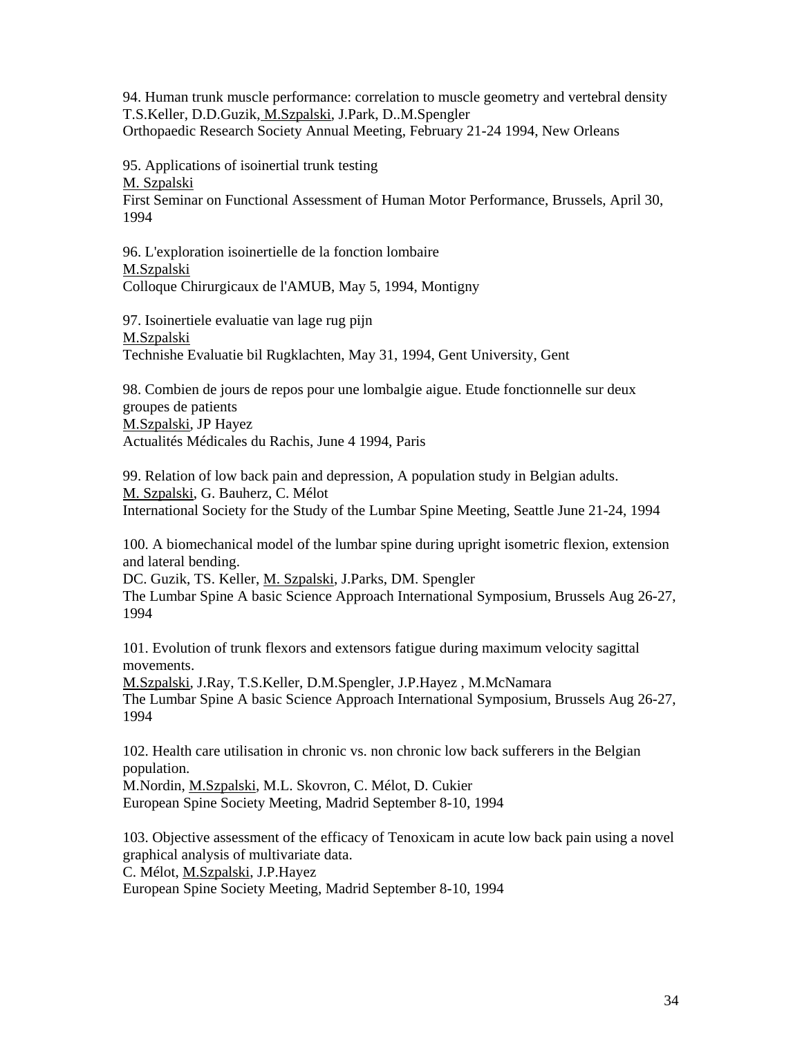94. Human trunk muscle performance: correlation to muscle geometry and vertebral density
T.S.Keller, D.D.Guzik, M.Szpalski, J.Park, D..M.Spengler
Orthopaedic Research Society Annual Meeting, February 21-24 1994, New Orleans

95. Applications of isoinertial trunk testing
M. Szpalski
First Seminar on Functional Assessment of Human Motor Performance, Brussels, April 30, 1994

96. L'exploration isoinertielle de la fonction lombaire
M.Szpalski
Colloque Chirurgicaux de l'AMUB, May 5, 1994, Montigny

97. Isoinertiele evaluatie van lage rug pijn
M.Szpalski
Technishe Evaluatie bil Rugklachten, May 31, 1994, Gent University, Gent

98. Combien de jours de repos pour une lombalgie aigue. Etude fonctionnelle sur deux groupes de patients
M.Szpalski, JP Hayez
Actualités Médicales du Rachis, June 4 1994, Paris

99. Relation of low back pain and depression, A population study in Belgian adults.
M. Szpalski, G. Bauherz, C. Mélot
International Society for the Study of the Lumbar Spine Meeting, Seattle June 21-24, 1994

100. A biomechanical model of the lumbar spine during upright isometric flexion, extension and lateral bending.
DC. Guzik, TS. Keller, M. Szpalski, J.Parks, DM. Spengler
The Lumbar Spine A basic Science Approach International Symposium, Brussels Aug 26-27, 1994

101. Evolution of trunk flexors and extensors fatigue during maximum velocity sagittal movements.
M.Szpalski, J.Ray, T.S.Keller, D.M.Spengler, J.P.Hayez , M.McNamara
The Lumbar Spine A basic Science Approach International Symposium, Brussels Aug 26-27, 1994

102. Health care utilisation in chronic vs. non chronic low back sufferers in the Belgian population.
M.Nordin, M.Szpalski, M.L. Skovron, C. Mélot, D. Cukier
European Spine Society Meeting, Madrid September 8-10, 1994

103. Objective assessment of the efficacy of Tenoxicam in acute low back pain using a novel graphical analysis of multivariate data.
C. Mélot, M.Szpalski, J.P.Hayez
European Spine Society Meeting, Madrid September 8-10, 1994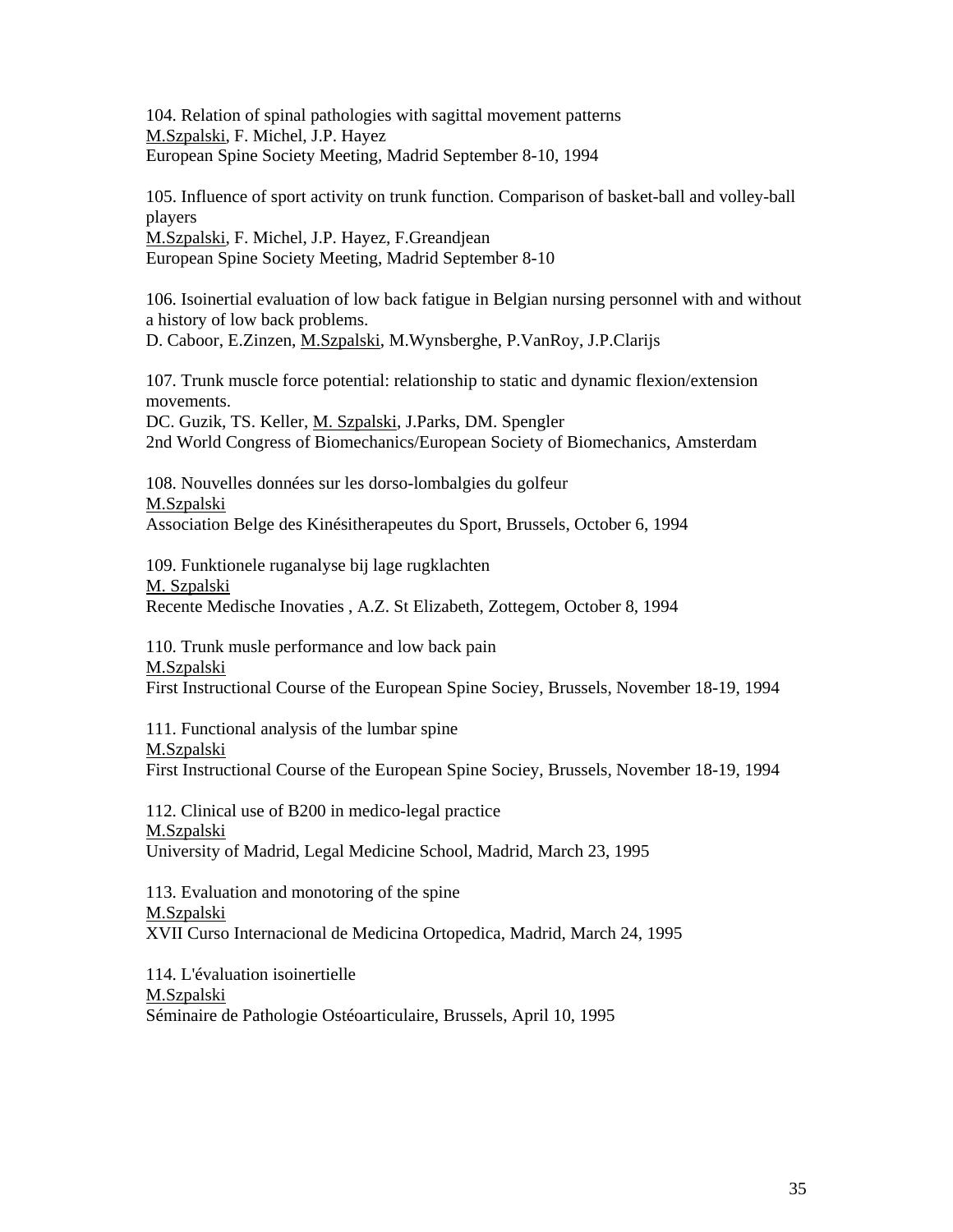104. Relation of spinal pathologies with sagittal movement patterns
<u>M.Szpalski</u>, F. Michel, J.P. Hayez
European Spine Society Meeting, Madrid September 8-10, 1994

105. Influence of sport activity on trunk function. Comparison of basket-ball and volley-ball players
<u>M.Szpalski</u>, F. Michel, J.P. Hayez, F.Greandjean
European Spine Society Meeting, Madrid September 8-10

106. Isoinertial evaluation of low back fatigue in Belgian nursing personnel with and without a history of low back problems.
D. Caboor, E.Zinzen, <u>M.Szpalski</u>, M.Wynsberghe, P.VanRoy, J.P.Clarijs

107. Trunk muscle force potential: relationship to static and dynamic flexion/extension movements.
DC. Guzik, TS. Keller, <u>M. Szpalski</u>, J.Parks, DM. Spengler
2nd World Congress of Biomechanics/European Society of Biomechanics, Amsterdam

108. Nouvelles données sur les dorso-lombalgies du golfeur
<u>M.Szpalski</u>
Association Belge des Kinésitherapeutes du Sport, Brussels, October 6, 1994

109. Funktionele ruganalyse bij lage rugklachten
<u>M. Szpalski</u>
Recente Medische Inovaties , A.Z. St Elizabeth, Zottegem, October 8, 1994

110. Trunk musle performance and low back pain
<u>M.Szpalski</u>
First Instructional Course of the European Spine Sociey, Brussels, November 18-19, 1994

111. Functional analysis of the lumbar spine
<u>M.Szpalski</u>
First Instructional Course of the European Spine Sociey, Brussels, November 18-19, 1994

112. Clinical use of B200 in medico-legal practice
<u>M.Szpalski</u>
University of Madrid, Legal Medicine School, Madrid, March 23, 1995

113. Evaluation and monotoring of the spine
<u>M.Szpalski</u>
XVII Curso Internacional de Medicina Ortopedica, Madrid, March 24, 1995

114. L'évaluation isoinertielle
<u>M.Szpalski</u>
Séminaire de Pathologie Ostéoarticulaire, Brussels, April 10, 1995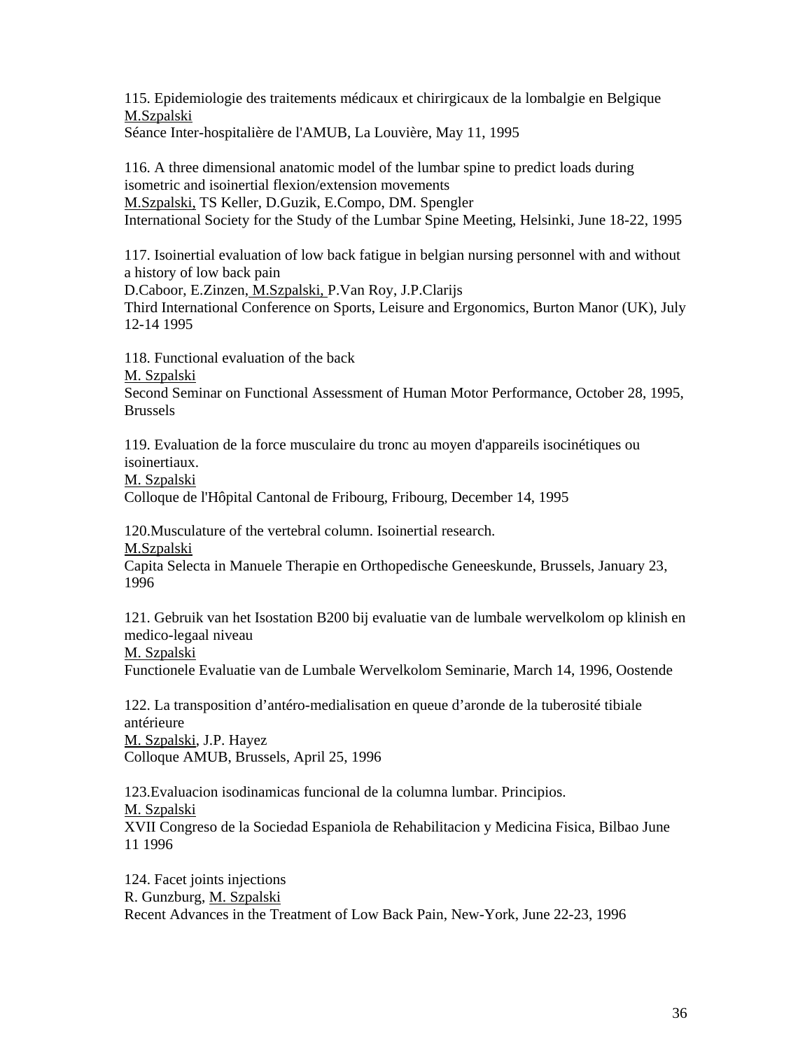115. Epidemiologie des traitements médicaux et chirirgicaux de la lombalgie en Belgique
M.Szpalski
Séance Inter-hospitalière de l'AMUB, La Louvière, May 11, 1995

116. A three dimensional anatomic model of the lumbar spine to predict loads during isometric and isoinertial flexion/extension movements
M.Szpalski, TS Keller, D.Guzik, E.Compo, DM. Spengler
International Society for the Study of the Lumbar Spine Meeting, Helsinki, June 18-22, 1995

117. Isoinertial evaluation of low back fatigue in belgian nursing personnel with and without a history of low back pain
D.Caboor, E.Zinzen, M.Szpalski, P.Van Roy, J.P.Clarijs
Third International Conference on Sports, Leisure and Ergonomics, Burton Manor (UK), July 12-14 1995

118. Functional evaluation of the back
M. Szpalski
Second Seminar on Functional Assessment of Human Motor Performance, October 28, 1995, Brussels

119. Evaluation de la force musculaire du tronc au moyen d'appareils isocinétiques ou isoinertiaux.
M. Szpalski
Colloque de l'Hôpital Cantonal de Fribourg, Fribourg, December 14, 1995

120.Musculature of the vertebral column. Isoinertial research.
M.Szpalski
Capita Selecta in Manuele Therapie en Orthopedische Geneeskunde, Brussels, January 23, 1996

121. Gebruik van het Isostation B200 bij evaluatie van de lumbale wervelkolom op klinish en medico-legaal niveau
M. Szpalski
Functionele Evaluatie van de Lumbale Wervelkolom Seminarie, March 14, 1996, Oostende

122. La transposition d'antéro-medialisation en queue d'aronde de la tuberosité tibiale antérieure
M. Szpalski, J.P. Hayez
Colloque AMUB, Brussels, April 25, 1996

123.Evaluacion isodinamicas funcional de la columna lumbar. Principios.
M. Szpalski
XVII Congreso de la Sociedad Espaniola de Rehabilitacion y Medicina Fisica, Bilbao June 11 1996

124. Facet joints injections
R. Gunzburg, M. Szpalski
Recent Advances in the Treatment of Low Back Pain, New-York, June 22-23, 1996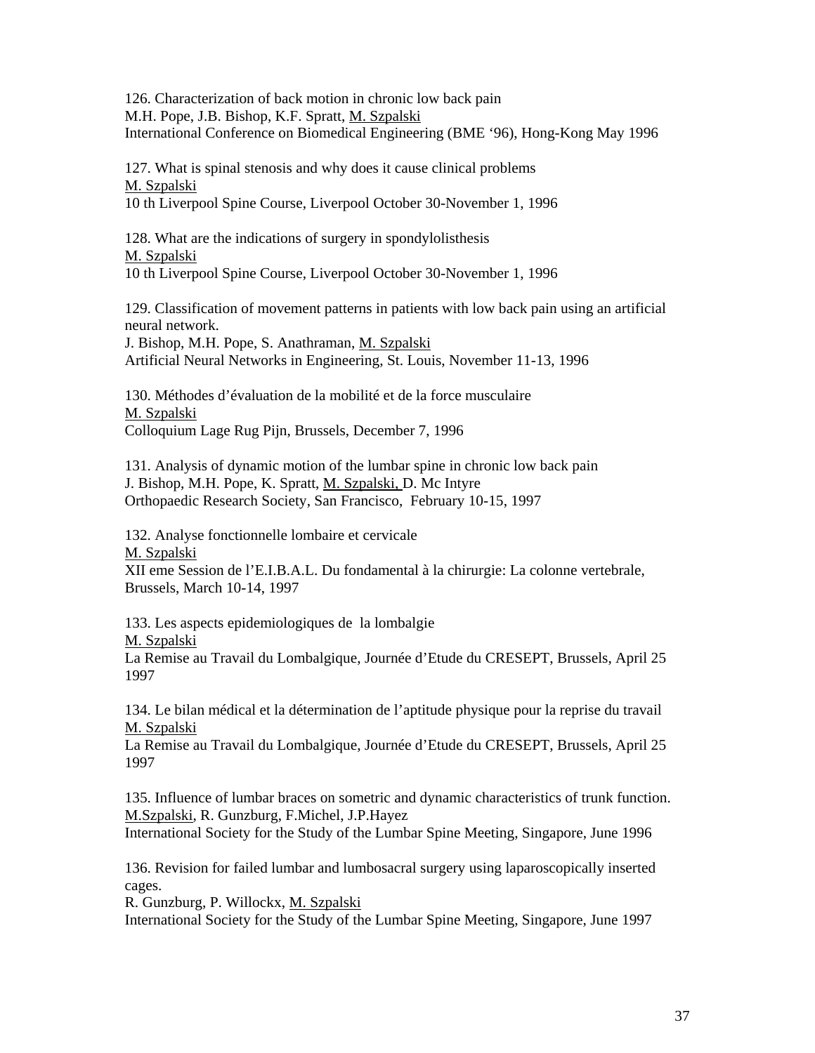126. Characterization of back motion in chronic low back pain
M.H. Pope, J.B. Bishop, K.F. Spratt, <u>M. Szpalski</u>
International Conference on Biomedical Engineering (BME '96), Hong-Kong May 1996

127. What is spinal stenosis and why does it cause clinical problems
<u>M. Szpalski</u>
10 th Liverpool Spine Course, Liverpool October 30-November 1, 1996

128. What are the indications of surgery in spondylolisthesis
<u>M. Szpalski</u>
10 th Liverpool Spine Course, Liverpool October 30-November 1, 1996

129. Classification of movement patterns in patients with low back pain using an artificial neural network.
J. Bishop, M.H. Pope, S. Anathraman, <u>M. Szpalski</u>
Artificial Neural Networks in Engineering, St. Louis, November 11-13, 1996

130. Méthodes d'évaluation de la mobilité et de la force musculaire
<u>M. Szpalski</u>
Colloquium Lage Rug Pijn, Brussels, December 7, 1996

131. Analysis of dynamic motion of the lumbar spine in chronic low back pain
J. Bishop, M.H. Pope, K. Spratt, <u>M. Szpalski,</u> D. Mc Intyre
Orthopaedic Research Society, San Francisco, February 10-15, 1997

132. Analyse fonctionnelle lombaire et cervicale
<u>M. Szpalski</u>
XII eme Session de l'E.I.B.A.L. Du fondamental à la chirurgie: La colonne vertebrale, Brussels, March 10-14, 1997

133. Les aspects epidemiologiques de la lombalgie
<u>M. Szpalski</u>
La Remise au Travail du Lombalgique, Journée d'Etude du CRESEPT, Brussels, April 25 1997

134. Le bilan médical et la détermination de l'aptitude physique pour la reprise du travail
<u>M. Szpalski</u>
La Remise au Travail du Lombalgique, Journée d'Etude du CRESEPT, Brussels, April 25 1997

135. Influence of lumbar braces on sometric and dynamic characteristics of trunk function.
<u>M.Szpalski</u>, R. Gunzburg, F.Michel, J.P.Hayez
International Society for the Study of the Lumbar Spine Meeting, Singapore, June 1996

136. Revision for failed lumbar and lumbosacral surgery using laparoscopically inserted cages.
R. Gunzburg, P. Willockx, <u>M. Szpalski</u>
International Society for the Study of the Lumbar Spine Meeting, Singapore, June 1997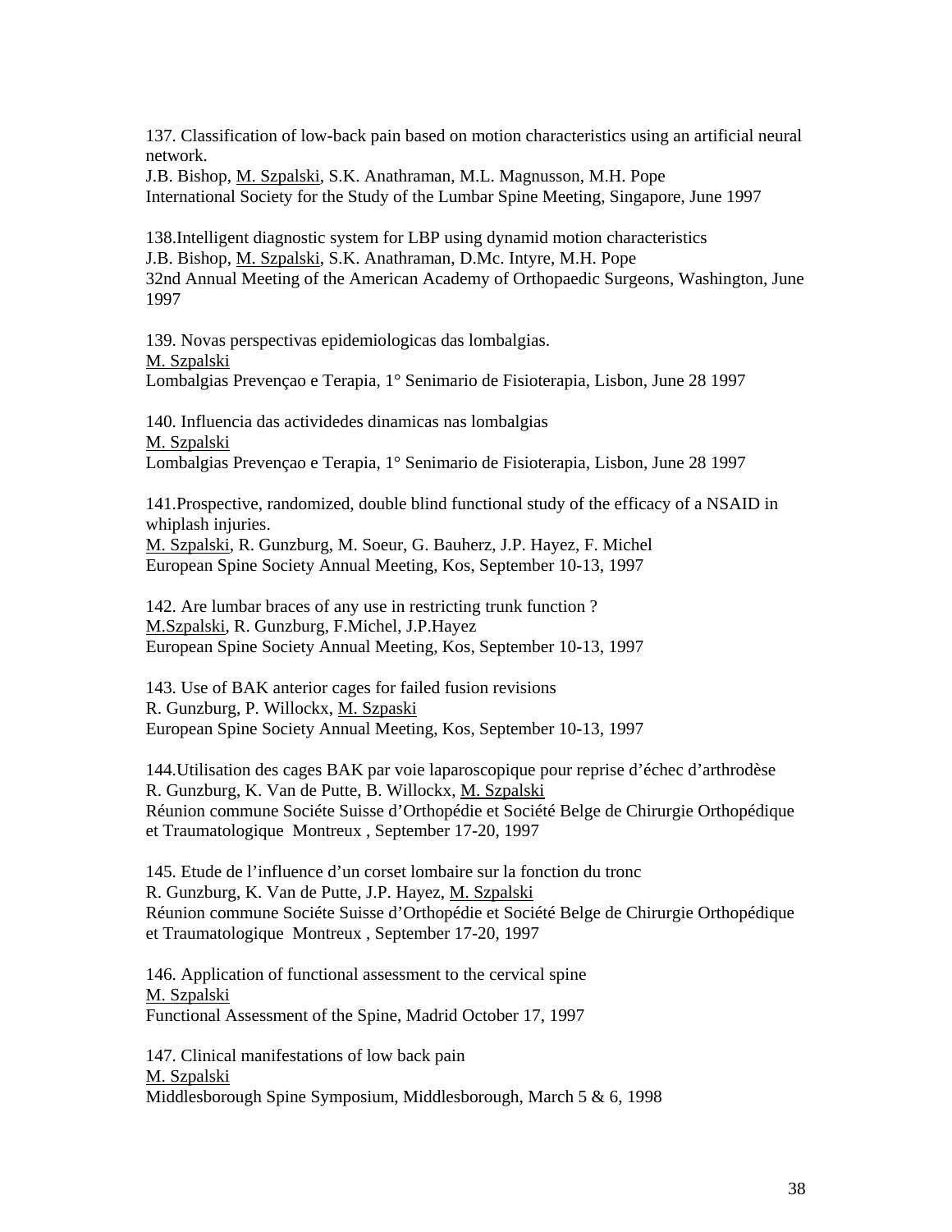137. Classification of low-back pain based on motion characteristics using an artificial neural network.
J.B. Bishop, M. Szpalski, S.K. Anathraman, M.L. Magnusson, M.H. Pope
International Society for the Study of the Lumbar Spine Meeting, Singapore, June 1997

138.Intelligent diagnostic system for LBP using dynamid motion characteristics
J.B. Bishop, M. Szpalski, S.K. Anathraman, D.Mc. Intyre, M.H. Pope
32nd Annual Meeting of the American Academy of Orthopaedic Surgeons, Washington, June 1997

139. Novas perspectivas epidemiologicas das lombalgias.
M. Szpalski
Lombalgias Prevençao e Terapia, 1° Senimario de Fisioterapia, Lisbon, June 28 1997

140. Influencia das activideces dinamicas nas lombalgias
M. Szpalski
Lombalgias Prevençao e Terapia, 1° Senimario de Fisioterapia, Lisbon, June 28 1997

141.Prospective, randomized, double blind functional study of the efficacy of a NSAID in whiplash injuries.
M. Szpalski, R. Gunzburg, M. Soeur, G. Bauherz, J.P. Hayez, F. Michel
European Spine Society Annual Meeting, Kos, September 10-13, 1997

142. Are lumbar braces of any use in restricting trunk function ?
M.Szpalski, R. Gunzburg, F.Michel, J.P.Hayez
European Spine Society Annual Meeting, Kos, September 10-13, 1997

143. Use of BAK anterior cages for failed fusion revisions
R. Gunzburg, P. Willockx, M. Szpaski
European Spine Society Annual Meeting, Kos, September 10-13, 1997

144.Utilisation des cages BAK par voie laparoscopique pour reprise d'échec d'arthrodèse
R. Gunzburg, K. Van de Putte, B. Willockx, M. Szpalski
Réunion commune Sociéte Suisse d'Orthopédie et Société Belge de Chirurgie Orthopédique et Traumatologique Montreux , September 17-20, 1997

145. Etude de l'influence d'un corset lombaire sur la fonction du tronc
R. Gunzburg, K. Van de Putte, J.P. Hayez, M. Szpalski
Réunion commune Sociéte Suisse d'Orthopédie et Société Belge de Chirurgie Orthopédique et Traumatologique Montreux , September 17-20, 1997

146. Application of functional assessment to the cervical spine
M. Szpalski
Functional Assessment of the Spine, Madrid October 17, 1997

147. Clinical manifestations of low back pain
M. Szpalski
Middlesborough Spine Symposium, Middlesborough, March 5 & 6, 1998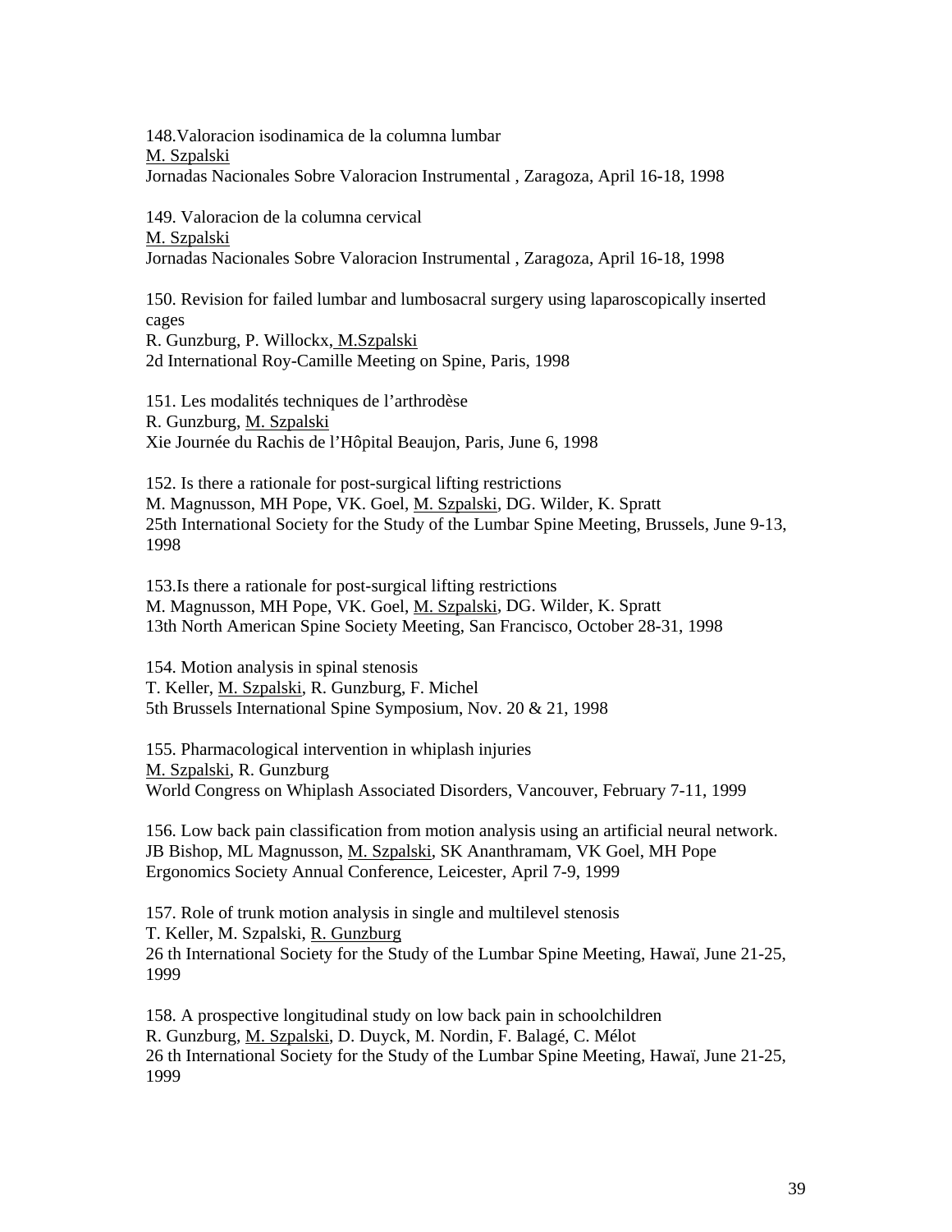148.Valoracion isodinamica de la columna lumbar
M. Szpalski
Jornadas Nacionales Sobre Valoracion Instrumental , Zaragoza, April 16-18, 1998

149. Valoracion de la columna cervical
M. Szpalski
Jornadas Nacionales Sobre Valoracion Instrumental , Zaragoza, April 16-18, 1998

150. Revision for failed lumbar and lumbosacral surgery using laparoscopically inserted cages
R. Gunzburg, P. Willockx, M.Szpalski
2d International Roy-Camille Meeting on Spine, Paris, 1998

151. Les modalités techniques de l'arthrodèse
R. Gunzburg, M. Szpalski
Xie Journée du Rachis de l'Hôpital Beaujon, Paris, June 6, 1998

152. Is there a rationale for post-surgical lifting restrictions
M. Magnusson, MH Pope, VK. Goel, M. Szpalski, DG. Wilder, K. Spratt
25th International Society for the Study of the Lumbar Spine Meeting, Brussels, June 9-13, 1998

153.Is there a rationale for post-surgical lifting restrictions
M. Magnusson, MH Pope, VK. Goel, M. Szpalski, DG. Wilder, K. Spratt
13th North American Spine Society Meeting, San Francisco, October 28-31, 1998

154. Motion analysis in spinal stenosis
T. Keller, M. Szpalski, R. Gunzburg, F. Michel
5th Brussels International Spine Symposium, Nov. 20 & 21, 1998

155. Pharmacological intervention in whiplash injuries
M. Szpalski, R. Gunzburg
World Congress on Whiplash Associated Disorders, Vancouver, February 7-11, 1999

156. Low back pain classification from motion analysis using an artificial neural network.
JB Bishop, ML Magnusson, M. Szpalski, SK Ananthramam, VK Goel, MH Pope
Ergonomics Society Annual Conference, Leicester, April 7-9, 1999

157. Role of trunk motion analysis in single and multilevel stenosis
T. Keller, M. Szpalski, R. Gunzburg
26 th International Society for the Study of the Lumbar Spine Meeting, Hawaï, June 21-25, 1999

158. A prospective longitudinal study on low back pain in schoolchildren
R. Gunzburg, M. Szpalski, D. Duyck, M. Nordin, F. Balagé, C. Mélot
26 th International Society for the Study of the Lumbar Spine Meeting, Hawaï, June 21-25, 1999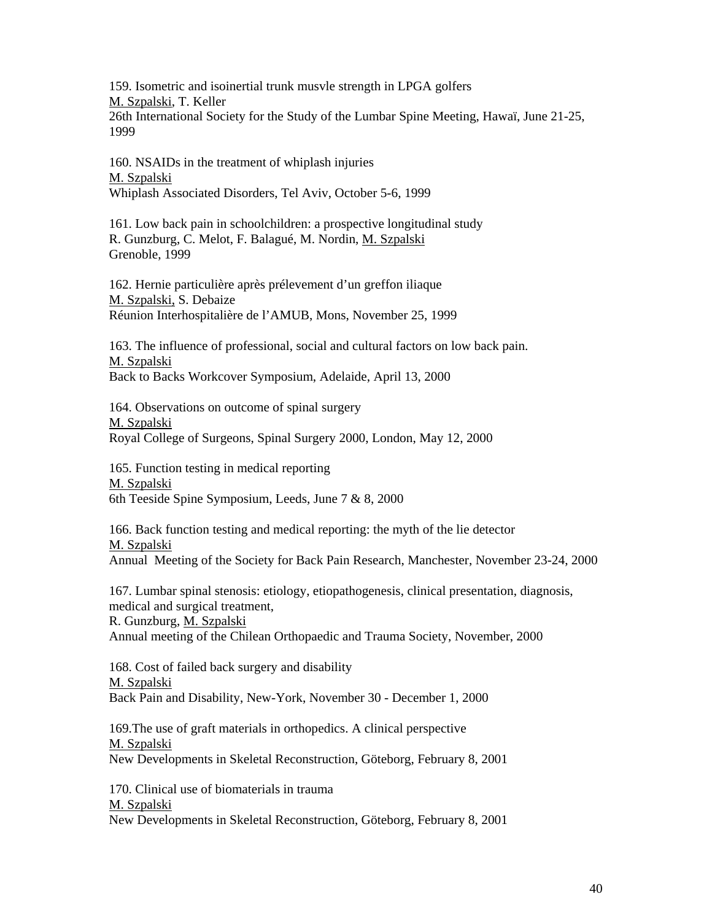159. Isometric and isoinertial trunk musvle strength in LPGA golfers
M. Szpalski, T. Keller
26th International Society for the Study of the Lumbar Spine Meeting, Hawaï, June 21-25, 1999

160. NSAIDs in the treatment of whiplash injuries
M. Szpalski
Whiplash Associated Disorders, Tel Aviv, October 5-6, 1999

161. Low back pain in schoolchildren: a prospective longitudinal study
R. Gunzburg, C. Melot, F. Balagué, M. Nordin, M. Szpalski
Grenoble, 1999

162. Hernie particulière après prélevement d'un greffon iliaque
M. Szpalski, S. Debaize
Réunion Interhospitalière de l'AMUB, Mons, November 25, 1999

163. The influence of professional, social and cultural factors on low back pain.
M. Szpalski
Back to Backs Workcover Symposium, Adelaide, April 13, 2000

164. Observations on outcome of spinal surgery
M. Szpalski
Royal College of Surgeons, Spinal Surgery 2000, London, May 12, 2000

165. Function testing in medical reporting
M. Szpalski
6th Teeside Spine Symposium, Leeds, June 7 & 8, 2000

166. Back function testing and medical reporting: the myth of the lie detector
M. Szpalski
Annual Meeting of the Society for Back Pain Research, Manchester, November 23-24, 2000

167. Lumbar spinal stenosis: etiology, etiopathogenesis, clinical presentation, diagnosis, medical and surgical treatment,
R. Gunzburg, M. Szpalski
Annual meeting of the Chilean Orthopaedic and Trauma Society, November, 2000

168. Cost of failed back surgery and disability
M. Szpalski
Back Pain and Disability, New-York, November 30 - December 1, 2000

169.The use of graft materials in orthopedics. A clinical perspective
M. Szpalski
New Developments in Skeletal Reconstruction, Göteborg, February 8, 2001

170. Clinical use of biomaterials in trauma
M. Szpalski
New Developments in Skeletal Reconstruction, Göteborg, February 8, 2001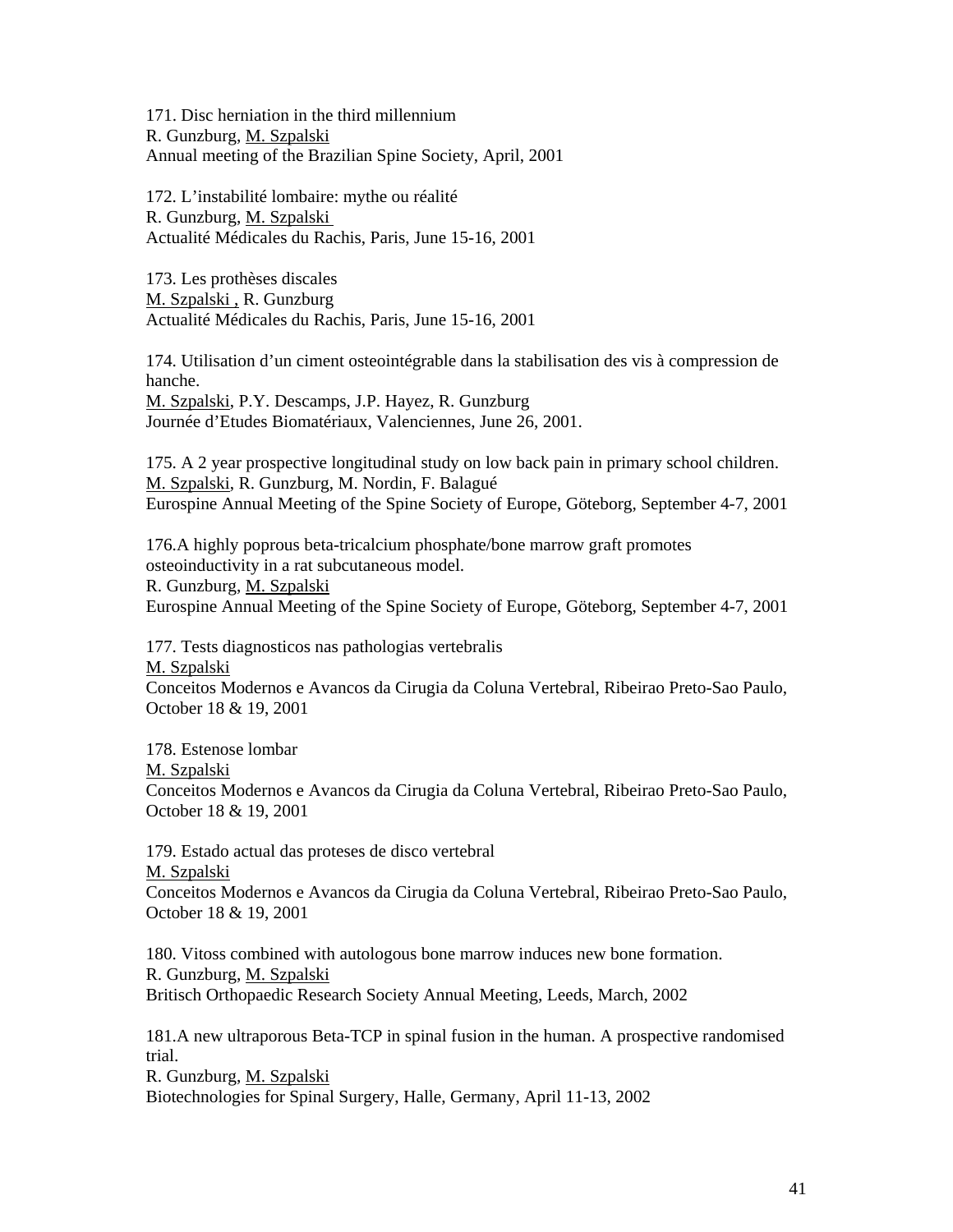171. Disc herniation in the third millennium
R. Gunzburg, M. Szpalski
Annual meeting of the Brazilian Spine Society, April, 2001

172. L'instabilité lombaire: mythe ou réalité
R. Gunzburg, M. Szpalski
Actualité Médicales du Rachis, Paris, June 15-16, 2001

173. Les prothèses discales
M. Szpalski , R. Gunzburg
Actualité Médicales du Rachis, Paris, June 15-16, 2001

174. Utilisation d'un ciment osteointégrable dans la stabilisation des vis à compression de hanche.
M. Szpalski, P.Y. Descamps, J.P. Hayez, R. Gunzburg
Journée d'Etudes Biomatériaux, Valenciennes, June 26, 2001.

175. A 2 year prospective longitudinal study on low back pain in primary school children.
M. Szpalski, R. Gunzburg, M. Nordin, F. Balagué
Eurospine Annual Meeting of the Spine Society of Europe, Göteborg, September 4-7, 2001

176.A highly poprous beta-tricalcium phosphate/bone marrow graft promotes osteoinductivity in a rat subcutaneous model.
R. Gunzburg, M. Szpalski
Eurospine Annual Meeting of the Spine Society of Europe, Göteborg, September 4-7, 2001

177. Tests diagnosticos nas pathologias vertebralis
M. Szpalski
Conceitos Modernos e Avancos da Cirugia da Coluna Vertebral, Ribeirao Preto-Sao Paulo, October 18 & 19, 2001

178. Estenose lombar
M. Szpalski
Conceitos Modernos e Avancos da Cirugia da Coluna Vertebral, Ribeirao Preto-Sao Paulo, October 18 & 19, 2001

179. Estado actual das proteses de disco vertebral
M. Szpalski
Conceitos Modernos e Avancos da Cirugia da Coluna Vertebral, Ribeirao Preto-Sao Paulo, October 18 & 19, 2001

180. Vitoss combined with autologous bone marrow induces new bone formation.
R. Gunzburg, M. Szpalski
Britisch Orthopaedic Research Society Annual Meeting, Leeds, March, 2002

181.A new ultraporous Beta-TCP in spinal fusion in the human. A prospective randomised trial.
R. Gunzburg, M. Szpalski
Biotechnologies for Spinal Surgery, Halle, Germany, April 11-13, 2002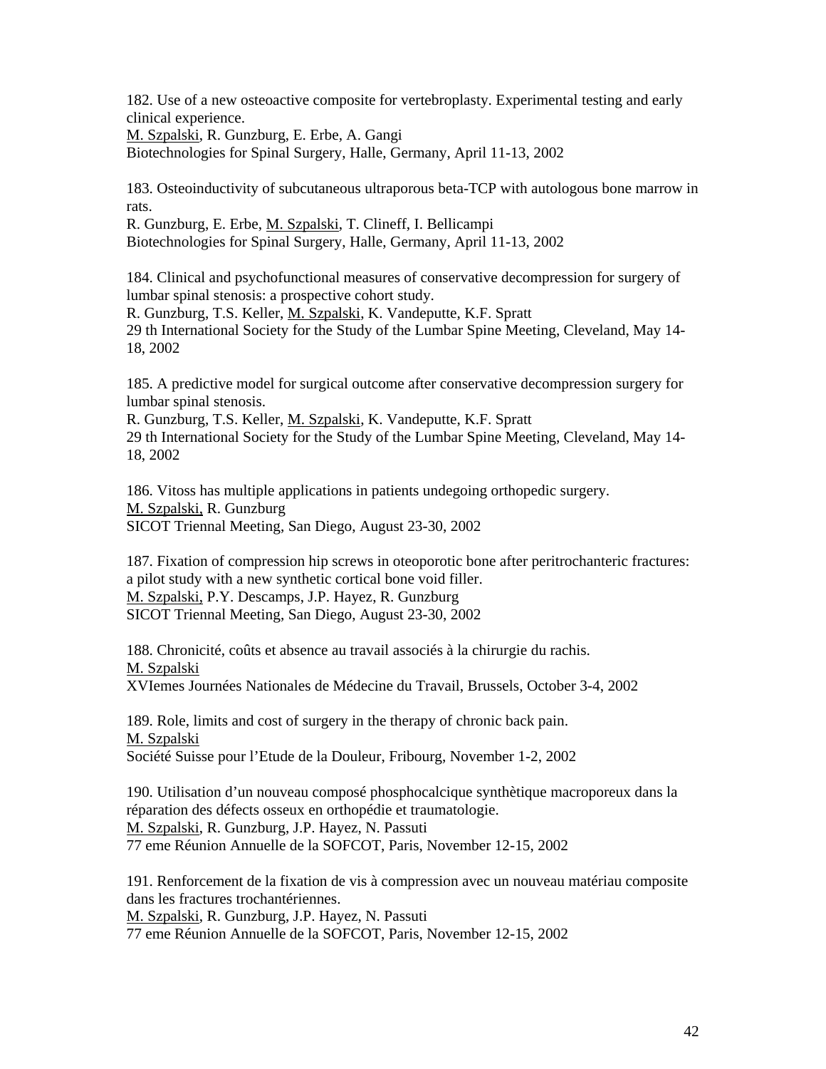182. Use of a new osteoactive composite for vertebroplasty. Experimental testing and early clinical experience.
M. Szpalski, R. Gunzburg, E. Erbe, A. Gangi
Biotechnologies for Spinal Surgery, Halle, Germany, April 11-13, 2002

183. Osteoinductivity of subcutaneous ultraporous beta-TCP with autologous bone marrow in rats.
R. Gunzburg, E. Erbe, M. Szpalski, T. Clineff, I. Bellicampi
Biotechnologies for Spinal Surgery, Halle, Germany, April 11-13, 2002

184. Clinical and psychofunctional measures of conservative decompression for surgery of lumbar spinal stenosis: a prospective cohort study.
R. Gunzburg, T.S. Keller, M. Szpalski, K. Vandeputte, K.F. Spratt
29 th International Society for the Study of the Lumbar Spine Meeting, Cleveland, May 14-18, 2002

185. A predictive model for surgical outcome after conservative decompression surgery for lumbar spinal stenosis.
R. Gunzburg, T.S. Keller, M. Szpalski, K. Vandeputte, K.F. Spratt
29 th International Society for the Study of the Lumbar Spine Meeting, Cleveland, May 14-18, 2002

186. Vitoss has multiple applications in patients undegoing orthopedic surgery.
M. Szpalski, R. Gunzburg
SICOT Triennal Meeting, San Diego, August 23-30, 2002

187. Fixation of compression hip screws in oteoporotic bone after peritrochanteric fractures: a pilot study with a new synthetic cortical bone void filler.
M. Szpalski, P.Y. Descamps, J.P. Hayez, R. Gunzburg
SICOT Triennal Meeting, San Diego, August 23-30, 2002

188. Chronicité, coûts et absence au travail associés à la chirurgie du rachis.
M. Szpalski
XVIemes Journées Nationales de Médecine du Travail, Brussels, October 3-4, 2002

189. Role, limits and cost of surgery in the therapy of chronic back pain.
M. Szpalski
Société Suisse pour l'Etude de la Douleur, Fribourg, November 1-2, 2002

190. Utilisation d'un nouveau composé phosphocalcique synthètique macroporeux dans la réparation des défects osseux en orthopédie et traumatologie.
M. Szpalski, R. Gunzburg, J.P. Hayez, N. Passuti
77 eme Réunion Annuelle de la SOFCOT, Paris, November 12-15, 2002

191. Renforcement de la fixation de vis à compression avec un nouveau matériau composite dans les fractures trochantériennes.
M. Szpalski, R. Gunzburg, J.P. Hayez, N. Passuti
77 eme Réunion Annuelle de la SOFCOT, Paris, November 12-15, 2002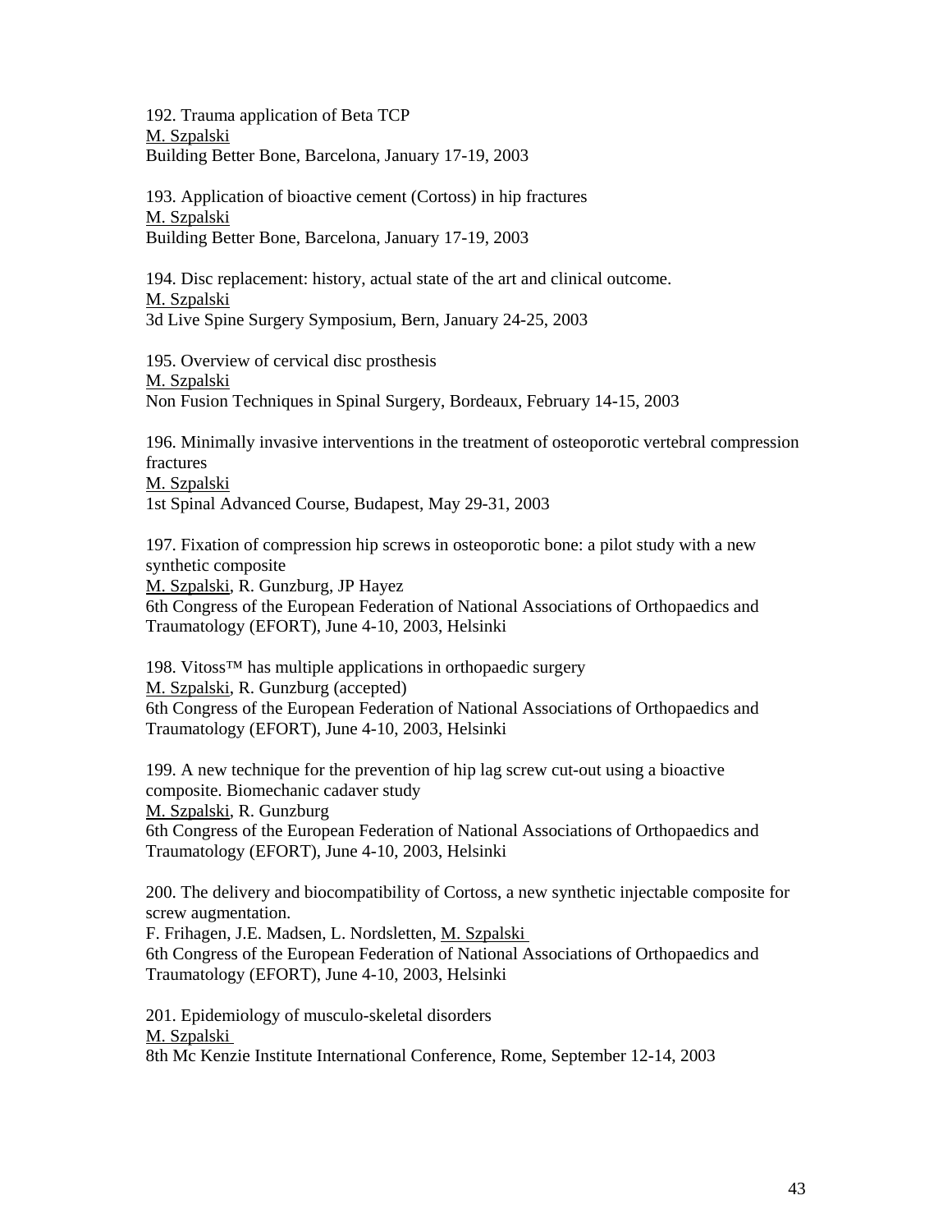192. Trauma application of Beta TCP
M. Szpalski
Building Better Bone, Barcelona, January 17-19, 2003

193. Application of bioactive cement (Cortoss) in hip fractures
M. Szpalski
Building Better Bone, Barcelona, January 17-19, 2003

194. Disc replacement: history, actual state of the art and clinical outcome.
M. Szpalski
3d Live Spine Surgery Symposium, Bern, January 24-25, 2003

195. Overview of cervical disc prosthesis
M. Szpalski
Non Fusion Techniques in Spinal Surgery, Bordeaux, February 14-15, 2003

196. Minimally invasive interventions in the treatment of osteoporotic vertebral compression fractures
M. Szpalski
1st Spinal Advanced Course, Budapest, May 29-31, 2003

197. Fixation of compression hip screws in osteoporotic bone: a pilot study with a new synthetic composite
M. Szpalski, R. Gunzburg, JP Hayez
6th Congress of the European Federation of National Associations of Orthopaedics and Traumatology (EFORT), June 4-10, 2003, Helsinki

198. Vitoss™ has multiple applications in orthopaedic surgery
M. Szpalski, R. Gunzburg (accepted)
6th Congress of the European Federation of National Associations of Orthopaedics and Traumatology (EFORT), June 4-10, 2003, Helsinki

199. A new technique for the prevention of hip lag screw cut-out using a bioactive composite. Biomechanic cadaver study
M. Szpalski, R. Gunzburg
6th Congress of the European Federation of National Associations of Orthopaedics and Traumatology (EFORT), June 4-10, 2003, Helsinki

200. The delivery and biocompatibility of Cortoss, a new synthetic injectable composite for screw augmentation.
F. Frihagen, J.E. Madsen, L. Nordsletten, M. Szpalski
6th Congress of the European Federation of National Associations of Orthopaedics and Traumatology (EFORT), June 4-10, 2003, Helsinki

201. Epidemiology of musculo-skeletal disorders
M. Szpalski
8th Mc Kenzie Institute International Conference, Rome, September 12-14, 2003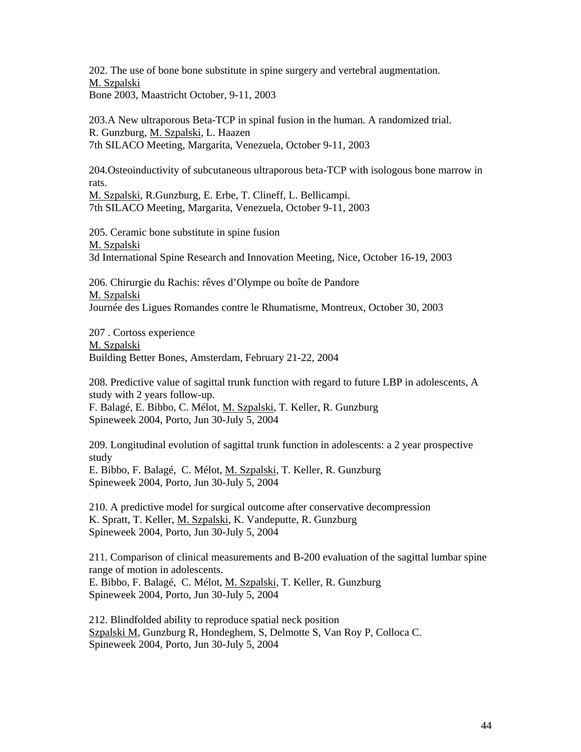202. The use of bone bone substitute in spine surgery and vertebral augmentation.
<u>M. Szpalski</u>
Bone 2003, Maastricht October, 9-11, 2003

203.A New ultraporous Beta-TCP in spinal fusion in the human. A randomized trial.
R. Gunzburg, <u>M. Szpalski</u>, L. Haazen
7th SILACO Meeting, Margarita, Venezuela, October 9-11, 2003

204.Osteoinductivity of subcutaneous ultraporous beta-TCP with isologous bone marrow in rats.
<u>M. Szpalski</u>, R.Gunzburg, E. Erbe, T. Clineff, L. Bellicampi.
7th SILACO Meeting, Margarita, Venezuela, October 9-11, 2003

205. Ceramic bone substitute in spine fusion
<u>M. Szpalski</u>
3d International Spine Research and Innovation Meeting, Nice, October 16-19, 2003

206. Chirurgie du Rachis: rêves d'Olympe ou boîte de Pandore
<u>M. Szpalski</u>
Journée des Ligues Romandes contre le Rhumatisme, Montreux, October 30, 2003

207 . Cortoss experience
<u>M. Szpalski</u>
Building Better Bones, Amsterdam, February 21-22, 2004

208. Predictive value of sagittal trunk function with regard to future LBP in adolescents, A study with 2 years follow-up.
F. Balagé, E. Bibbo, C. Mélot, <u>M. Szpalski</u>, T. Keller, R. Gunzburg
Spineweek 2004, Porto, Jun 30-July 5, 2004

209. Longitudinal evolution of sagittal trunk function in adolescents: a 2 year prospective study
E. Bibbo, F. Balagé, C. Mélot, <u>M. Szpalski</u>, T. Keller, R. Gunzburg
Spineweek 2004, Porto, Jun 30-July 5, 2004

210. A predictive model for surgical outcome after conservative decompression
K. Spratt, T. Keller, <u>M. Szpalski</u>, K. Vandeputte, R. Gunzburg
Spineweek 2004, Porto, Jun 30-July 5, 2004

211. Comparison of clinical measurements and B-200 evaluation of the sagittal lumbar spine range of motion in adolescents.
E. Bibbo, F. Balagé, C. Mélot, <u>M. Szpalski</u>, T. Keller, R. Gunzburg
Spineweek 2004, Porto, Jun 30-July 5, 2004

212. Blindfolded ability to reproduce spatial neck position
<u>Szpalski M</u>, Gunzburg R, Hondeghem, S, Delmotte S, Van Roy P, Colloca C.
Spineweek 2004, Porto, Jun 30-July 5, 2004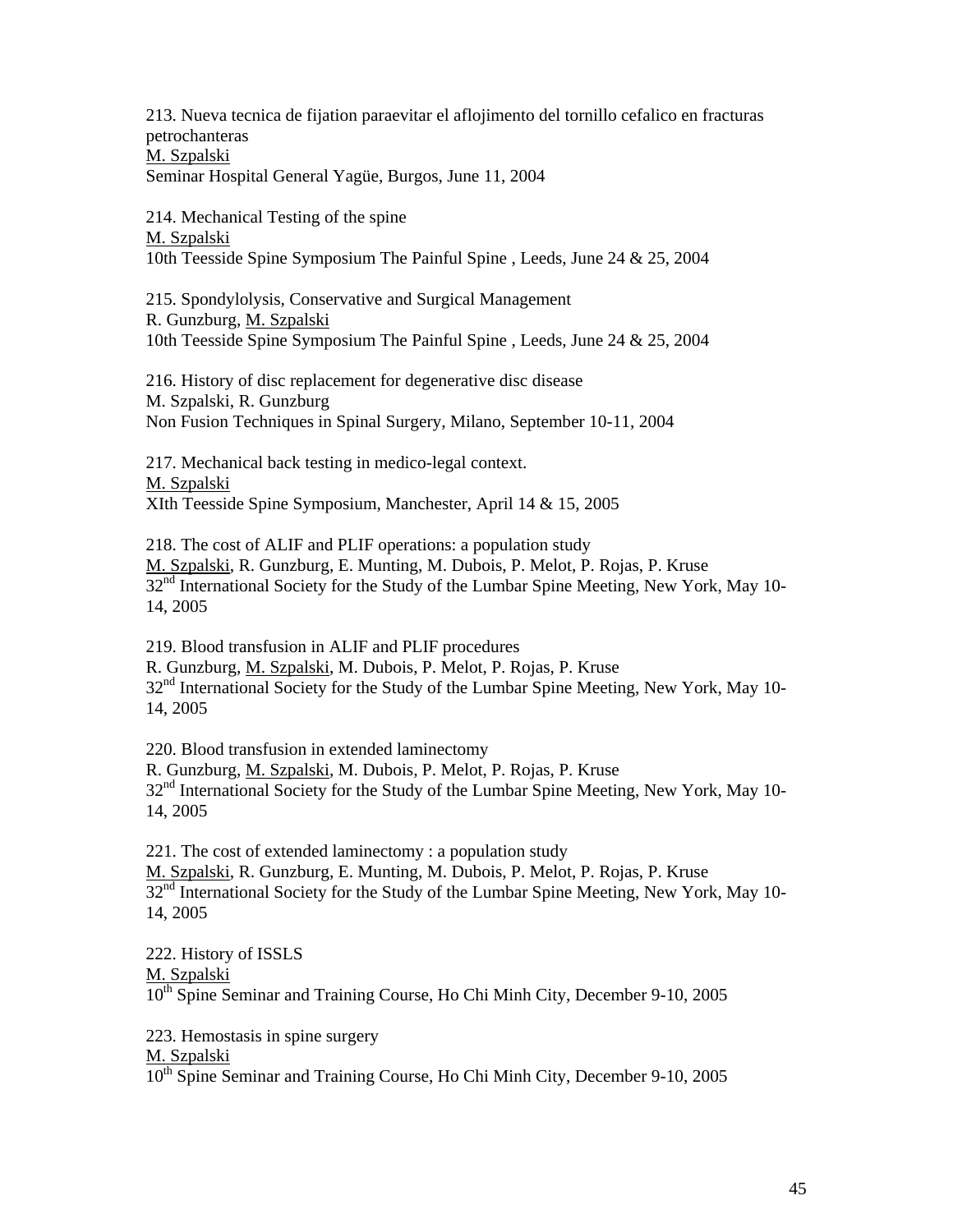213. Nueva tecnica de fijation paraevitar el aflojimento del tornillo cefalico en fracturas petrochanteras
M. Szpalski
Seminar Hospital General Yagüe, Burgos, June 11, 2004

214. Mechanical Testing of the spine
M. Szpalski
10th Teesside Spine Symposium The Painful Spine , Leeds, June 24 & 25, 2004

215. Spondylolysis, Conservative and Surgical Management
R. Gunzburg, M. Szpalski
10th Teesside Spine Symposium The Painful Spine , Leeds, June 24 & 25, 2004

216. History of disc replacement for degenerative disc disease
M. Szpalski, R. Gunzburg
Non Fusion Techniques in Spinal Surgery, Milano, September 10-11, 2004

217. Mechanical back testing in medico-legal context.
M. Szpalski
XIth Teesside Spine Symposium, Manchester, April 14 & 15, 2005

218. The cost of ALIF and PLIF operations: a population study
M. Szpalski, R. Gunzburg, E. Munting, M. Dubois, P. Melot, P. Rojas, P. Kruse
32nd International Society for the Study of the Lumbar Spine Meeting, New York, May 10-14, 2005

219. Blood transfusion in ALIF and PLIF procedures
R. Gunzburg, M. Szpalski, M. Dubois, P. Melot, P. Rojas, P. Kruse
32nd International Society for the Study of the Lumbar Spine Meeting, New York, May 10-14, 2005

220. Blood transfusion in extended laminectomy
R. Gunzburg, M. Szpalski, M. Dubois, P. Melot, P. Rojas, P. Kruse
32nd International Society for the Study of the Lumbar Spine Meeting, New York, May 10-14, 2005

221. The cost of extended laminectomy : a population study
M. Szpalski, R. Gunzburg, E. Munting, M. Dubois, P. Melot, P. Rojas, P. Kruse
32nd International Society for the Study of the Lumbar Spine Meeting, New York, May 10-14, 2005

222. History of ISSLS
M. Szpalski
10th Spine Seminar and Training Course, Ho Chi Minh City, December 9-10, 2005

223. Hemostasis in spine surgery
M. Szpalski
10th Spine Seminar and Training Course, Ho Chi Minh City, December 9-10, 2005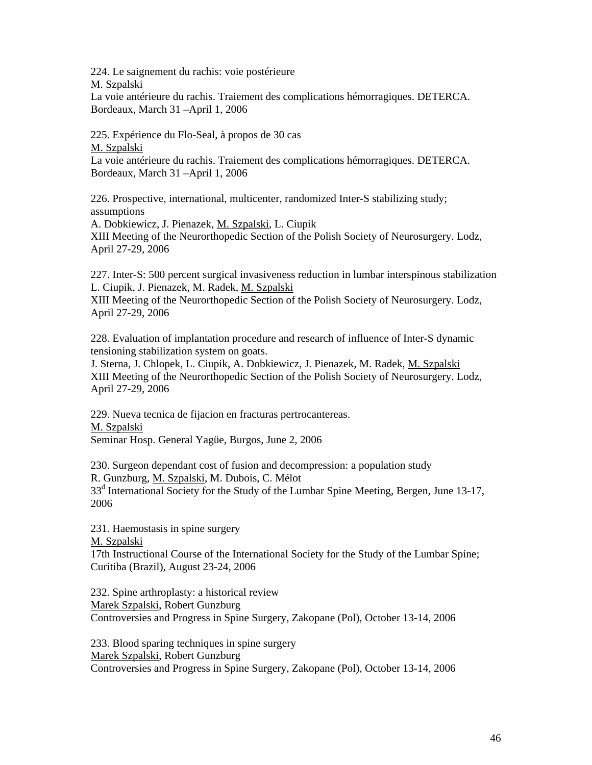224. Le saignement du rachis: voie postérieure
M. Szpalski
La voie antérieure du rachis. Traiement des complications hémorragiques. DETERCA. Bordeaux, March 31 –April 1, 2006

225. Expérience du Flo-Seal, à propos de 30 cas
M. Szpalski
La voie antérieure du rachis. Traiement des complications hémorragiques. DETERCA. Bordeaux, March 31 –April 1, 2006

226. Prospective, international, multicenter, randomized Inter-S stabilizing study; assumptions
A. Dobkiewicz, J. Pienazek, M. Szpalski, L. Ciupik
XIII Meeting of the Neurorthopedic Section of the Polish Society of Neurosurgery. Lodz, April 27-29, 2006

227. Inter-S: 500 percent surgical invasiveness reduction in lumbar interspinous stabilization
L. Ciupik, J. Pienazek, M. Radek, M. Szpalski
XIII Meeting of the Neurorthopedic Section of the Polish Society of Neurosurgery. Lodz, April 27-29, 2006

228. Evaluation of implantation procedure and research of influence of Inter-S dynamic tensioning stabilization system on goats.
J. Sterna, J. Chlopek, L. Ciupik, A. Dobkiewicz, J. Pienazek, M. Radek, M. Szpalski
XIII Meeting of the Neurorthopedic Section of the Polish Society of Neurosurgery. Lodz, April 27-29, 2006

229. Nueva tecnica de fijacion en fracturas pertrocantereas.
M. Szpalski
Seminar Hosp. General Yagüe, Burgos, June 2, 2006

230. Surgeon dependant cost of fusion and decompression: a population study
R. Gunzburg, M. Szpalski, M. Dubois, C. Mélot
33[d] International Society for the Study of the Lumbar Spine Meeting, Bergen, June 13-17, 2006

231. Haemostasis in spine surgery
M. Szpalski
17th Instructional Course of the International Society for the Study of the Lumbar Spine; Curitiba (Brazil), August 23-24, 2006

232. Spine arthroplasty: a historical review
Marek Szpalski, Robert Gunzburg
Controversies and Progress in Spine Surgery, Zakopane (Pol), October 13-14, 2006

233. Blood sparing techniques in spine surgery
Marek Szpalski, Robert Gunzburg
Controversies and Progress in Spine Surgery, Zakopane (Pol), October 13-14, 2006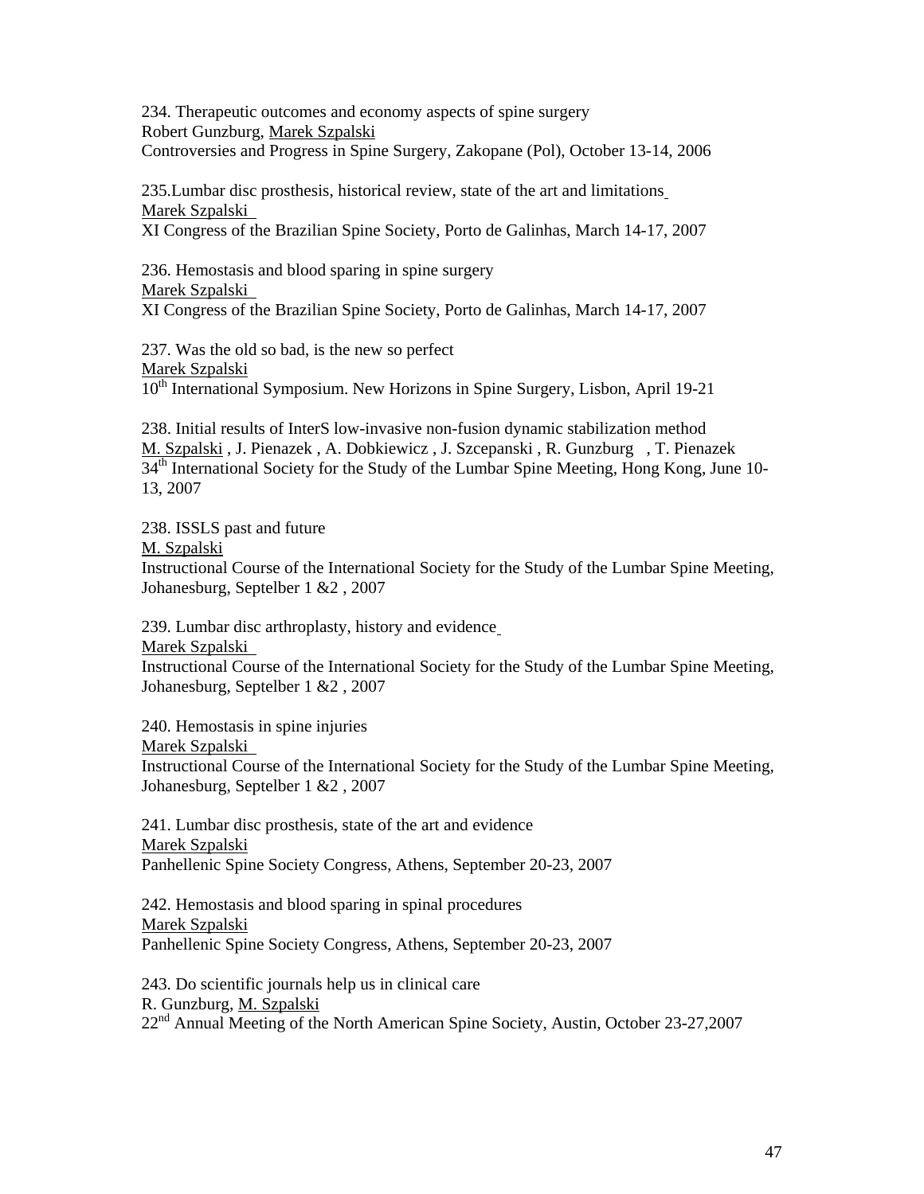234. Therapeutic outcomes and economy aspects of spine surgery
Robert Gunzburg, <u>Marek Szpalski</u>
Controversies and Progress in Spine Surgery, Zakopane (Pol), October 13-14, 2006

235.Lumbar disc prosthesis, historical review, state of the art and limitations
<u>Marek Szpalski</u>
XI Congress of the Brazilian Spine Society, Porto de Galinhas, March 14-17, 2007

236. Hemostasis and blood sparing in spine surgery
<u>Marek Szpalski</u>
XI Congress of the Brazilian Spine Society, Porto de Galinhas, March 14-17, 2007

237. Was the old so bad, is the new so perfect
<u>Marek Szpalski</u>
10th International Symposium. New Horizons in Spine Surgery, Lisbon, April 19-21

238. Initial results of InterS low-invasive non-fusion dynamic stabilization method
<u>M. Szpalski</u> , J. Pienazek , A. Dobkiewicz , J. Szcepanski , R. Gunzburg , T. Pienazek
34th International Society for the Study of the Lumbar Spine Meeting, Hong Kong, June 10-13, 2007

238. ISSLS past and future
<u>M. Szpalski</u>
Instructional Course of the International Society for the Study of the Lumbar Spine Meeting, Johanesburg, Septelber 1 &2 , 2007

239. Lumbar disc arthroplasty, history and evidence
<u>Marek Szpalski</u>
Instructional Course of the International Society for the Study of the Lumbar Spine Meeting, Johanesburg, Septelber 1 &2 , 2007

240. Hemostasis in spine injuries
<u>Marek Szpalski</u>
Instructional Course of the International Society for the Study of the Lumbar Spine Meeting, Johanesburg, Septelber 1 &2 , 2007

241. Lumbar disc prosthesis, state of the art and evidence
<u>Marek Szpalski</u>
Panhellenic Spine Society Congress, Athens, September 20-23, 2007

242. Hemostasis and blood sparing in spinal procedures
<u>Marek Szpalski</u>
Panhellenic Spine Society Congress, Athens, September 20-23, 2007

243. Do scientific journals help us in clinical care
R. Gunzburg, <u>M. Szpalski</u>
22nd Annual Meeting of the North American Spine Society, Austin, October 23-27,2007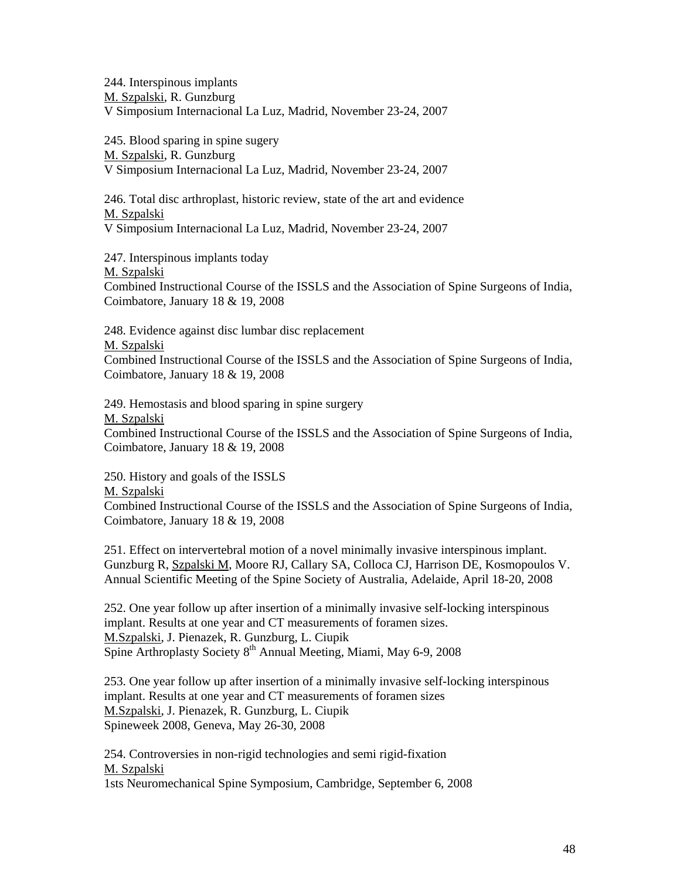244. Interspinous implants
<u>M. Szpalski</u>, R. Gunzburg
V Simposium Internacional La Luz, Madrid, November 23-24, 2007

245. Blood sparing in spine sugery
<u>M. Szpalski</u>, R. Gunzburg
V Simposium Internacional La Luz, Madrid, November 23-24, 2007

246. Total disc arthroplast, historic review, state of the art and evidence
<u>M. Szpalski</u>
V Simposium Internacional La Luz, Madrid, November 23-24, 2007

247. Interspinous implants today
<u>M. Szpalski</u>
Combined Instructional Course of the ISSLS and the Association of Spine Surgeons of India, Coimbatore, January 18 & 19, 2008

248. Evidence against disc lumbar disc replacement
<u>M. Szpalski</u>
Combined Instructional Course of the ISSLS and the Association of Spine Surgeons of India, Coimbatore, January 18 & 19, 2008

249. Hemostasis and blood sparing in spine surgery
<u>M. Szpalski</u>
Combined Instructional Course of the ISSLS and the Association of Spine Surgeons of India, Coimbatore, January 18 & 19, 2008

250. History and goals of the ISSLS
<u>M. Szpalski</u>
Combined Instructional Course of the ISSLS and the Association of Spine Surgeons of India, Coimbatore, January 18 & 19, 2008

251. Effect on intervertebral motion of a novel minimally invasive interspinous implant.
Gunzburg R, <u>Szpalski M</u>, Moore RJ, Callary SA, Colloca CJ, Harrison DE, Kosmopoulos V.
Annual Scientific Meeting of the Spine Society of Australia, Adelaide, April 18-20, 2008

252. One year follow up after insertion of a minimally invasive self-locking interspinous implant. Results at one year and CT measurements of foramen sizes.
<u>M.Szpalski</u>, J. Pienazek, R. Gunzburg, L. Ciupik
Spine Arthroplasty Society 8th Annual Meeting, Miami, May 6-9, 2008

253. One year follow up after insertion of a minimally invasive self-locking interspinous implant. Results at one year and CT measurements of foramen sizes
<u>M.Szpalski</u>, J. Pienazek, R. Gunzburg, L. Ciupik
Spineweek 2008, Geneva, May 26-30, 2008

254. Controversies in non-rigid technologies and semi rigid-fixation
<u>M. Szpalski</u>
1sts Neuromechanical Spine Symposium, Cambridge, September 6, 2008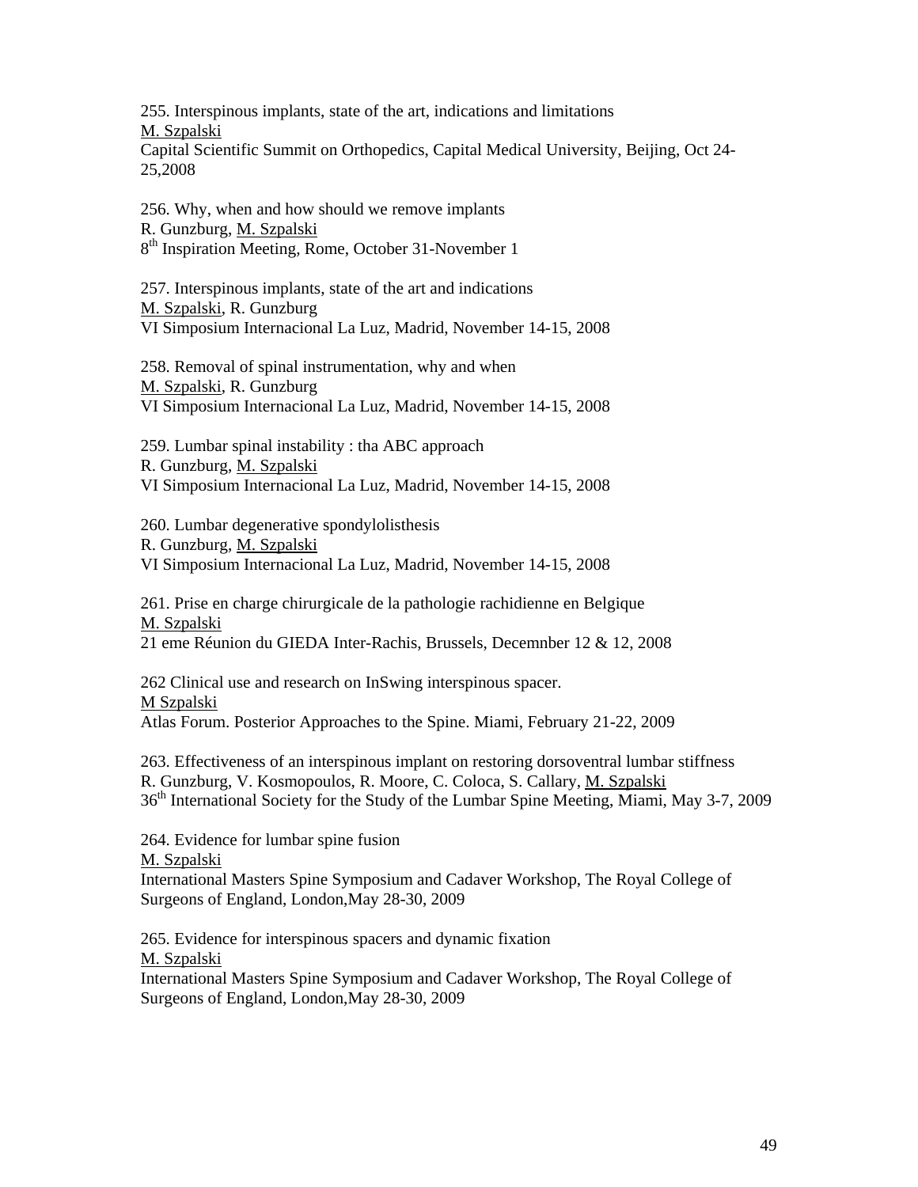255. Interspinous implants, state of the art, indications and limitations
M. Szpalski
Capital Scientific Summit on Orthopedics, Capital Medical University, Beijing, Oct 24-25,2008

256. Why, when and how should we remove implants
R. Gunzburg, M. Szpalski
8th Inspiration Meeting, Rome, October 31-November 1

257. Interspinous implants, state of the art and indications
M. Szpalski, R. Gunzburg
VI Simposium Internacional La Luz, Madrid, November 14-15, 2008

258. Removal of spinal instrumentation, why and when
M. Szpalski, R. Gunzburg
VI Simposium Internacional La Luz, Madrid, November 14-15, 2008

259. Lumbar spinal instability : tha ABC approach
R. Gunzburg, M. Szpalski
VI Simposium Internacional La Luz, Madrid, November 14-15, 2008

260. Lumbar degenerative spondylolisthesis
R. Gunzburg, M. Szpalski
VI Simposium Internacional La Luz, Madrid, November 14-15, 2008

261. Prise en charge chirurgicale de la pathologie rachidienne en Belgique
M. Szpalski
21 eme Réunion du GIEDA Inter-Rachis, Brussels, Decemnber 12 & 12, 2008

262 Clinical use and research on InSwing interspinous spacer.
M Szpalski
Atlas Forum. Posterior Approaches to the Spine. Miami, February 21-22, 2009

263. Effectiveness of an interspinous implant on restoring dorsoventral lumbar stiffness
R. Gunzburg, V. Kosmopoulos, R. Moore, C. Coloca, S. Callary, M. Szpalski
36th International Society for the Study of the Lumbar Spine Meeting, Miami, May 3-7, 2009

264. Evidence for lumbar spine fusion
M. Szpalski
International Masters Spine Symposium and Cadaver Workshop, The Royal College of Surgeons of England, London,May 28-30, 2009

265. Evidence for interspinous spacers and dynamic fixation
M. Szpalski
International Masters Spine Symposium and Cadaver Workshop, The Royal College of Surgeons of England, London,May 28-30, 2009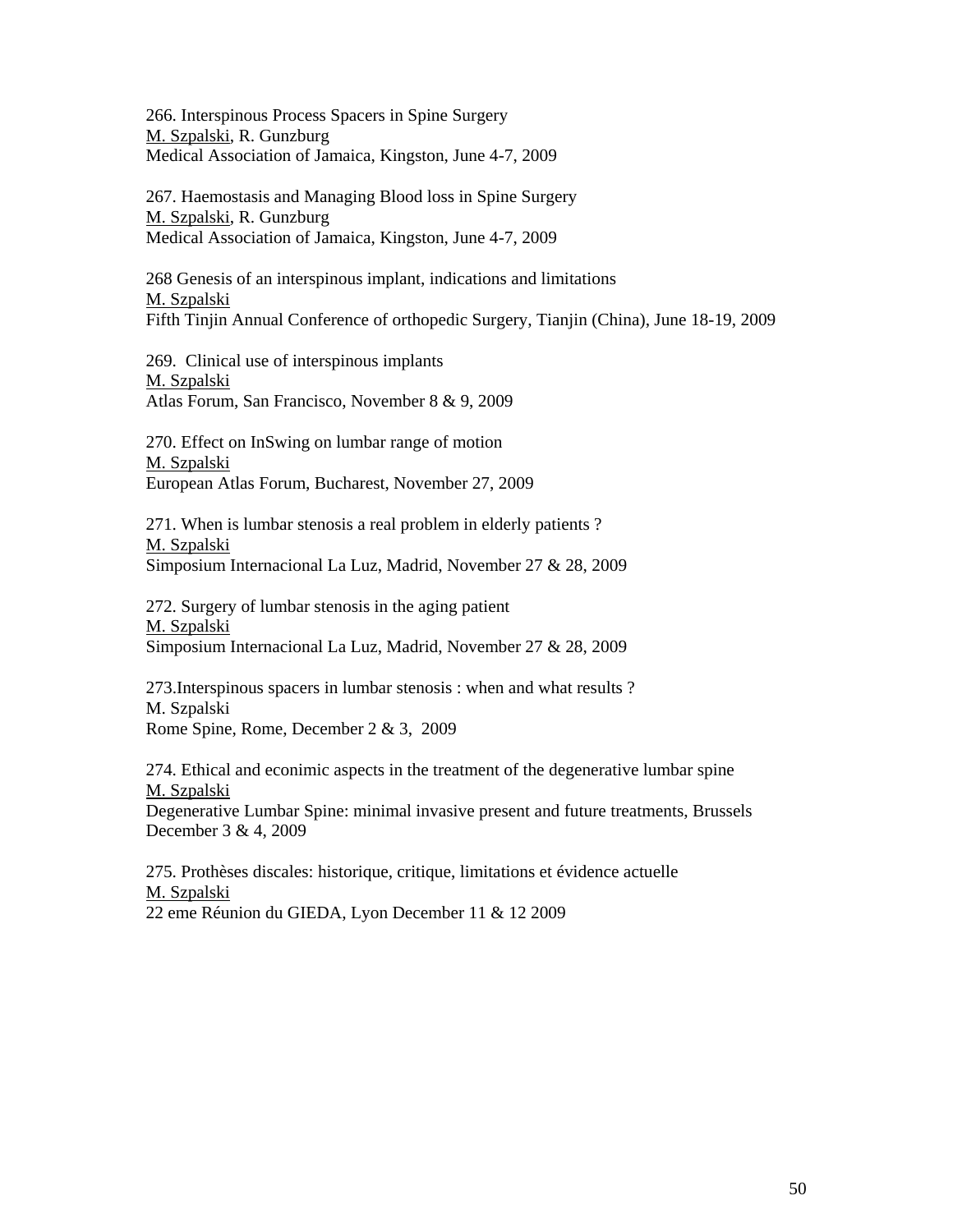266. Interspinous Process Spacers in Spine Surgery
M. Szpalski, R. Gunzburg
Medical Association of Jamaica, Kingston, June 4-7, 2009

267. Haemostasis and Managing Blood loss in Spine Surgery
M. Szpalski, R. Gunzburg
Medical Association of Jamaica, Kingston, June 4-7, 2009

268 Genesis of an interspinous implant, indications and limitations
M. Szpalski
Fifth Tinjin Annual Conference of orthopedic Surgery, Tianjin (China), June 18-19, 2009

269. Clinical use of interspinous implants
M. Szpalski
Atlas Forum, San Francisco, November 8 & 9, 2009

270. Effect on InSwing on lumbar range of motion
M. Szpalski
European Atlas Forum, Bucharest, November 27, 2009

271. When is lumbar stenosis a real problem in elderly patients ?
M. Szpalski
Simposium Internacional La Luz, Madrid, November 27 & 28, 2009

272. Surgery of lumbar stenosis in the aging patient
M. Szpalski
Simposium Internacional La Luz, Madrid, November 27 & 28, 2009

273.Interspinous spacers in lumbar stenosis : when and what results ?
M. Szpalski
Rome Spine, Rome, December 2 & 3, 2009

274. Ethical and econimic aspects in the treatment of the degenerative lumbar spine
M. Szpalski
Degenerative Lumbar Spine: minimal invasive present and future treatments, Brussels December 3 & 4, 2009

275. Prothèses discales: historique, critique, limitations et évidence actuelle
M. Szpalski
22 eme Réunion du GIEDA, Lyon December 11 & 12 2009